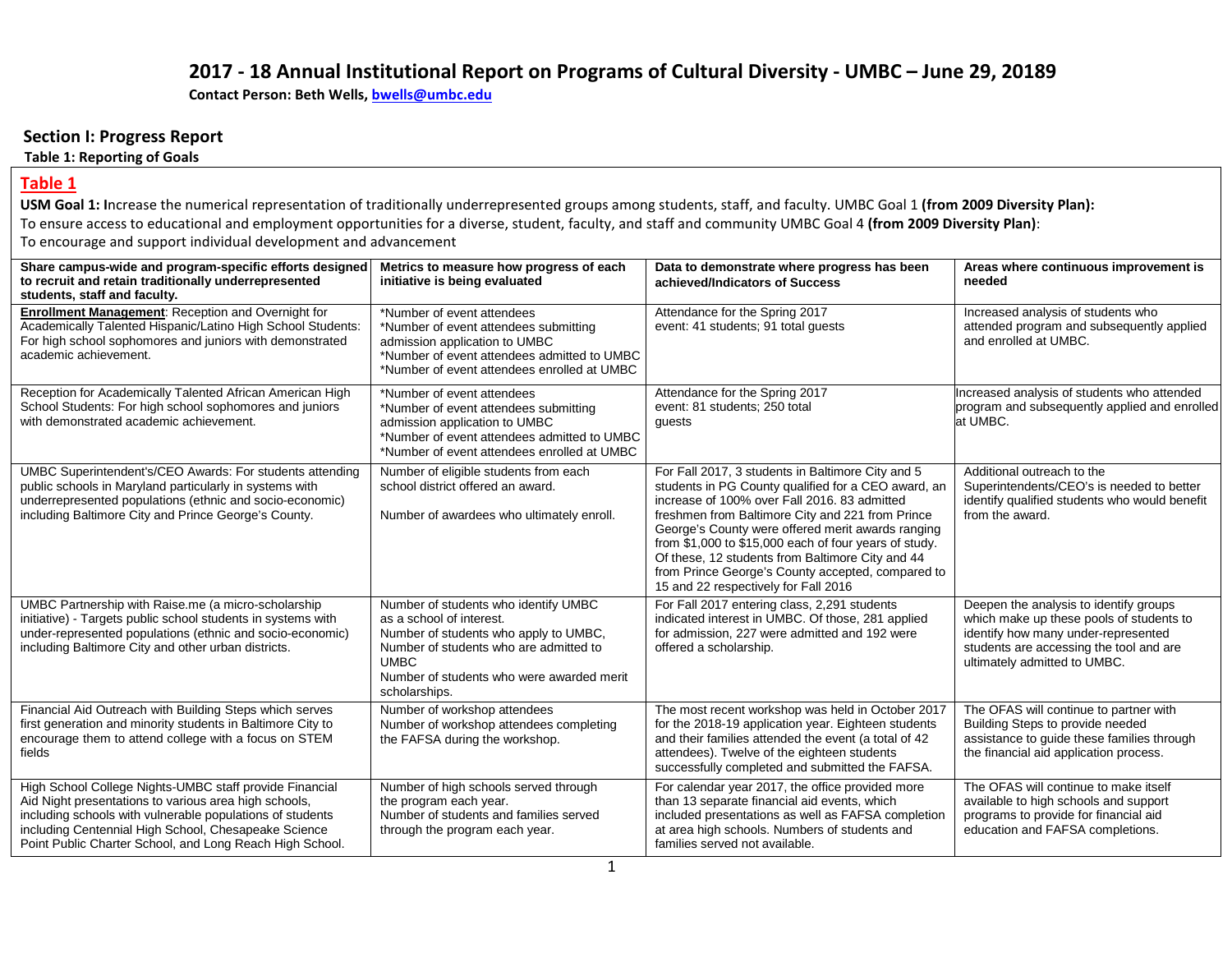# 2017 - 18 Annual Institutional Report on Programs of Cultural Diversity - UMBC – June 29, 20189

**Contact Person: Beth Wells, bwells@umbc.edu**

## Section I: Progress Report

**Table 1: Reporting of Goals**

### Table 1

**USM Goal 1: I**ncrease the numerical representation of traditionally underrepresented groups among students, staff, and faculty. UMBC Goal 1 **(from 2009 Diversity Plan):** To ensure access to educational and employment opportunities for a diverse, student, faculty, and staff and community UMBC Goal 4 **(from 2009 Diversity Plan)**: To encourage and support individual development and advancement

| Share campus-wide and program-specific efforts designed to recruit and retain traditionally underrepresented students, staff and faculty. | Metrics to measure how progress of each initiative is being evaluated | Data to demonstrate where progress has been achieved/Indicators of Success | Areas where continuous improvement is needed |
|---|---|---|---|
| **Enrollment Management**: Reception and Overnight for Academically Talented Hispanic/Latino High School Students: For high school sophomores and juniors with demonstrated academic achievement. | *Number of event attendees<br>*Number of event attendees submitting admission application to UMBC<br>*Number of event attendees admitted to UMBC<br>*Number of event attendees enrolled at UMBC | Attendance for the Spring 2017 event: 41 students; 91 total guests | Increased analysis of students who attended program and subsequently applied and enrolled at UMBC. |
| Reception for Academically Talented African American High School Students: For high school sophomores and juniors with demonstrated academic achievement. | *Number of event attendees<br>*Number of event attendees submitting admission application to UMBC<br>*Number of event attendees admitted to UMBC<br>*Number of event attendees enrolled at UMBC | Attendance for the Spring 2017 event: 81 students; 250 total guests | Increased analysis of students who attended program and subsequently applied and enrolled at UMBC. |
| UMBC Superintendent's/CEO Awards: For students attending public schools in Maryland particularly in systems with underrepresented populations (ethnic and socio-economic) including Baltimore City and Prince George's County. | Number of eligible students from each school district offered an award.<br><br>Number of awardees who ultimately enroll. | For Fall 2017, 3 students in Baltimore City and 5 students in PG County qualified for a CEO award, an increase of 100% over Fall 2016. 83 admitted freshmen from Baltimore City and 221 from Prince George's County were offered merit awards ranging from $1,000 to $15,000 each of four years of study. Of these, 12 students from Baltimore City and 44 from Prince George's County accepted, compared to 15 and 22 respectively for Fall 2016 | Additional outreach to the Superintendents/CEO's is needed to better identify qualified students who would benefit from the award. |
| UMBC Partnership with Raise.me (a micro-scholarship initiative) - Targets public school students in systems with under-represented populations (ethnic and socio-economic) including Baltimore City and other urban districts. | Number of students who identify UMBC as a school of interest.<br>Number of students who apply to UMBC,<br>Number of students who are admitted to UMBC<br>Number of students who were awarded merit scholarships. | For Fall 2017 entering class, 2,291 students indicated interest in UMBC. Of those, 281 applied for admission, 227 were admitted and 192 were offered a scholarship. | Deepen the analysis to identify groups which make up these pools of students to identify how many under-represented students are accessing the tool and are ultimately admitted to UMBC. |
| Financial Aid Outreach with Building Steps which serves first generation and minority students in Baltimore City to encourage them to attend college with a focus on STEM fields | Number of workshop attendees<br>Number of workshop attendees completing the FAFSA during the workshop. | The most recent workshop was held in October 2017 for the 2018-19 application year. Eighteen students and their families attended the event (a total of 42 attendees). Twelve of the eighteen students successfully completed and submitted the FAFSA. | The OFAS will continue to partner with Building Steps to provide needed assistance to guide these families through the financial aid application process. |
| High School College Nights-UMBC staff provide Financial Aid Night presentations to various area high schools, including schools with vulnerable populations of students including Centennial High School, Chesapeake Science Point Public Charter School, and Long Reach High School. | Number of high schools served through the program each year.<br>Number of students and families served through the program each year. | For calendar year 2017, the office provided more than 13 separate financial aid events, which included presentations as well as FAFSA completion at area high schools. Numbers of students and families served not available. | The OFAS will continue to make itself available to high schools and support programs to provide for financial aid education and FAFSA completions. |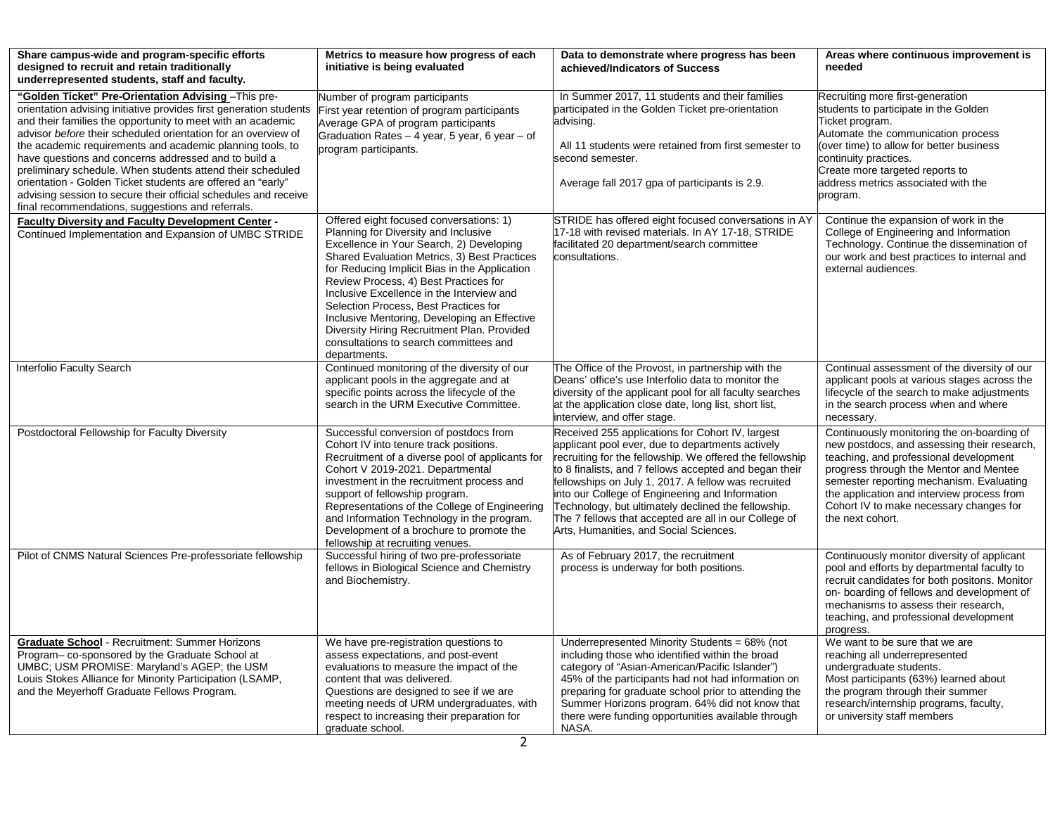| Share campus-wide and program-specific efforts designed to recruit and retain traditionally underrepresented students, staff and faculty. | Metrics to measure how progress of each initiative is being evaluated | Data to demonstrate where progress has been achieved/Indicators of Success | Areas where continuous improvement is needed |
|---|---|---|---|
| **"Golden Ticket" Pre-Orientation Advising** –This pre-orientation advising initiative provides first generation students and their families the opportunity to meet with an academic advisor *before* their scheduled orientation for an overview of the academic requirements and academic planning tools, to have questions and concerns addressed and to build a preliminary schedule. When students attend their scheduled orientation - Golden Ticket students are offered an "early" advising session to secure their official schedules and receive final recommendations, suggestions and referrals. | Number of program participants<br>First year retention of program participants<br>Average GPA of program participants<br>Graduation Rates – 4 year, 5 year, 6 year – of program participants. | In Summer 2017, 11 students and their families participated in the Golden Ticket pre-orientation advising.<br><br>All 11 students were retained from first semester to second semester.<br><br>Average fall 2017 gpa of participants is 2.9. | Recruiting more first-generation students to participate in the Golden Ticket program.<br>Automate the communication process (over time) to allow for better business continuity practices.<br>Create more targeted reports to address metrics associated with the program. |
| **Faculty Diversity and Faculty Development Center** - Continued Implementation and Expansion of UMBC STRIDE | Offered eight focused conversations: 1) Planning for Diversity and Inclusive Excellence in Your Search, 2) Developing Shared Evaluation Metrics, 3) Best Practices for Reducing Implicit Bias in the Application Review Process, 4) Best Practices for Inclusive Excellence in the Interview and Selection Process, Best Practices for Inclusive Mentoring, Developing an Effective Diversity Hiring Recruitment Plan. Provided consultations to search committees and departments. | STRIDE has offered eight focused conversations in AY 17-18 with revised materials. In AY 17-18, STRIDE facilitated 20 department/search committee consultations. | Continue the expansion of work in the College of Engineering and Information Technology. Continue the dissemination of our work and best practices to internal and external audiences. |
| Interfolio Faculty Search | Continued monitoring of the diversity of our applicant pools in the aggregate and at specific points across the lifecycle of the search in the URM Executive Committee. | The Office of the Provost, in partnership with the Deans' office's use Interfolio data to monitor the diversity of the applicant pool for all faculty searches at the application close date, long list, short list, interview, and offer stage. | Continual assessment of the diversity of our applicant pools at various stages across the lifecycle of the search to make adjustments in the search process when and where necessary. |
| Postdoctoral Fellowship for Faculty Diversity | Successful conversion of postdocs from Cohort IV into tenure track positions. Recruitment of a diverse pool of applicants for Cohort V 2019-2021. Departmental investment in the recruitment process and support of fellowship program. Representations of the College of Engineering and Information Technology in the program. Development of a brochure to promote the fellowship at recruiting venues. | Received 255 applications for Cohort IV, largest applicant pool ever, due to departments actively recruiting for the fellowship. We offered the fellowship to 8 finalists, and 7 fellows accepted and began their fellowships on July 1, 2017. A fellow was recruited into our College of Engineering and Information Technology, but ultimately declined the fellowship. The 7 fellows that accepted are all in our College of Arts, Humanities, and Social Sciences. | Continuously monitoring the on-boarding of new postdocs, and assessing their research, teaching, and professional development progress through the Mentor and Mentee semester reporting mechanism. Evaluating the application and interview process from Cohort IV to make necessary changes for the next cohort. |
| Pilot of CNMS Natural Sciences Pre-professoriate fellowship | Successful hiring of two pre-professoriate fellows in Biological Science and Chemistry and Biochemistry. | As of February 2017, the recruitment process is underway for both positions. | Continuously monitor diversity of applicant pool and efforts by departmental faculty to recruit candidates for both positons. Monitor on- boarding of fellows and development of mechanisms to assess their research, teaching, and professional development progress. |
| **Graduate School** - Recruitment: Summer Horizons Program– co-sponsored by the Graduate School at UMBC; USM PROMISE: Maryland's AGEP; the USM Louis Stokes Alliance for Minority Participation (LSAMP, and the Meyerhoff Graduate Fellows Program. | We have pre-registration questions to assess expectations, and post-event evaluations to measure the impact of the content that was delivered.<br>Questions are designed to see if we are meeting needs of URM undergraduates, with respect to increasing their preparation for graduate school. | Underrepresented Minority Students = 68% (not including those who identified within the broad category of "Asian-American/Pacific Islander")<br>45% of the participants had not had information on preparing for graduate school prior to attending the Summer Horizons program. 64% did not know that there were funding opportunities available through NASA. | We want to be sure that we are reaching all underrepresented undergraduate students.<br>Most participants (63%) learned about the program through their summer research/internship programs, faculty, or university staff members |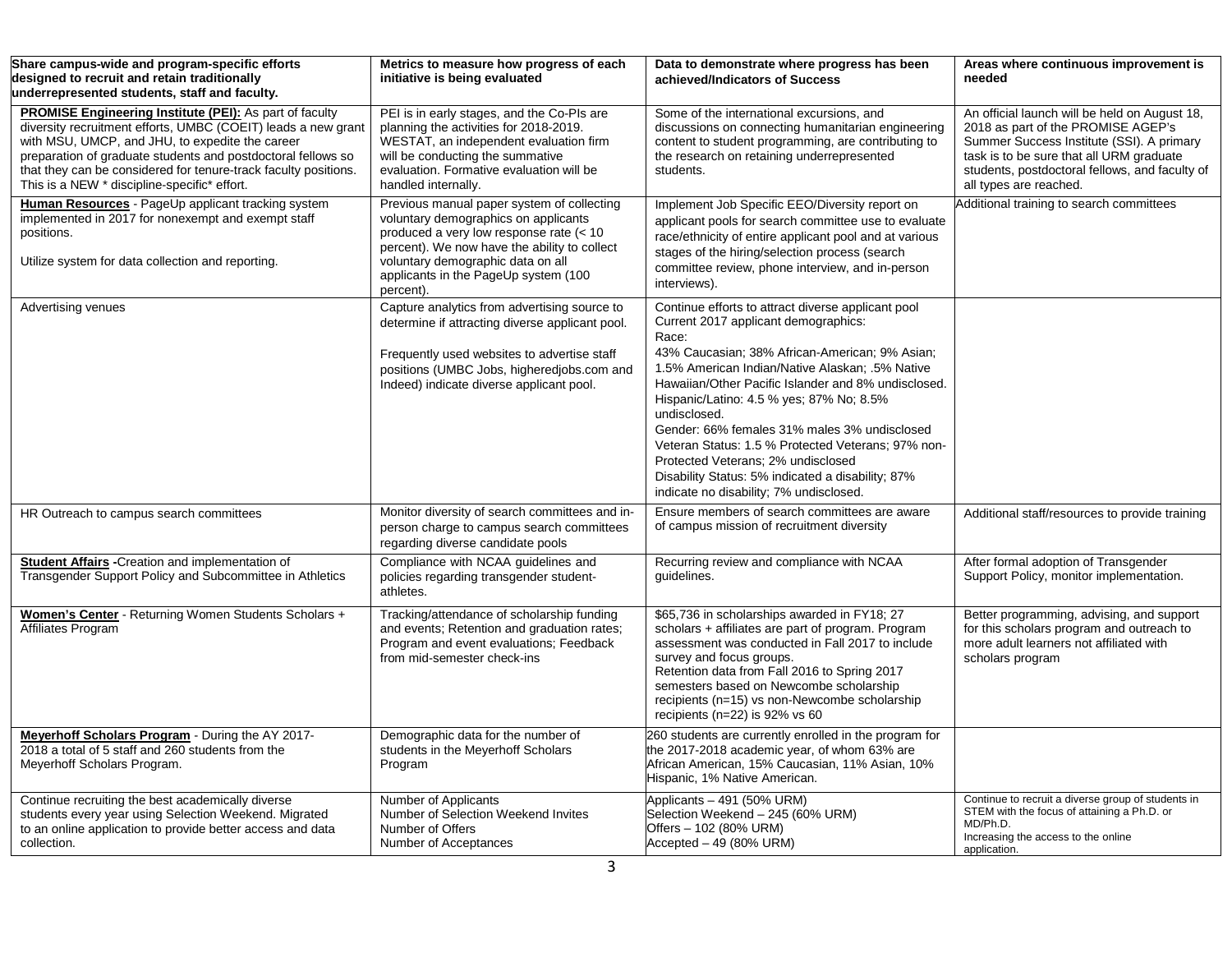| Share campus-wide and program-specific efforts designed to recruit and retain traditionally underrepresented students, staff and faculty. | Metrics to measure how progress of each initiative is being evaluated | Data to demonstrate where progress has been achieved/Indicators of Success | Areas where continuous improvement is needed |
|---|---|---|---|
| **PROMISE Engineering Institute (PEI):** As part of faculty diversity recruitment efforts, UMBC (COEIT) leads a new grant with MSU, UMCP, and JHU, to expedite the career preparation of graduate students and postdoctoral fellows so that they can be considered for tenure-track faculty positions. This is a NEW * discipline-specific* effort. | PEI is in early stages, and the Co-PIs are planning the activities for 2018-2019. WESTAT, an independent evaluation firm will be conducting the summative evaluation. Formative evaluation will be handled internally. | Some of the international excursions, and discussions on connecting humanitarian engineering content to student programming, are contributing to the research on retaining underrepresented students. | An official launch will be held on August 18, 2018 as part of the PROMISE AGEP's Summer Success Institute (SSI). A primary task is to be sure that all URM graduate students, postdoctoral fellows, and faculty of all types are reached. |
| **Human Resources** - PageUp applicant tracking system implemented in 2017 for nonexempt and exempt staff positions.<br><br>Utilize system for data collection and reporting. | Previous manual paper system of collecting voluntary demographics on applicants produced a very low response rate (< 10 percent). We now have the ability to collect voluntary demographic data on all applicants in the PageUp system (100 percent). | Implement Job Specific EEO/Diversity report on applicant pools for search committee use to evaluate race/ethnicity of entire applicant pool and at various stages of the hiring/selection process (search committee review, phone interview, and in-person interviews). | Additional training to search committees |
| Advertising venues | Capture analytics from advertising source to determine if attracting diverse applicant pool.<br><br>Frequently used websites to advertise staff positions (UMBC Jobs, higheredjobs.com and Indeed) indicate diverse applicant pool. | Continue efforts to attract diverse applicant pool<br>Current 2017 applicant demographics:<br>Race:<br>43% Caucasian; 38% African-American; 9% Asian; 1.5% American Indian/Native Alaskan; .5% Native Hawaiian/Other Pacific Islander and 8% undisclosed.<br>Hispanic/Latino: 4.5 % yes; 87% No; 8.5% undisclosed.<br>Gender: 66% females 31% males 3% undisclosed<br>Veteran Status: 1.5 % Protected Veterans; 97% non-Protected Veterans; 2% undisclosed<br>Disability Status: 5% indicated a disability; 87% indicate no disability; 7% undisclosed. | |
| HR Outreach to campus search committees | Monitor diversity of search committees and in-person charge to campus search committees regarding diverse candidate pools | Ensure members of search committees are aware of campus mission of recruitment diversity | Additional staff/resources to provide training |
| **Student Affairs** -Creation and implementation of Transgender Support Policy and Subcommittee in Athletics | Compliance with NCAA guidelines and policies regarding transgender student-athletes. | Recurring review and compliance with NCAA guidelines. | After formal adoption of Transgender Support Policy, monitor implementation. |
| **Women's Center** - Returning Women Students Scholars + Affiliates Program | Tracking/attendance of scholarship funding and events; Retention and graduation rates; Program and event evaluations; Feedback from mid-semester check-ins | $65,736 in scholarships awarded in FY18; 27 scholars + affiliates are part of program. Program assessment was conducted in Fall 2017 to include survey and focus groups.<br>Retention data from Fall 2016 to Spring 2017 semesters based on Newcombe scholarship recipients (n=15) vs non-Newcombe scholarship recipients (n=22) is 92% vs 60 | Better programming, advising, and support for this scholars program and outreach to more adult learners not affiliated with scholars program |
| **Meyerhoff Scholars Program** - During the AY 2017-2018 a total of 5 staff and 260 students from the Meyerhoff Scholars Program. | Demographic data for the number of students in the Meyerhoff Scholars Program | 260 students are currently enrolled in the program for the 2017-2018 academic year, of whom 63% are African American, 15% Caucasian, 11% Asian, 10% Hispanic, 1% Native American. | |
| Continue recruiting the best academically diverse students every year using Selection Weekend. Migrated to an online application to provide better access and data collection. | Number of Applicants<br>Number of Selection Weekend Invites<br>Number of Offers<br>Number of Acceptances | Applicants – 491 (50% URM)<br>Selection Weekend – 245 (60% URM)<br>Offers – 102 (80% URM)<br>Accepted – 49 (80% URM) | Continue to recruit a diverse group of students in STEM with the focus of attaining a Ph.D. or MD/Ph.D.<br>Increasing the access to the online application. |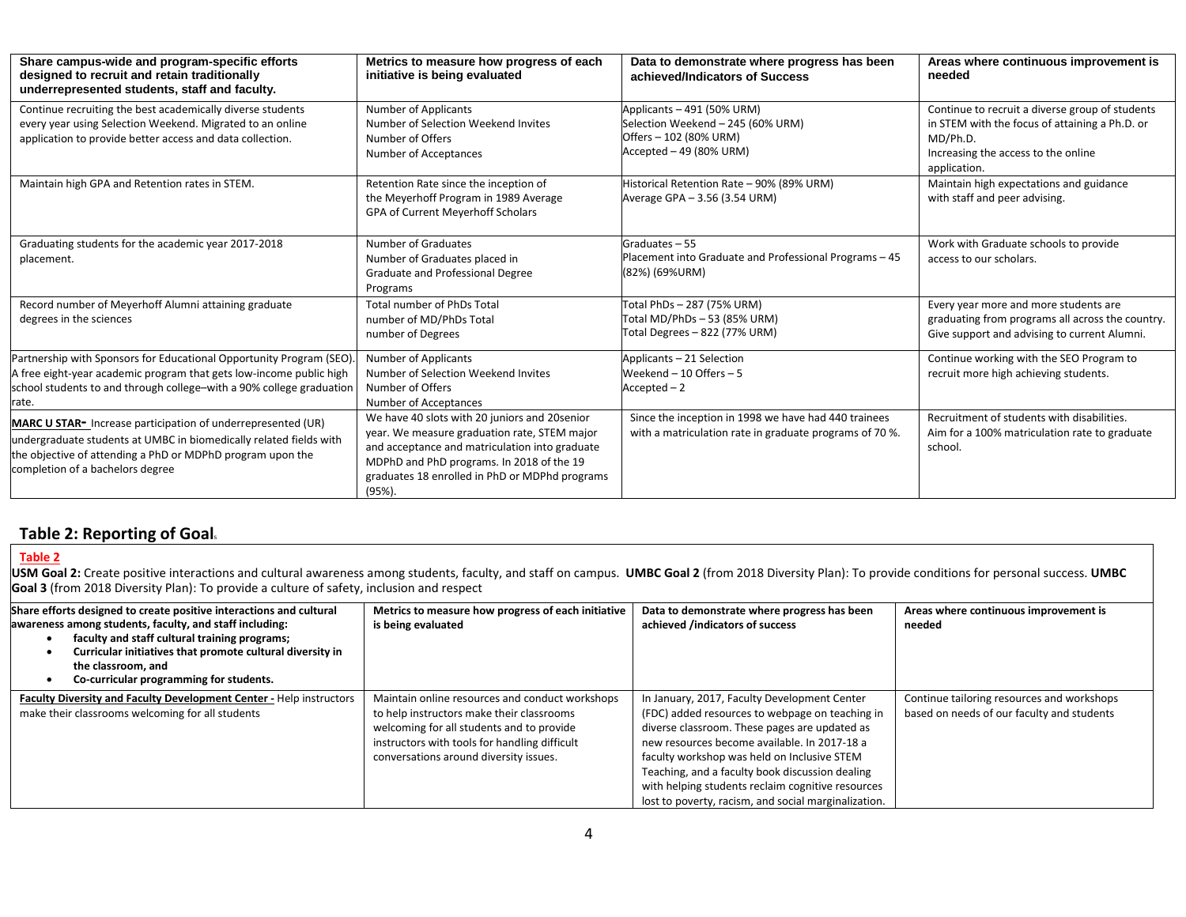| Share campus-wide and program-specific efforts designed to recruit and retain traditionally underrepresented students, staff and faculty. | Metrics to measure how progress of each initiative is being evaluated | Data to demonstrate where progress has been achieved/Indicators of Success | Areas where continuous improvement is needed |
|---|---|---|---|
| Continue recruiting the best academically diverse students every year using Selection Weekend. Migrated to an online application to provide better access and data collection. | Number of Applicants<br>Number of Selection Weekend Invites<br>Number of Offers<br>Number of Acceptances | Applicants – 491 (50% URM)<br>Selection Weekend – 245 (60% URM)<br>Offers – 102 (80% URM)<br>Accepted – 49 (80% URM) | Continue to recruit a diverse group of students in STEM with the focus of attaining a Ph.D. or MD/Ph.D.<br>Increasing the access to the online application. |
| Maintain high GPA and Retention rates in STEM. | Retention Rate since the inception of the Meyerhoff Program in 1989 Average GPA of Current Meyerhoff Scholars | Historical Retention Rate – 90% (89% URM)<br>Average GPA – 3.56 (3.54 URM) | Maintain high expectations and guidance with staff and peer advising. |
| Graduating students for the academic year 2017-2018 placement. | Number of Graduates<br>Number of Graduates placed in Graduate and Professional Degree Programs | Graduates – 55<br>Placement into Graduate and Professional Programs – 45 (82%) (69%URM) | Work with Graduate schools to provide access to our scholars. |
| Record number of Meyerhoff Alumni attaining graduate degrees in the sciences | Total number of PhDs Total number of MD/PhDs Total number of Degrees | Total PhDs – 287 (75% URM)<br>Total MD/PhDs – 53 (85% URM)<br>Total Degrees – 822 (77% URM) | Every year more and more students are graduating from programs all across the country. Give support and advising to current Alumni. |
| Partnership with Sponsors for Educational Opportunity Program (SEO). A free eight-year academic program that gets low-income public high school students to and through college–with a 90% college graduation rate. | Number of Applicants<br>Number of Selection Weekend Invites<br>Number of Offers<br>Number of Acceptances | Applicants – 21 Selection Weekend – 10 Offers – 5<br>Accepted – 2 | Continue working with the SEO Program to recruit more high achieving students. |
| **MARC U STAR-** Increase participation of underrepresented (UR) undergraduate students at UMBC in biomedically related fields with the objective of attending a PhD or MDPhD program upon the completion of a bachelors degree | We have 40 slots with 20 juniors and 20senior year. We measure graduation rate, STEM major and acceptance and matriculation into graduate MDPhD and PhD programs. In 2018 of the 19 graduates 18 enrolled in PhD or MDPhd programs (95%). | Since the inception in 1998 we have had 440 trainees with a matriculation rate in graduate programs of 70 %. | Recruitment of students with disabilities.<br>Aim for a 100% matriculation rate to graduate school. |

## Table 2: Reporting of Goals

**Table 2**

**USM Goal 2:** Create positive interactions and cultural awareness among students, faculty, and staff on campus. **UMBC Goal 2** (from 2018 Diversity Plan): To provide conditions for personal success. **UMBC Goal 3** (from 2018 Diversity Plan): To provide a culture of safety, inclusion and respect

| Share efforts designed to create positive interactions and cultural awareness among students, faculty, and staff including: • faculty and staff cultural training programs; • Curricular initiatives that promote cultural diversity in the classroom, and • Co-curricular programming for students. | Metrics to measure how progress of each initiative is being evaluated | Data to demonstrate where progress has been achieved /indicators of success | Areas where continuous improvement is needed |
|---|---|---|---|
| **Faculty Diversity and Faculty Development Center -** Help instructors make their classrooms welcoming for all students | Maintain online resources and conduct workshops to help instructors make their classrooms welcoming for all students and to provide instructors with tools for handling difficult conversations around diversity issues. | In January, 2017, Faculty Development Center (FDC) added resources to webpage on teaching in diverse classroom. These pages are updated as new resources become available. In 2017-18 a faculty workshop was held on Inclusive STEM Teaching, and a faculty book discussion dealing with helping students reclaim cognitive resources lost to poverty, racism, and social marginalization. | Continue tailoring resources and workshops based on needs of our faculty and students |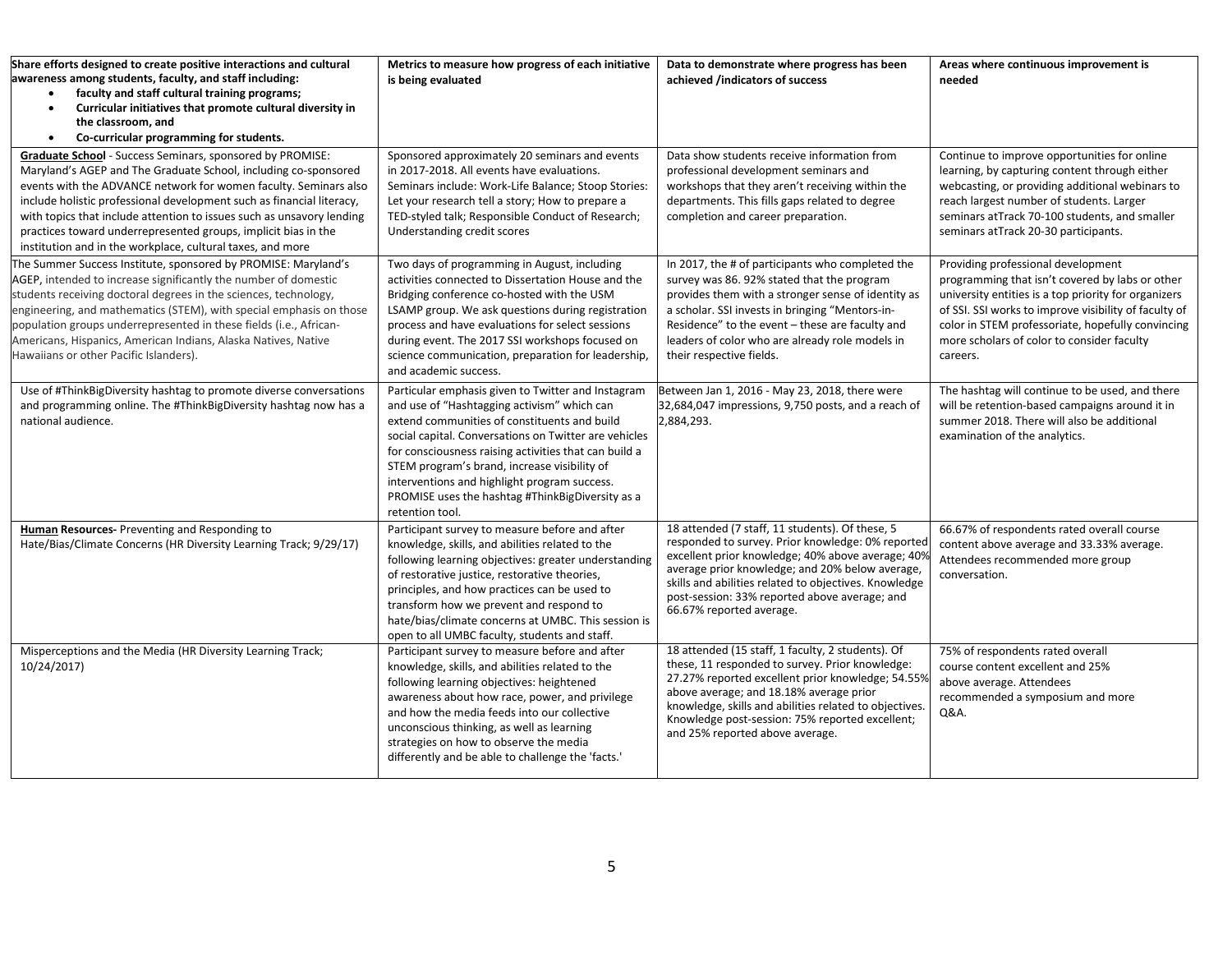| Share efforts designed to create positive interactions and cultural awareness among students, faculty, and staff including:<br>• **faculty and staff cultural training programs;**<br>• **Curricular initiatives that promote cultural diversity in the classroom, and**<br>• **Co-curricular programming for students.** | Metrics to measure how progress of each initiative is being evaluated | Data to demonstrate where progress has been achieved /indicators of success | Areas where continuous improvement is needed |
|---|---|---|---|
| **Graduate School** - Success Seminars, sponsored by PROMISE: Maryland's AGEP and The Graduate School, including co-sponsored events with the ADVANCE network for women faculty. Seminars also include holistic professional development such as financial literacy, with topics that include attention to issues such as unsavory lending practices toward underrepresented groups, implicit bias in the institution and in the workplace, cultural taxes, and more | Sponsored approximately 20 seminars and events in 2017-2018. All events have evaluations. Seminars include: Work-Life Balance; Stoop Stories: Let your research tell a story; How to prepare a TED-styled talk; Responsible Conduct of Research; Understanding credit scores | Data show students receive information from professional development seminars and workshops that they aren't receiving within the departments. This fills gaps related to degree completion and career preparation. | Continue to improve opportunities for online learning, by capturing content through either webcasting, or providing additional webinars to reach largest number of students. Larger seminars atTrack 70-100 students, and smaller seminars atTrack 20-30 participants. |
| The Summer Success Institute, sponsored by PROMISE: Maryland's AGEP, intended to increase significantly the number of domestic students receiving doctoral degrees in the sciences, technology, engineering, and mathematics (STEM), with special emphasis on those population groups underrepresented in these fields (i.e., African-Americans, Hispanics, American Indians, Alaska Natives, Native Hawaiians or other Pacific Islanders). | Two days of programming in August, including activities connected to Dissertation House and the Bridging conference co-hosted with the USM LSAMP group. We ask questions during registration process and have evaluations for select sessions during event. The 2017 SSI workshops focused on science communication, preparation for leadership, and academic success. | In 2017, the # of participants who completed the survey was 86. 92% stated that the program provides them with a stronger sense of identity as a scholar. SSI invests in bringing "Mentors-in-Residence" to the event – these are faculty and leaders of color who are already role models in their respective fields. | Providing professional development programming that isn't covered by labs or other university entities is a top priority for organizers of SSI. SSI works to improve visibility of faculty of color in STEM professoriate, hopefully convincing more scholars of color to consider faculty careers. |
| Use of #ThinkBigDiversity hashtag to promote diverse conversations and programming online. The #ThinkBigDiversity hashtag now has a national audience. | Particular emphasis given to Twitter and Instagram and use of "Hashtagging activism" which can extend communities of constituents and build social capital. Conversations on Twitter are vehicles for consciousness raising activities that can build a STEM program's brand, increase visibility of interventions and highlight program success. PROMISE uses the hashtag #ThinkBigDiversity as a retention tool. | Between Jan 1, 2016 - May 23, 2018, there were 32,684,047 impressions, 9,750 posts, and a reach of 2,884,293. | The hashtag will continue to be used, and there will be retention-based campaigns around it in summer 2018. There will also be additional examination of the analytics. |
| **Human Resources-** Preventing and Responding to Hate/Bias/Climate Concerns (HR Diversity Learning Track; 9/29/17) | Participant survey to measure before and after knowledge, skills, and abilities related to the following learning objectives: greater understanding of restorative justice, restorative theories, principles, and how practices can be used to transform how we prevent and respond to hate/bias/climate concerns at UMBC. This session is open to all UMBC faculty, students and staff. | 18 attended (7 staff, 11 students). Of these, 5 responded to survey. Prior knowledge: 0% reported excellent prior knowledge; 40% above average; 40% average prior knowledge; and 20% below average, skills and abilities related to objectives. Knowledge post-session: 33% reported above average; and 66.67% reported average. | 66.67% of respondents rated overall course content above average and 33.33% average. Attendees recommended more group conversation. |
| Misperceptions and the Media (HR Diversity Learning Track; 10/24/2017) | Participant survey to measure before and after knowledge, skills, and abilities related to the following learning objectives: heightened awareness about how race, power, and privilege and how the media feeds into our collective unconscious thinking, as well as learning strategies on how to observe the media differently and be able to challenge the 'facts.' | 18 attended (15 staff, 1 faculty, 2 students). Of these, 11 responded to survey. Prior knowledge: 27.27% reported excellent prior knowledge; 54.55% above average; and 18.18% average prior knowledge, skills and abilities related to objectives. Knowledge post-session: 75% reported excellent; and 25% reported above average. | 75% of respondents rated overall course content excellent and 25% above average. Attendees recommended a symposium and more Q&A. |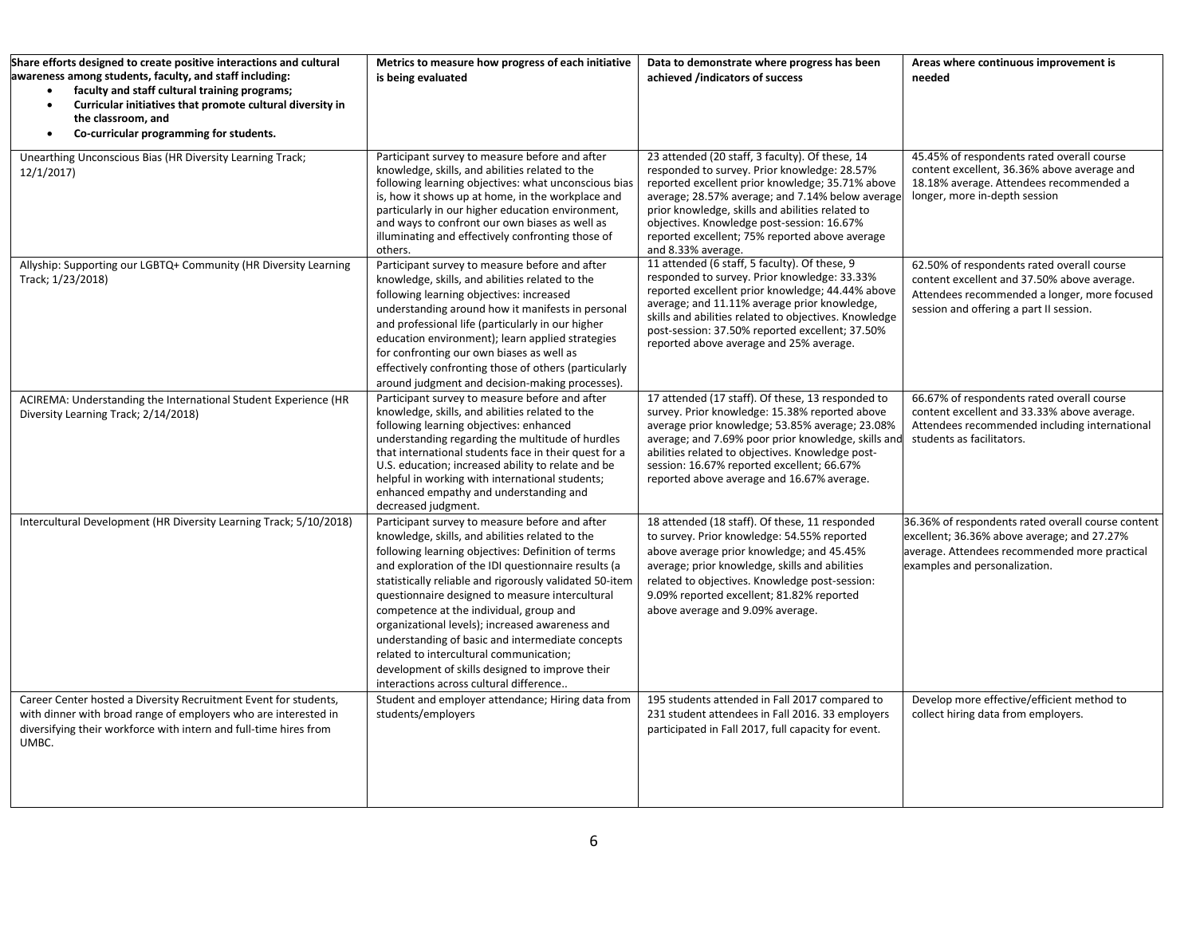| Share efforts designed to create positive interactions and cultural awareness among students, faculty, and staff including: <br>• faculty and staff cultural training programs; <br>• Curricular initiatives that promote cultural diversity in the classroom, and <br>• Co-curricular programming for students. | Metrics to measure how progress of each initiative is being evaluated | Data to demonstrate where progress has been achieved /indicators of success | Areas where continuous improvement is needed |
|---|---|---|---|
| Unearthing Unconscious Bias (HR Diversity Learning Track; 12/1/2017) | Participant survey to measure before and after knowledge, skills, and abilities related to the following learning objectives: what unconscious bias is, how it shows up at home, in the workplace and particularly in our higher education environment, and ways to confront our own biases as well as illuminating and effectively confronting those of others. | 23 attended (20 staff, 3 faculty). Of these, 14 responded to survey. Prior knowledge: 28.57% reported excellent prior knowledge; 35.71% above average; 28.57% average; and 7.14% below average prior knowledge, skills and abilities related to objectives. Knowledge post-session: 16.67% reported excellent; 75% reported above average and 8.33% average. | 45.45% of respondents rated overall course content excellent, 36.36% above average and 18.18% average. Attendees recommended a longer, more in-depth session |
| Allyship: Supporting our LGBTQ+ Community (HR Diversity Learning Track; 1/23/2018) | Participant survey to measure before and after knowledge, skills, and abilities related to the following learning objectives: increased understanding around how it manifests in personal and professional life (particularly in our higher education environment); learn applied strategies for confronting our own biases as well as effectively confronting those of others (particularly around judgment and decision-making processes). | 11 attended (6 staff, 5 faculty). Of these, 9 responded to survey. Prior knowledge: 33.33% reported excellent prior knowledge; 44.44% above average; and 11.11% average prior knowledge, skills and abilities related to objectives. Knowledge post-session: 37.50% reported excellent; 37.50% reported above average and 25% average. | 62.50% of respondents rated overall course content excellent and 37.50% above average. Attendees recommended a longer, more focused session and offering a part II session. |
| ACIREMA: Understanding the International Student Experience (HR Diversity Learning Track; 2/14/2018) | Participant survey to measure before and after knowledge, skills, and abilities related to the following learning objectives: enhanced understanding regarding the multitude of hurdles that international students face in their quest for a U.S. education; increased ability to relate and be helpful in working with international students; enhanced empathy and understanding and decreased judgment. | 17 attended (17 staff). Of these, 13 responded to survey. Prior knowledge: 15.38% reported above average prior knowledge; 53.85% average; 23.08% average; and 7.69% poor prior knowledge, skills and abilities related to objectives. Knowledge post-session: 16.67% reported excellent; 66.67% reported above average and 16.67% average. | 66.67% of respondents rated overall course content excellent and 33.33% above average. Attendees recommended including international students as facilitators. |
| Intercultural Development (HR Diversity Learning Track; 5/10/2018) | Participant survey to measure before and after knowledge, skills, and abilities related to the following learning objectives: Definition of terms and exploration of the IDI questionnaire results (a statistically reliable and rigorously validated 50-item questionnaire designed to measure intercultural competence at the individual, group and organizational levels); increased awareness and understanding of basic and intermediate concepts related to intercultural communication; development of skills designed to improve their interactions across cultural difference.. | 18 attended (18 staff). Of these, 11 responded to survey. Prior knowledge: 54.55% reported above average prior knowledge; and 45.45% average; prior knowledge, skills and abilities related to objectives. Knowledge post-session: 9.09% reported excellent; 81.82% reported above average and 9.09% average. | 36.36% of respondents rated overall course content excellent; 36.36% above average; and 27.27% average. Attendees recommended more practical examples and personalization. |
| Career Center hosted a Diversity Recruitment Event for students, with dinner with broad range of employers who are interested in diversifying their workforce with intern and full-time hires from UMBC. | Student and employer attendance; Hiring data from students/employers | 195 students attended in Fall 2017 compared to 231 student attendees in Fall 2016. 33 employers participated in Fall 2017, full capacity for event. | Develop more effective/efficient method to collect hiring data from employers. |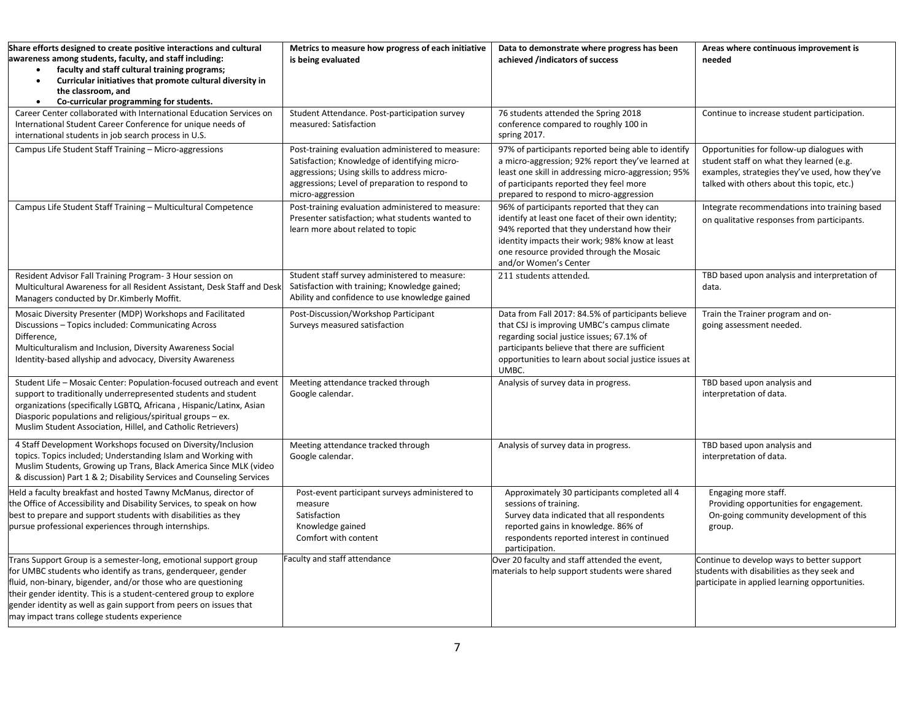| Share efforts designed to create positive interactions and cultural awareness among students, faculty, and staff including:<br>• faculty and staff cultural training programs;<br>• Curricular initiatives that promote cultural diversity in the classroom, and<br>• Co-curricular programming for students. | Metrics to measure how progress of each initiative is being evaluated | Data to demonstrate where progress has been achieved /indicators of success | Areas where continuous improvement is needed |
|---|---|---|---|
| Career Center collaborated with International Education Services on International Student Career Conference for unique needs of international students in job search process in U.S. | Student Attendance. Post-participation survey measured: Satisfaction | 76 students attended the Spring 2018 conference compared to roughly 100 in spring 2017. | Continue to increase student participation. |
| Campus Life Student Staff Training – Micro-aggressions | Post-training evaluation administered to measure: Satisfaction; Knowledge of identifying micro-aggressions; Using skills to address micro-aggressions; Level of preparation to respond to micro-aggression | 97% of participants reported being able to identify a micro-aggression; 92% report they've learned at least one skill in addressing micro-aggression; 95% of participants reported they feel more prepared to respond to micro-aggression | Opportunities for follow-up dialogues with student staff on what they learned (e.g. examples, strategies they've used, how they've talked with others about this topic, etc.) |
| Campus Life Student Staff Training – Multicultural Competence | Post-training evaluation administered to measure: Presenter satisfaction; what students wanted to learn more about related to topic | 96% of participants reported that they can identify at least one facet of their own identity; 94% reported that they understand how their identity impacts their work; 98% know at least one resource provided through the Mosaic and/or Women's Center | Integrate recommendations into training based on qualitative responses from participants. |
| Resident Advisor Fall Training Program- 3 Hour session on Multicultural Awareness for all Resident Assistant, Desk Staff and Desk Managers conducted by Dr.Kimberly Moffit. | Student staff survey administered to measure: Satisfaction with training; Knowledge gained; Ability and confidence to use knowledge gained | 211 students attended. | TBD based upon analysis and interpretation of data. |
| Mosaic Diversity Presenter (MDP) Workshops and Facilitated Discussions – Topics included: Communicating Across Difference,<br>Multiculturalism and Inclusion, Diversity Awareness Social Identity-based allyship and advocacy, Diversity Awareness | Post-Discussion/Workshop Participant Surveys measured satisfaction | Data from Fall 2017: 84.5% of participants believe that CSJ is improving UMBC's campus climate regarding social justice issues; 67.1% of participants believe that there are sufficient opportunities to learn about social justice issues at UMBC. | Train the Trainer program and on-going assessment needed. |
| Student Life – Mosaic Center: Population-focused outreach and event support to traditionally underrepresented students and student organizations (specifically LGBTQ, Africana , Hispanic/Latinx, Asian Diasporic populations and religious/spiritual groups – ex. Muslim Student Association, Hillel, and Catholic Retrievers) | Meeting attendance tracked through Google calendar. | Analysis of survey data in progress. | TBD based upon analysis and interpretation of data. |
| 4 Staff Development Workshops focused on Diversity/Inclusion topics. Topics included; Understanding Islam and Working with Muslim Students, Growing up Trans, Black America Since MLK (video & discussion) Part 1 & 2; Disability Services and Counseling Services | Meeting attendance tracked through Google calendar. | Analysis of survey data in progress. | TBD based upon analysis and interpretation of data. |
| Held a faculty breakfast and hosted Tawny McManus, director of the Office of Accessibility and Disability Services, to speak on how best to prepare and support students with disabilities as they pursue professional experiences through internships. | Post-event participant surveys administered to measure<br>Satisfaction<br>Knowledge gained<br>Comfort with content | Approximately 30 participants completed all 4 sessions of training.<br>Survey data indicated that all respondents reported gains in knowledge. 86% of respondents reported interest in continued participation. | Engaging more staff.<br>Providing opportunities for engagement.<br>On-going community development of this group. |
| Trans Support Group is a semester-long, emotional support group for UMBC students who identify as trans, genderqueer, gender fluid, non-binary, bigender, and/or those who are questioning their gender identity. This is a student-centered group to explore gender identity as well as gain support from peers on issues that may impact trans college students experience | Faculty and staff attendance | Over 20 faculty and staff attended the event, materials to help support students were shared | Continue to develop ways to better support students with disabilities as they seek and participate in applied learning opportunities. |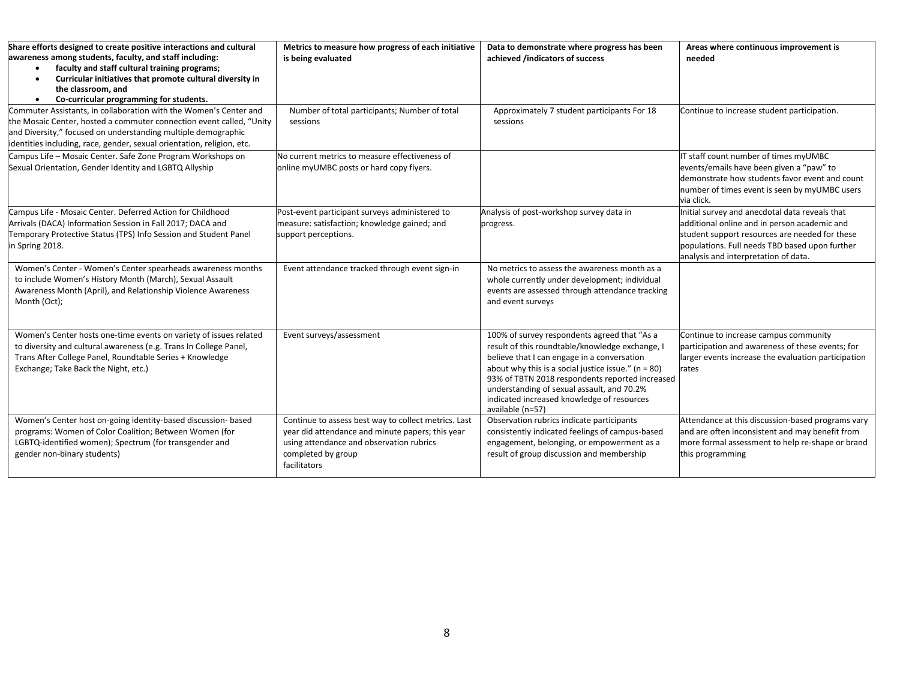| Share efforts designed to create positive interactions and cultural awareness among students, faculty, and staff including: <br>• faculty and staff cultural training programs; <br>• Curricular initiatives that promote cultural diversity in the classroom, and <br>• Co-curricular programming for students. | Metrics to measure how progress of each initiative is being evaluated | Data to demonstrate where progress has been achieved /indicators of success | Areas where continuous improvement is needed |
|---|---|---|---|
| Commuter Assistants, in collaboration with the Women's Center and the Mosaic Center, hosted a commuter connection event called, "Unity and Diversity," focused on understanding multiple demographic identities including, race, gender, sexual orientation, religion, etc. | Number of total participants; Number of total sessions | Approximately 7 student participants For 18 sessions | Continue to increase student participation. |
| Campus Life – Mosaic Center. Safe Zone Program Workshops on Sexual Orientation, Gender Identity and LGBTQ Allyship | No current metrics to measure effectiveness of online myUMBC posts or hard copy flyers. | | IT staff count number of times myUMBC events/emails have been given a "paw" to demonstrate how students favor event and count number of times event is seen by myUMBC users via click. |
| Campus Life - Mosaic Center. Deferred Action for Childhood Arrivals (DACA) Information Session in Fall 2017; DACA and Temporary Protective Status (TPS) Info Session and Student Panel in Spring 2018. | Post-event participant surveys administered to measure: satisfaction; knowledge gained; and support perceptions. | Analysis of post-workshop survey data in progress. | Initial survey and anecdotal data reveals that additional online and in person academic and student support resources are needed for these populations. Full needs TBD based upon further analysis and interpretation of data. |
| Women's Center - Women's Center spearheads awareness months to include Women's History Month (March), Sexual Assault Awareness Month (April), and Relationship Violence Awareness Month (Oct); | Event attendance tracked through event sign-in | No metrics to assess the awareness month as a whole currently under development; individual events are assessed through attendance tracking and event surveys | |
| Women's Center hosts one-time events on variety of issues related to diversity and cultural awareness (e.g. Trans In College Panel, Trans After College Panel, Roundtable Series + Knowledge Exchange; Take Back the Night, etc.) | Event surveys/assessment | 100% of survey respondents agreed that "As a result of this roundtable/knowledge exchange, I believe that I can engage in a conversation about why this is a social justice issue." (n = 80) 93% of TBTN 2018 respondents reported increased understanding of sexual assault, and 70.2% indicated increased knowledge of resources available (n=57) | Continue to increase campus community participation and awareness of these events; for larger events increase the evaluation participation rates |
| Women's Center host on-going identity-based discussion- based programs: Women of Color Coalition; Between Women (for LGBTQ-identified women); Spectrum (for transgender and gender non-binary students) | Continue to assess best way to collect metrics. Last year did attendance and minute papers; this year using attendance and observation rubrics completed by group facilitators | Observation rubrics indicate participants consistently indicated feelings of campus-based engagement, belonging, or empowerment as a result of group discussion and membership | Attendance at this discussion-based programs vary and are often inconsistent and may benefit from more formal assessment to help re-shape or brand this programming |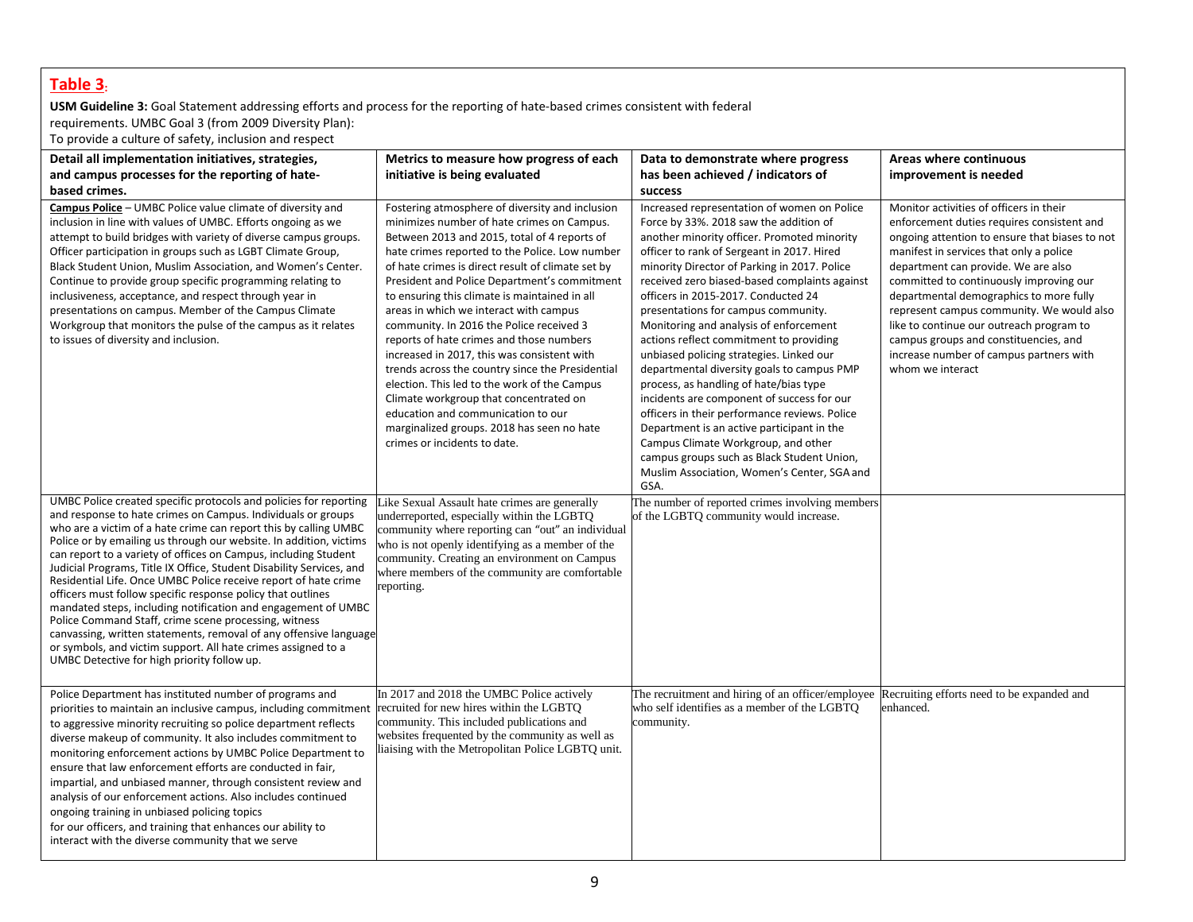**Table 3**:

**USM Guideline 3:** Goal Statement addressing efforts and process for the reporting of hate-based crimes consistent with federal requirements. UMBC Goal 3 (from 2009 Diversity Plan):
To provide a culture of safety, inclusion and respect

| Detail all implementation initiatives, strategies, and campus processes for the reporting of hate-based crimes. | Metrics to measure how progress of each initiative is being evaluated | Data to demonstrate where progress has been achieved / indicators of success | Areas where continuous improvement is needed |
|---|---|---|---|
| **Campus Police** – UMBC Police value climate of diversity and inclusion in line with values of UMBC. Efforts ongoing as we attempt to build bridges with variety of diverse campus groups. Officer participation in groups such as LGBT Climate Group, Black Student Union, Muslim Association, and Women's Center. Continue to provide group specific programming relating to inclusiveness, acceptance, and respect through year in presentations on campus. Member of the Campus Climate Workgroup that monitors the pulse of the campus as it relates to issues of diversity and inclusion. | Fostering atmosphere of diversity and inclusion minimizes number of hate crimes on Campus. Between 2013 and 2015, total of 4 reports of hate crimes reported to the Police. Low number of hate crimes is direct result of climate set by President and Police Department's commitment to ensuring this climate is maintained in all areas in which we interact with campus community. In 2016 the Police received 3 reports of hate crimes and those numbers increased in 2017, this was consistent with trends across the country since the Presidential election. This led to the work of the Campus Climate workgroup that concentrated on education and communication to our marginalized groups. 2018 has seen no hate crimes or incidents to date. | Increased representation of women on Police Force by 33%. 2018 saw the addition of another minority officer. Promoted minority officer to rank of Sergeant in 2017. Hired minority Director of Parking in 2017. Police received zero biased-based complaints against officers in 2015-2017. Conducted 24 presentations for campus community. Monitoring and analysis of enforcement actions reflect commitment to providing unbiased policing strategies. Linked our departmental diversity goals to campus PMP process, as handling of hate/bias type incidents are component of success for our officers in their performance reviews. Police Department is an active participant in the Campus Climate Workgroup, and other campus groups such as Black Student Union, Muslim Association, Women's Center, SGA and GSA. | Monitor activities of officers in their enforcement duties requires consistent and ongoing attention to ensure that biases to not manifest in services that only a police department can provide. We are also committed to continuously improving our departmental demographics to more fully represent campus community. We would also like to continue our outreach program to campus groups and constituencies, and increase number of campus partners with whom we interact |
| UMBC Police created specific protocols and policies for reporting and response to hate crimes on Campus. Individuals or groups who are a victim of a hate crime can report this by calling UMBC Police or by emailing us through our website. In addition, victims can report to a variety of offices on Campus, including Student Judicial Programs, Title IX Office, Student Disability Services, and Residential Life. Once UMBC Police receive report of hate crime officers must follow specific response policy that outlines mandated steps, including notification and engagement of UMBC Police Command Staff, crime scene processing, witness canvassing, written statements, removal of any offensive language or symbols, and victim support. All hate crimes assigned to a UMBC Detective for high priority follow up. | Like Sexual Assault hate crimes are generally underreported, especially within the LGBTQ community where reporting can "out" an individual who is not openly identifying as a member of the community. Creating an environment on Campus where members of the community are comfortable reporting. | The number of reported crimes involving members of the LGBTQ community would increase. | |
| Police Department has instituted number of programs and priorities to maintain an inclusive campus, including commitment to aggressive minority recruiting so police department reflects diverse makeup of community. It also includes commitment to monitoring enforcement actions by UMBC Police Department to ensure that law enforcement efforts are conducted in fair, impartial, and unbiased manner, through consistent review and analysis of our enforcement actions. Also includes continued ongoing training in unbiased policing topics for our officers, and training that enhances our ability to interact with the diverse community that we serve | In 2017 and 2018 the UMBC Police actively recruited for new hires within the LGBTQ community. This included publications and websites frequented by the community as well as liaising with the Metropolitan Police LGBTQ unit. | The recruitment and hiring of an officer/employee who self identifies as a member of the LGBTQ community. | Recruiting efforts need to be expanded and enhanced. |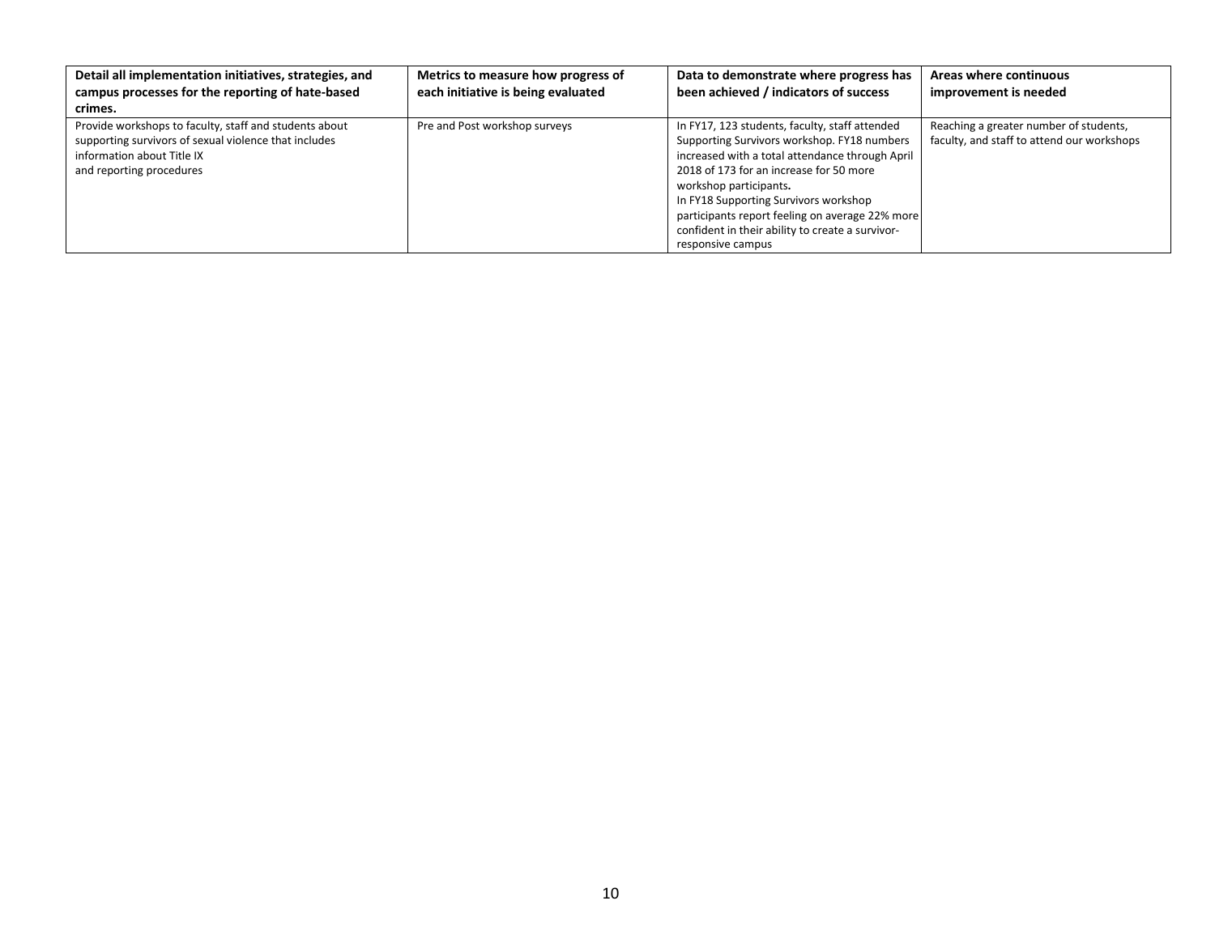| Detail all implementation initiatives, strategies, and campus processes for the reporting of hate-based crimes. | Metrics to measure how progress of each initiative is being evaluated | Data to demonstrate where progress has been achieved / indicators of success | Areas where continuous improvement is needed |
|---|---|---|---|
| Provide workshops to faculty, staff and students about supporting survivors of sexual violence that includes information about Title IX and reporting procedures | Pre and Post workshop surveys | In FY17, 123 students, faculty, staff attended Supporting Survivors workshop. FY18 numbers increased with a total attendance through April 2018 of 173 for an increase for 50 more workshop participants. In FY18 Supporting Survivors workshop participants report feeling on average 22% more confident in their ability to create a survivor-responsive campus | Reaching a greater number of students, faculty, and staff to attend our workshops |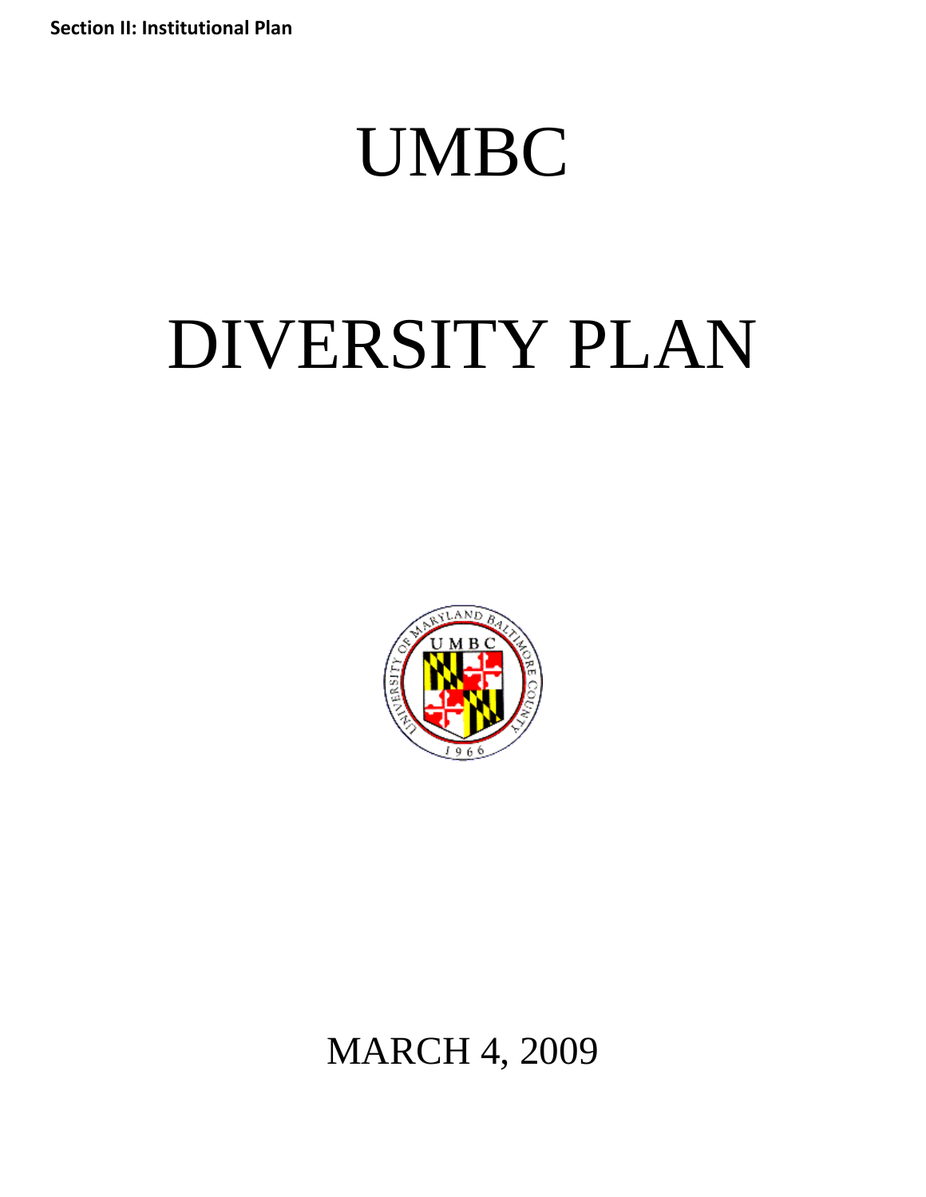# UMBC

# DIVERSITY PLAN

MARCH 4, 2009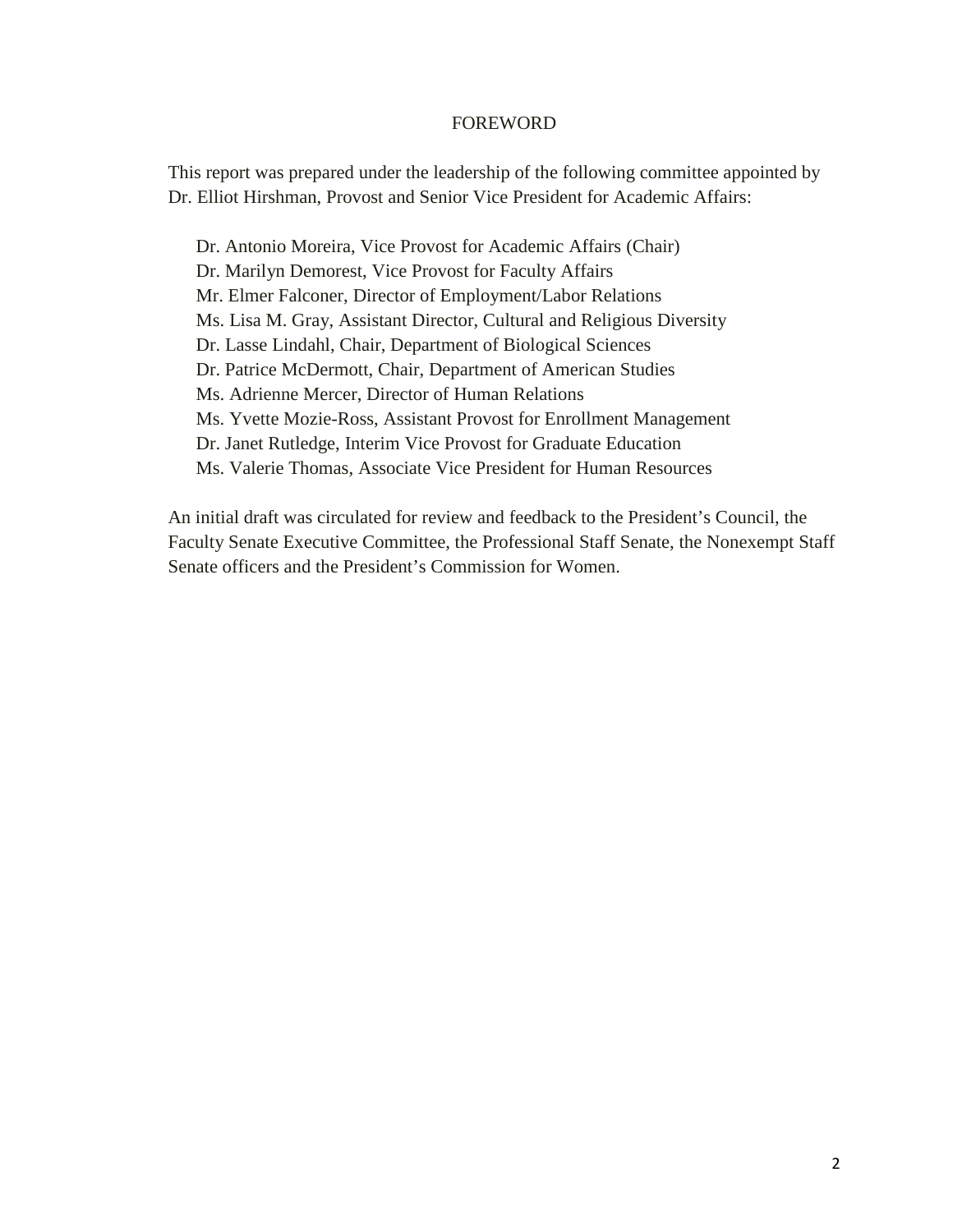# FOREWORD

This report was prepared under the leadership of the following committee appointed by Dr. Elliot Hirshman, Provost and Senior Vice President for Academic Affairs:

Dr. Antonio Moreira, Vice Provost for Academic Affairs (Chair)
Dr. Marilyn Demorest, Vice Provost for Faculty Affairs
Mr. Elmer Falconer, Director of Employment/Labor Relations
Ms. Lisa M. Gray, Assistant Director, Cultural and Religious Diversity
Dr. Lasse Lindahl, Chair, Department of Biological Sciences
Dr. Patrice McDermott, Chair, Department of American Studies
Ms. Adrienne Mercer, Director of Human Relations
Ms. Yvette Mozie-Ross, Assistant Provost for Enrollment Management
Dr. Janet Rutledge, Interim Vice Provost for Graduate Education
Ms. Valerie Thomas, Associate Vice President for Human Resources

An initial draft was circulated for review and feedback to the President's Council, the Faculty Senate Executive Committee, the Professional Staff Senate, the Nonexempt Staff Senate officers and the President's Commission for Women.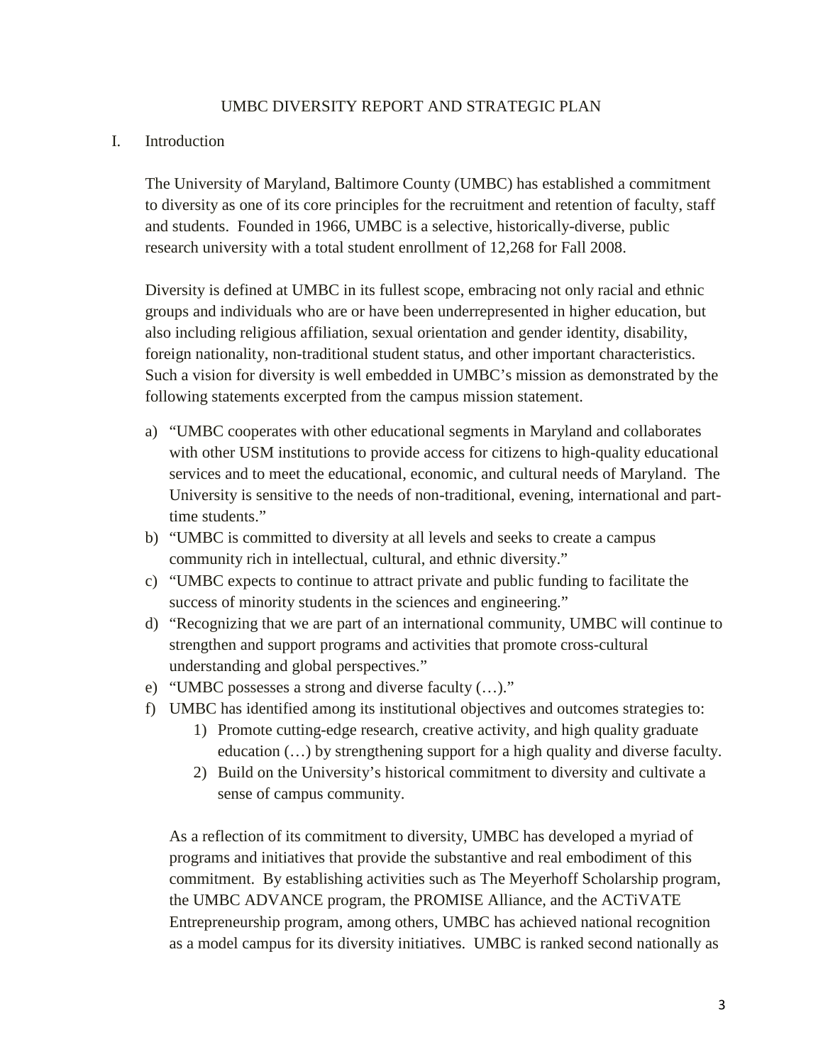# UMBC DIVERSITY REPORT AND STRATEGIC PLAN

## I. Introduction

The University of Maryland, Baltimore County (UMBC) has established a commitment to diversity as one of its core principles for the recruitment and retention of faculty, staff and students. Founded in 1966, UMBC is a selective, historically-diverse, public research university with a total student enrollment of 12,268 for Fall 2008.

Diversity is defined at UMBC in its fullest scope, embracing not only racial and ethnic groups and individuals who are or have been underrepresented in higher education, but also including religious affiliation, sexual orientation and gender identity, disability, foreign nationality, non-traditional student status, and other important characteristics. Such a vision for diversity is well embedded in UMBC's mission as demonstrated by the following statements excerpted from the campus mission statement.

a) "UMBC cooperates with other educational segments in Maryland and collaborates with other USM institutions to provide access for citizens to high-quality educational services and to meet the educational, economic, and cultural needs of Maryland. The University is sensitive to the needs of non-traditional, evening, international and part-time students."
b) "UMBC is committed to diversity at all levels and seeks to create a campus community rich in intellectual, cultural, and ethnic diversity."
c) "UMBC expects to continue to attract private and public funding to facilitate the success of minority students in the sciences and engineering."
d) "Recognizing that we are part of an international community, UMBC will continue to strengthen and support programs and activities that promote cross-cultural understanding and global perspectives."
e) "UMBC possesses a strong and diverse faculty (…)."
f) UMBC has identified among its institutional objectives and outcomes strategies to:
    1) Promote cutting-edge research, creative activity, and high quality graduate education (…) by strengthening support for a high quality and diverse faculty.
    2) Build on the University's historical commitment to diversity and cultivate a sense of campus community.

As a reflection of its commitment to diversity, UMBC has developed a myriad of programs and initiatives that provide the substantive and real embodiment of this commitment. By establishing activities such as The Meyerhoff Scholarship program, the UMBC ADVANCE program, the PROMISE Alliance, and the ACTiVATE Entrepreneurship program, among others, UMBC has achieved national recognition as a model campus for its diversity initiatives. UMBC is ranked second nationally as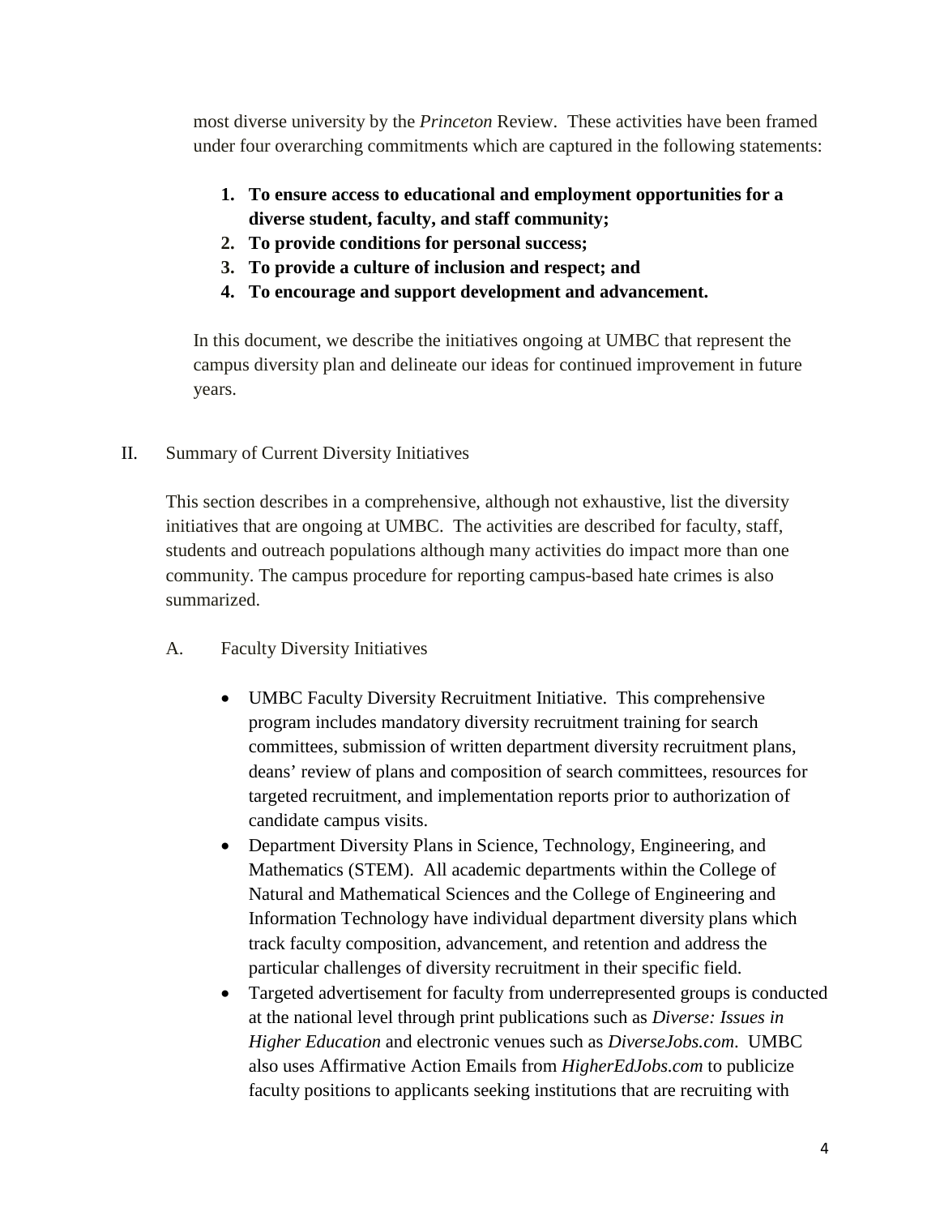most diverse university by the *Princeton* Review. These activities have been framed under four overarching commitments which are captured in the following statements:

1. **To ensure access to educational and employment opportunities for a diverse student, faculty, and staff community;**
2. **To provide conditions for personal success;**
3. **To provide a culture of inclusion and respect; and**
4. **To encourage and support development and advancement.**

In this document, we describe the initiatives ongoing at UMBC that represent the campus diversity plan and delineate our ideas for continued improvement in future years.

## II. Summary of Current Diversity Initiatives

This section describes in a comprehensive, although not exhaustive, list the diversity initiatives that are ongoing at UMBC. The activities are described for faculty, staff, students and outreach populations although many activities do impact more than one community. The campus procedure for reporting campus-based hate crimes is also summarized.

### A. Faculty Diversity Initiatives

- UMBC Faculty Diversity Recruitment Initiative. This comprehensive program includes mandatory diversity recruitment training for search committees, submission of written department diversity recruitment plans, deans' review of plans and composition of search committees, resources for targeted recruitment, and implementation reports prior to authorization of candidate campus visits.
- Department Diversity Plans in Science, Technology, Engineering, and Mathematics (STEM). All academic departments within the College of Natural and Mathematical Sciences and the College of Engineering and Information Technology have individual department diversity plans which track faculty composition, advancement, and retention and address the particular challenges of diversity recruitment in their specific field.
- Targeted advertisement for faculty from underrepresented groups is conducted at the national level through print publications such as *Diverse: Issues in Higher Education* and electronic venues such as *DiverseJobs.com*. UMBC also uses Affirmative Action Emails from *HigherEdJobs.com* to publicize faculty positions to applicants seeking institutions that are recruiting with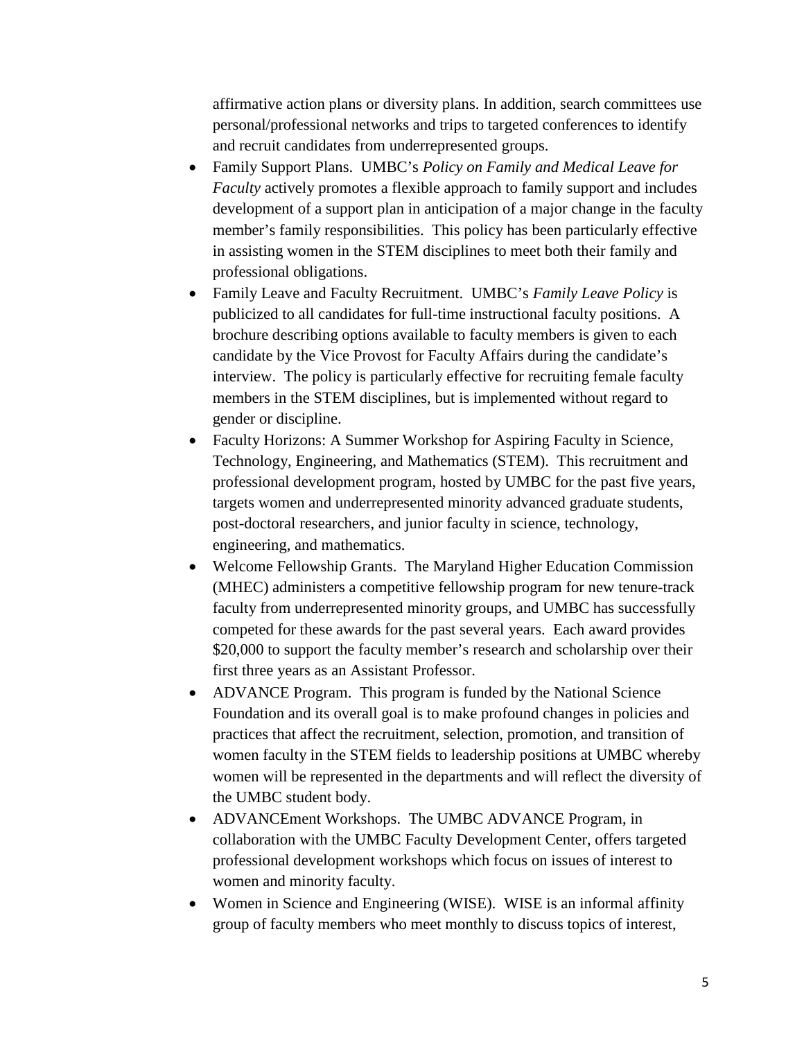affirmative action plans or diversity plans. In addition, search committees use personal/professional networks and trips to targeted conferences to identify and recruit candidates from underrepresented groups.

- Family Support Plans. UMBC's *Policy on Family and Medical Leave for Faculty* actively promotes a flexible approach to family support and includes development of a support plan in anticipation of a major change in the faculty member's family responsibilities. This policy has been particularly effective in assisting women in the STEM disciplines to meet both their family and professional obligations.
- Family Leave and Faculty Recruitment. UMBC's *Family Leave Policy* is publicized to all candidates for full-time instructional faculty positions. A brochure describing options available to faculty members is given to each candidate by the Vice Provost for Faculty Affairs during the candidate's interview. The policy is particularly effective for recruiting female faculty members in the STEM disciplines, but is implemented without regard to gender or discipline.
- Faculty Horizons: A Summer Workshop for Aspiring Faculty in Science, Technology, Engineering, and Mathematics (STEM). This recruitment and professional development program, hosted by UMBC for the past five years, targets women and underrepresented minority advanced graduate students, post-doctoral researchers, and junior faculty in science, technology, engineering, and mathematics.
- Welcome Fellowship Grants. The Maryland Higher Education Commission (MHEC) administers a competitive fellowship program for new tenure-track faculty from underrepresented minority groups, and UMBC has successfully competed for these awards for the past several years. Each award provides $20,000 to support the faculty member's research and scholarship over their first three years as an Assistant Professor.
- ADVANCE Program. This program is funded by the National Science Foundation and its overall goal is to make profound changes in policies and practices that affect the recruitment, selection, promotion, and transition of women faculty in the STEM fields to leadership positions at UMBC whereby women will be represented in the departments and will reflect the diversity of the UMBC student body.
- ADVANCEment Workshops. The UMBC ADVANCE Program, in collaboration with the UMBC Faculty Development Center, offers targeted professional development workshops which focus on issues of interest to women and minority faculty.
- Women in Science and Engineering (WISE). WISE is an informal affinity group of faculty members who meet monthly to discuss topics of interest,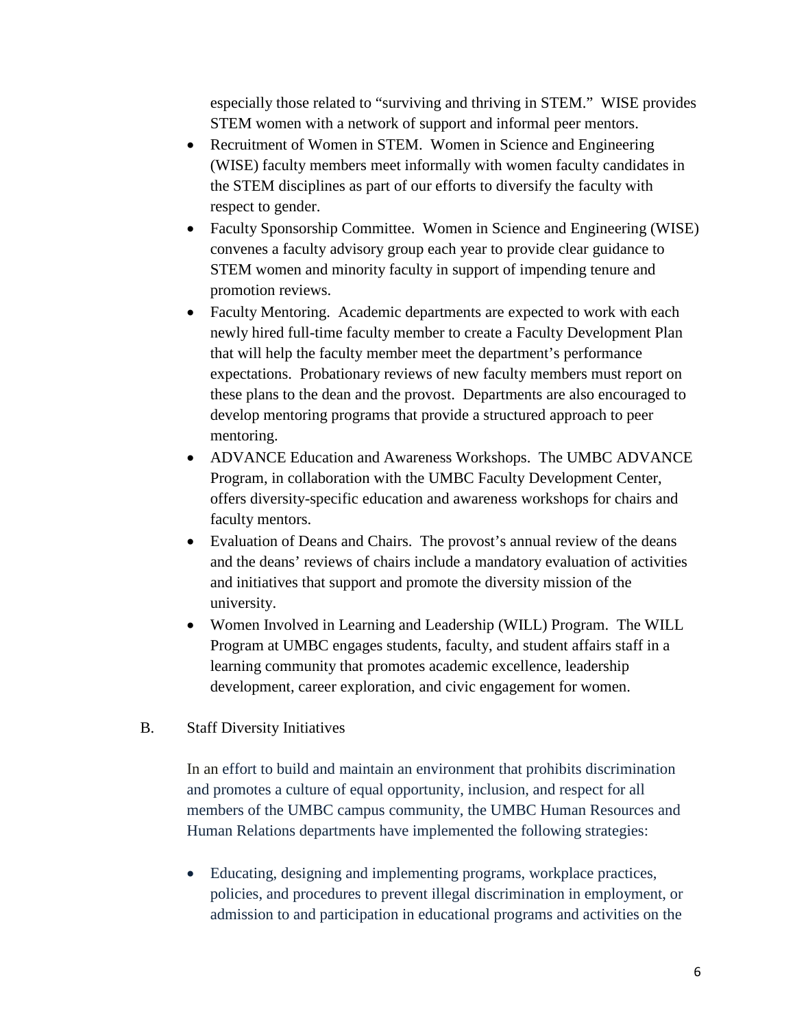especially those related to "surviving and thriving in STEM." WISE provides STEM women with a network of support and informal peer mentors.

- Recruitment of Women in STEM. Women in Science and Engineering (WISE) faculty members meet informally with women faculty candidates in the STEM disciplines as part of our efforts to diversify the faculty with respect to gender.
- Faculty Sponsorship Committee. Women in Science and Engineering (WISE) convenes a faculty advisory group each year to provide clear guidance to STEM women and minority faculty in support of impending tenure and promotion reviews.
- Faculty Mentoring. Academic departments are expected to work with each newly hired full-time faculty member to create a Faculty Development Plan that will help the faculty member meet the department's performance expectations. Probationary reviews of new faculty members must report on these plans to the dean and the provost. Departments are also encouraged to develop mentoring programs that provide a structured approach to peer mentoring.
- ADVANCE Education and Awareness Workshops. The UMBC ADVANCE Program, in collaboration with the UMBC Faculty Development Center, offers diversity-specific education and awareness workshops for chairs and faculty mentors.
- Evaluation of Deans and Chairs. The provost's annual review of the deans and the deans' reviews of chairs include a mandatory evaluation of activities and initiatives that support and promote the diversity mission of the university.
- Women Involved in Learning and Leadership (WILL) Program. The WILL Program at UMBC engages students, faculty, and student affairs staff in a learning community that promotes academic excellence, leadership development, career exploration, and civic engagement for women.

B. Staff Diversity Initiatives

In an effort to build and maintain an environment that prohibits discrimination and promotes a culture of equal opportunity, inclusion, and respect for all members of the UMBC campus community, the UMBC Human Resources and Human Relations departments have implemented the following strategies:

- Educating, designing and implementing programs, workplace practices, policies, and procedures to prevent illegal discrimination in employment, or admission to and participation in educational programs and activities on the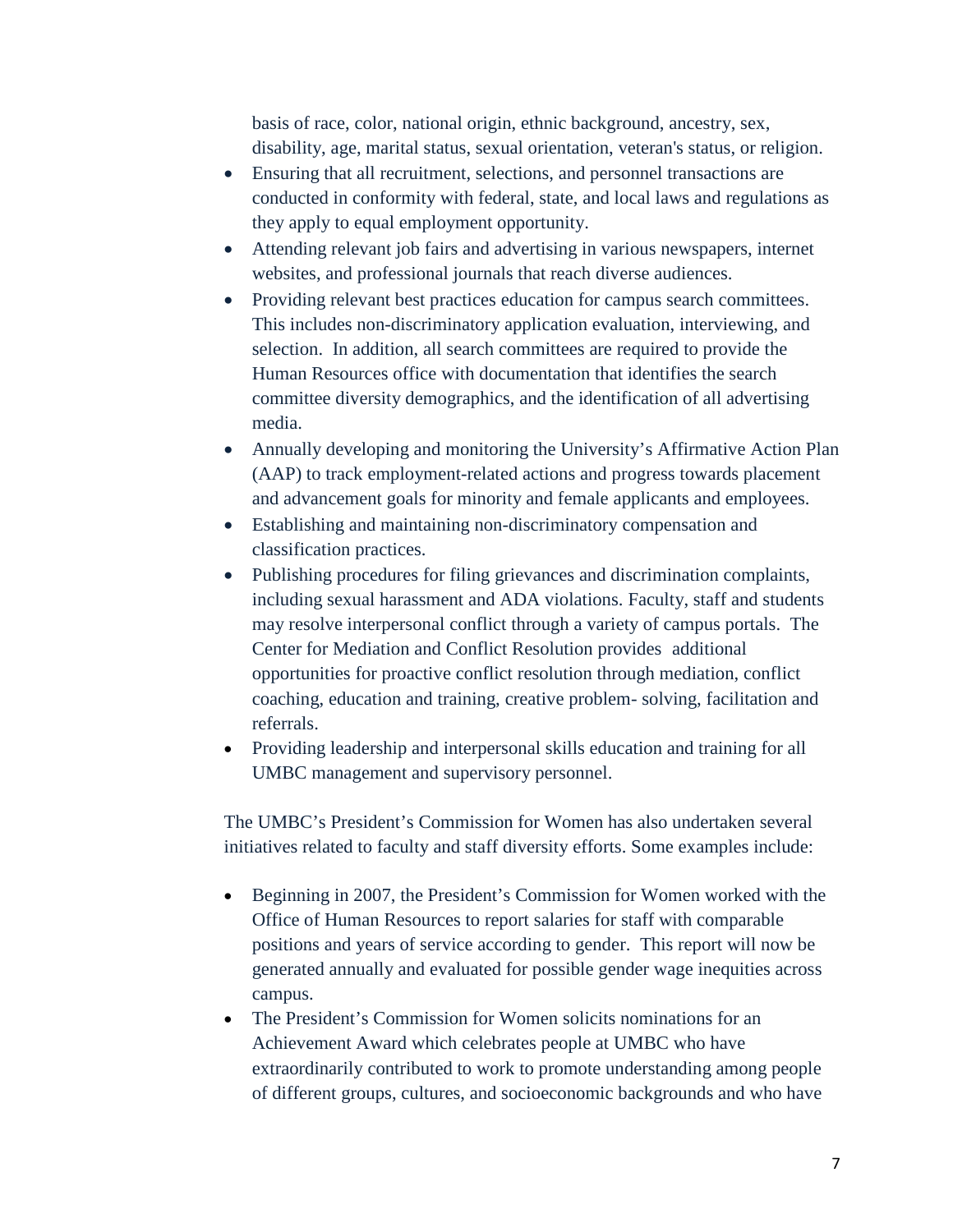basis of race, color, national origin, ethnic background, ancestry, sex, disability, age, marital status, sexual orientation, veteran's status, or religion.

- Ensuring that all recruitment, selections, and personnel transactions are conducted in conformity with federal, state, and local laws and regulations as they apply to equal employment opportunity.
- Attending relevant job fairs and advertising in various newspapers, internet websites, and professional journals that reach diverse audiences.
- Providing relevant best practices education for campus search committees. This includes non-discriminatory application evaluation, interviewing, and selection. In addition, all search committees are required to provide the Human Resources office with documentation that identifies the search committee diversity demographics, and the identification of all advertising media.
- Annually developing and monitoring the University's Affirmative Action Plan (AAP) to track employment-related actions and progress towards placement and advancement goals for minority and female applicants and employees.
- Establishing and maintaining non-discriminatory compensation and classification practices.
- Publishing procedures for filing grievances and discrimination complaints, including sexual harassment and ADA violations. Faculty, staff and students may resolve interpersonal conflict through a variety of campus portals. The Center for Mediation and Conflict Resolution provides additional opportunities for proactive conflict resolution through mediation, conflict coaching, education and training, creative problem- solving, facilitation and referrals.
- Providing leadership and interpersonal skills education and training for all UMBC management and supervisory personnel.

The UMBC's President's Commission for Women has also undertaken several initiatives related to faculty and staff diversity efforts. Some examples include:

- Beginning in 2007, the President's Commission for Women worked with the Office of Human Resources to report salaries for staff with comparable positions and years of service according to gender. This report will now be generated annually and evaluated for possible gender wage inequities across campus.
- The President's Commission for Women solicits nominations for an Achievement Award which celebrates people at UMBC who have extraordinarily contributed to work to promote understanding among people of different groups, cultures, and socioeconomic backgrounds and who have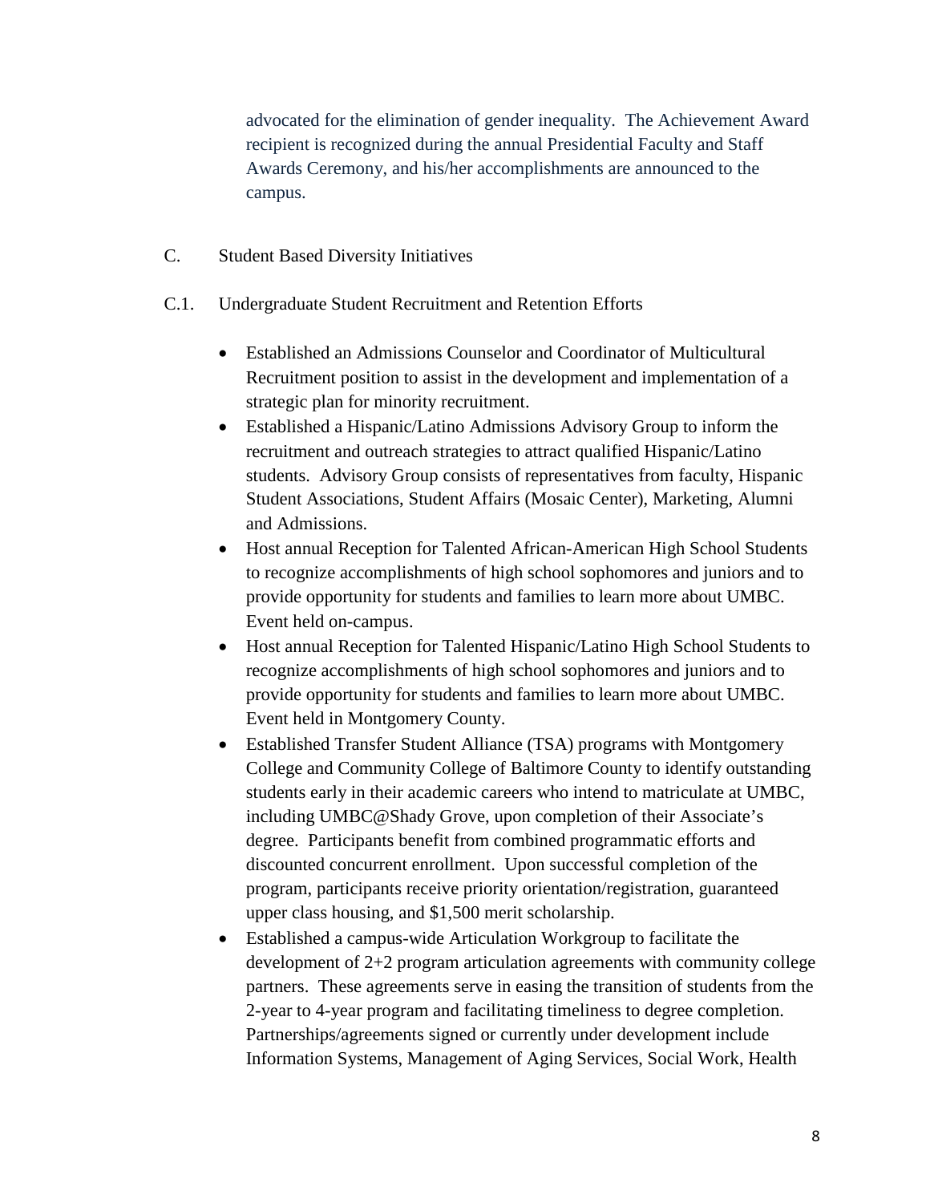advocated for the elimination of gender inequality. The Achievement Award recipient is recognized during the annual Presidential Faculty and Staff Awards Ceremony, and his/her accomplishments are announced to the campus.

C. Student Based Diversity Initiatives

C.1. Undergraduate Student Recruitment and Retention Efforts

- Established an Admissions Counselor and Coordinator of Multicultural Recruitment position to assist in the development and implementation of a strategic plan for minority recruitment.
- Established a Hispanic/Latino Admissions Advisory Group to inform the recruitment and outreach strategies to attract qualified Hispanic/Latino students. Advisory Group consists of representatives from faculty, Hispanic Student Associations, Student Affairs (Mosaic Center), Marketing, Alumni and Admissions.
- Host annual Reception for Talented African-American High School Students to recognize accomplishments of high school sophomores and juniors and to provide opportunity for students and families to learn more about UMBC. Event held on-campus.
- Host annual Reception for Talented Hispanic/Latino High School Students to recognize accomplishments of high school sophomores and juniors and to provide opportunity for students and families to learn more about UMBC. Event held in Montgomery County.
- Established Transfer Student Alliance (TSA) programs with Montgomery College and Community College of Baltimore County to identify outstanding students early in their academic careers who intend to matriculate at UMBC, including UMBC@Shady Grove, upon completion of their Associate's degree. Participants benefit from combined programmatic efforts and discounted concurrent enrollment. Upon successful completion of the program, participants receive priority orientation/registration, guaranteed upper class housing, and $1,500 merit scholarship.
- Established a campus-wide Articulation Workgroup to facilitate the development of 2+2 program articulation agreements with community college partners. These agreements serve in easing the transition of students from the 2-year to 4-year program and facilitating timeliness to degree completion. Partnerships/agreements signed or currently under development include Information Systems, Management of Aging Services, Social Work, Health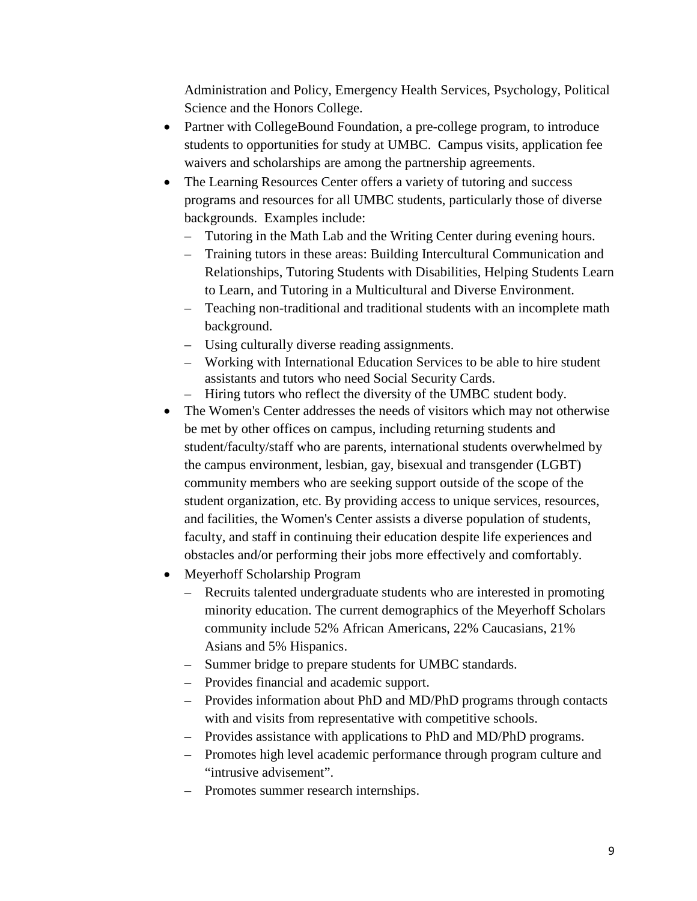Administration and Policy, Emergency Health Services, Psychology, Political Science and the Honors College.

- Partner with CollegeBound Foundation, a pre-college program, to introduce students to opportunities for study at UMBC. Campus visits, application fee waivers and scholarships are among the partnership agreements.
- The Learning Resources Center offers a variety of tutoring and success programs and resources for all UMBC students, particularly those of diverse backgrounds. Examples include:
  - Tutoring in the Math Lab and the Writing Center during evening hours.
  - Training tutors in these areas: Building Intercultural Communication and Relationships, Tutoring Students with Disabilities, Helping Students Learn to Learn, and Tutoring in a Multicultural and Diverse Environment.
  - Teaching non-traditional and traditional students with an incomplete math background.
  - Using culturally diverse reading assignments.
  - Working with International Education Services to be able to hire student assistants and tutors who need Social Security Cards.
  - Hiring tutors who reflect the diversity of the UMBC student body.
- The Women's Center addresses the needs of visitors which may not otherwise be met by other offices on campus, including returning students and student/faculty/staff who are parents, international students overwhelmed by the campus environment, lesbian, gay, bisexual and transgender (LGBT) community members who are seeking support outside of the scope of the student organization, etc. By providing access to unique services, resources, and facilities, the Women's Center assists a diverse population of students, faculty, and staff in continuing their education despite life experiences and obstacles and/or performing their jobs more effectively and comfortably.
- Meyerhoff Scholarship Program
  - Recruits talented undergraduate students who are interested in promoting minority education. The current demographics of the Meyerhoff Scholars community include 52% African Americans, 22% Caucasians, 21% Asians and 5% Hispanics.
  - Summer bridge to prepare students for UMBC standards.
  - Provides financial and academic support.
  - Provides information about PhD and MD/PhD programs through contacts with and visits from representative with competitive schools.
  - Provides assistance with applications to PhD and MD/PhD programs.
  - Promotes high level academic performance through program culture and "intrusive advisement".
  - Promotes summer research internships.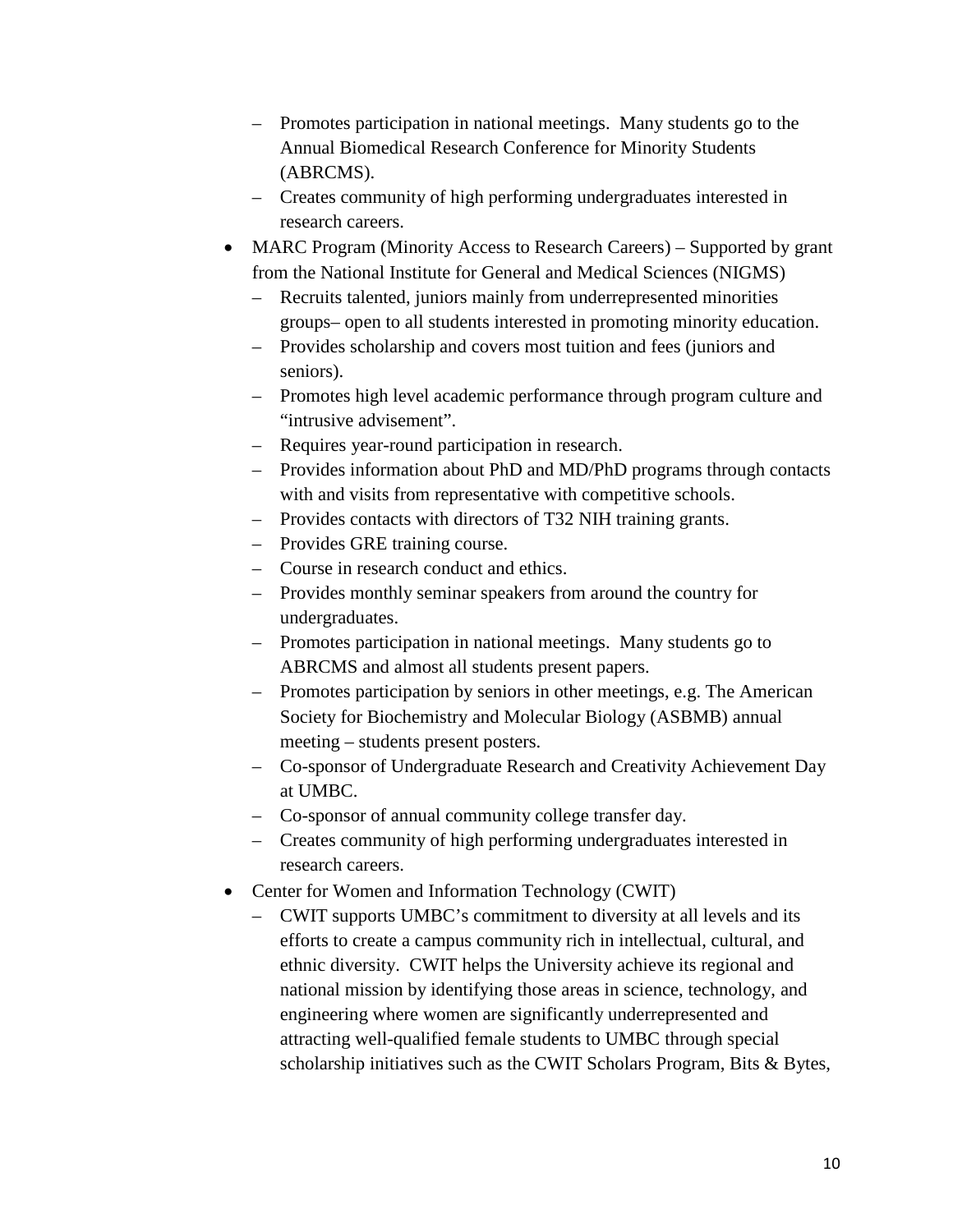- Promotes participation in national meetings.  Many students go to the Annual Biomedical Research Conference for Minority Students (ABRCMS).
  - Creates community of high performing undergraduates interested in research careers.
- MARC Program (Minority Access to Research Careers) – Supported by grant from the National Institute for General and Medical Sciences (NIGMS)
  - Recruits talented, juniors mainly from underrepresented minorities groups– open to all students interested in promoting minority education.
  - Provides scholarship and covers most tuition and fees (juniors and seniors).
  - Promotes high level academic performance through program culture and "intrusive advisement".
  - Requires year-round participation in research.
  - Provides information about PhD and MD/PhD programs through contacts with and visits from representative with competitive schools.
  - Provides contacts with directors of T32 NIH training grants.
  - Provides GRE training course.
  - Course in research conduct and ethics.
  - Provides monthly seminar speakers from around the country for undergraduates.
  - Promotes participation in national meetings.  Many students go to ABRCMS and almost all students present papers.
  - Promotes participation by seniors in other meetings, e.g. The American Society for Biochemistry and Molecular Biology (ASBMB) annual meeting – students present posters.
  - Co-sponsor of Undergraduate Research and Creativity Achievement Day at UMBC.
  - Co-sponsor of annual community college transfer day.
  - Creates community of high performing undergraduates interested in research careers.
- Center for Women and Information Technology (CWIT)
  - CWIT supports UMBC's commitment to diversity at all levels and its efforts to create a campus community rich in intellectual, cultural, and ethnic diversity.  CWIT helps the University achieve its regional and national mission by identifying those areas in science, technology, and engineering where women are significantly underrepresented and attracting well-qualified female students to UMBC through special scholarship initiatives such as the CWIT Scholars Program, Bits & Bytes,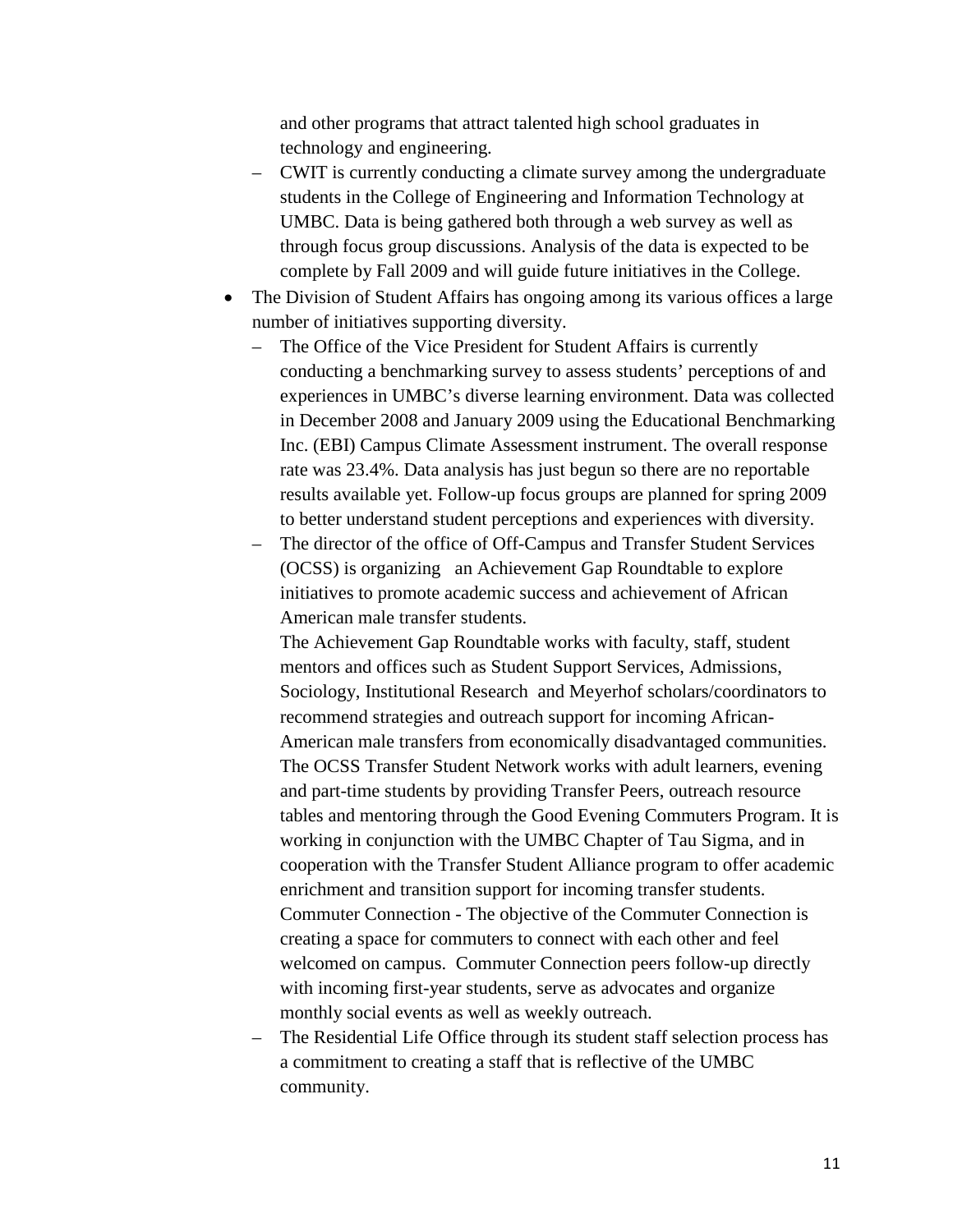and other programs that attract talented high school graduates in technology and engineering.
  - CWIT is currently conducting a climate survey among the undergraduate students in the College of Engineering and Information Technology at UMBC. Data is being gathered both through a web survey as well as through focus group discussions. Analysis of the data is expected to be complete by Fall 2009 and will guide future initiatives in the College.

- The Division of Student Affairs has ongoing among its various offices a large number of initiatives supporting diversity.
  - The Office of the Vice President for Student Affairs is currently conducting a benchmarking survey to assess students' perceptions of and experiences in UMBC's diverse learning environment. Data was collected in December 2008 and January 2009 using the Educational Benchmarking Inc. (EBI) Campus Climate Assessment instrument. The overall response rate was 23.4%. Data analysis has just begun so there are no reportable results available yet. Follow-up focus groups are planned for spring 2009 to better understand student perceptions and experiences with diversity.
  - The director of the office of Off-Campus and Transfer Student Services (OCSS) is organizing an Achievement Gap Roundtable to explore initiatives to promote academic success and achievement of African American male transfer students.

    The Achievement Gap Roundtable works with faculty, staff, student mentors and offices such as Student Support Services, Admissions, Sociology, Institutional Research and Meyerhof scholars/coordinators to recommend strategies and outreach support for incoming African-American male transfers from economically disadvantaged communities. The OCSS Transfer Student Network works with adult learners, evening and part-time students by providing Transfer Peers, outreach resource tables and mentoring through the Good Evening Commuters Program. It is working in conjunction with the UMBC Chapter of Tau Sigma, and in cooperation with the Transfer Student Alliance program to offer academic enrichment and transition support for incoming transfer students. Commuter Connection - The objective of the Commuter Connection is creating a space for commuters to connect with each other and feel welcomed on campus. Commuter Connection peers follow-up directly with incoming first-year students, serve as advocates and organize monthly social events as well as weekly outreach.
  - The Residential Life Office through its student staff selection process has a commitment to creating a staff that is reflective of the UMBC community.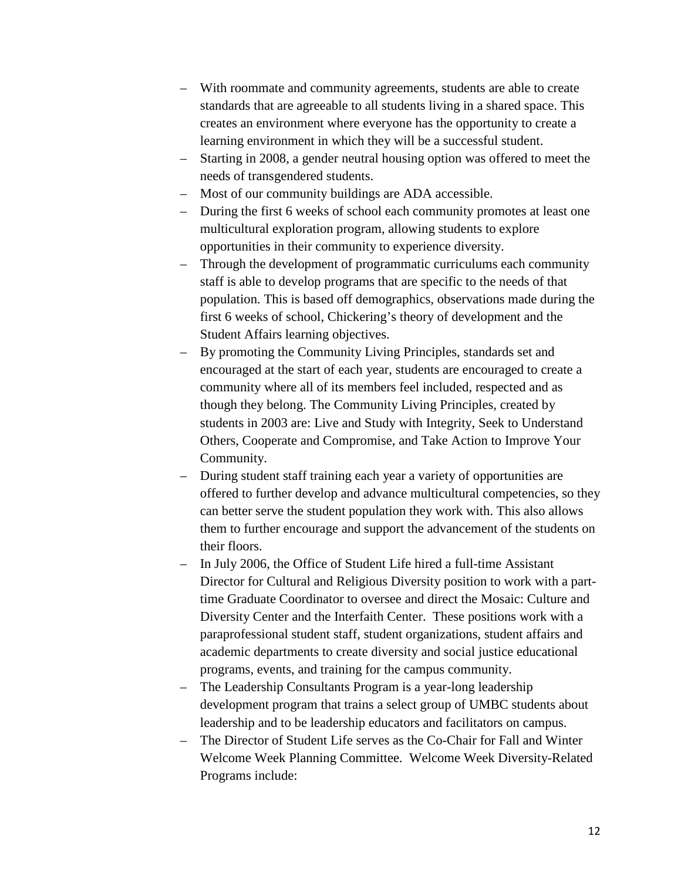- With roommate and community agreements, students are able to create standards that are agreeable to all students living in a shared space. This creates an environment where everyone has the opportunity to create a learning environment in which they will be a successful student.
- Starting in 2008, a gender neutral housing option was offered to meet the needs of transgendered students.
- Most of our community buildings are ADA accessible.
- During the first 6 weeks of school each community promotes at least one multicultural exploration program, allowing students to explore opportunities in their community to experience diversity.
- Through the development of programmatic curriculums each community staff is able to develop programs that are specific to the needs of that population. This is based off demographics, observations made during the first 6 weeks of school, Chickering's theory of development and the Student Affairs learning objectives.
- By promoting the Community Living Principles, standards set and encouraged at the start of each year, students are encouraged to create a community where all of its members feel included, respected and as though they belong. The Community Living Principles, created by students in 2003 are: Live and Study with Integrity, Seek to Understand Others, Cooperate and Compromise, and Take Action to Improve Your Community.
- During student staff training each year a variety of opportunities are offered to further develop and advance multicultural competencies, so they can better serve the student population they work with. This also allows them to further encourage and support the advancement of the students on their floors.
- In July 2006, the Office of Student Life hired a full-time Assistant Director for Cultural and Religious Diversity position to work with a part-time Graduate Coordinator to oversee and direct the Mosaic: Culture and Diversity Center and the Interfaith Center. These positions work with a paraprofessional student staff, student organizations, student affairs and academic departments to create diversity and social justice educational programs, events, and training for the campus community.
- The Leadership Consultants Program is a year-long leadership development program that trains a select group of UMBC students about leadership and to be leadership educators and facilitators on campus.
- The Director of Student Life serves as the Co-Chair for Fall and Winter Welcome Week Planning Committee. Welcome Week Diversity-Related Programs include: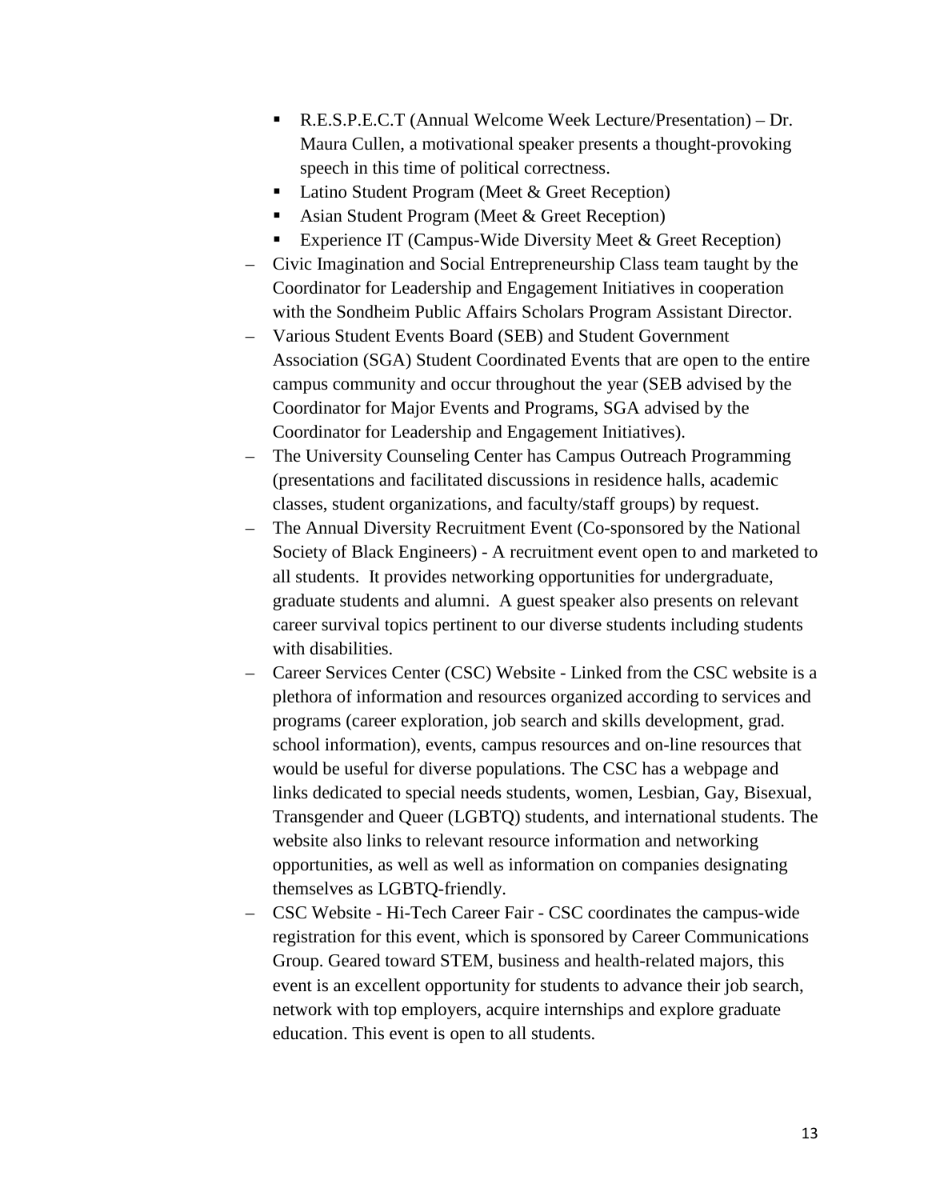- R.E.S.P.E.C.T (Annual Welcome Week Lecture/Presentation) – Dr. Maura Cullen, a motivational speaker presents a thought-provoking speech in this time of political correctness.
  - Latino Student Program (Meet & Greet Reception)
  - Asian Student Program (Meet & Greet Reception)
  - Experience IT (Campus-Wide Diversity Meet & Greet Reception)
- Civic Imagination and Social Entrepreneurship Class team taught by the Coordinator for Leadership and Engagement Initiatives in cooperation with the Sondheim Public Affairs Scholars Program Assistant Director.
- Various Student Events Board (SEB) and Student Government Association (SGA) Student Coordinated Events that are open to the entire campus community and occur throughout the year (SEB advised by the Coordinator for Major Events and Programs, SGA advised by the Coordinator for Leadership and Engagement Initiatives).
- The University Counseling Center has Campus Outreach Programming (presentations and facilitated discussions in residence halls, academic classes, student organizations, and faculty/staff groups) by request.
- The Annual Diversity Recruitment Event (Co-sponsored by the National Society of Black Engineers) - A recruitment event open to and marketed to all students. It provides networking opportunities for undergraduate, graduate students and alumni. A guest speaker also presents on relevant career survival topics pertinent to our diverse students including students with disabilities.
- Career Services Center (CSC) Website - Linked from the CSC website is a plethora of information and resources organized according to services and programs (career exploration, job search and skills development, grad. school information), events, campus resources and on-line resources that would be useful for diverse populations. The CSC has a webpage and links dedicated to special needs students, women, Lesbian, Gay, Bisexual, Transgender and Queer (LGBTQ) students, and international students. The website also links to relevant resource information and networking opportunities, as well as well as information on companies designating themselves as LGBTQ-friendly.
- CSC Website - Hi-Tech Career Fair - CSC coordinates the campus-wide registration for this event, which is sponsored by Career Communications Group. Geared toward STEM, business and health-related majors, this event is an excellent opportunity for students to advance their job search, network with top employers, acquire internships and explore graduate education. This event is open to all students.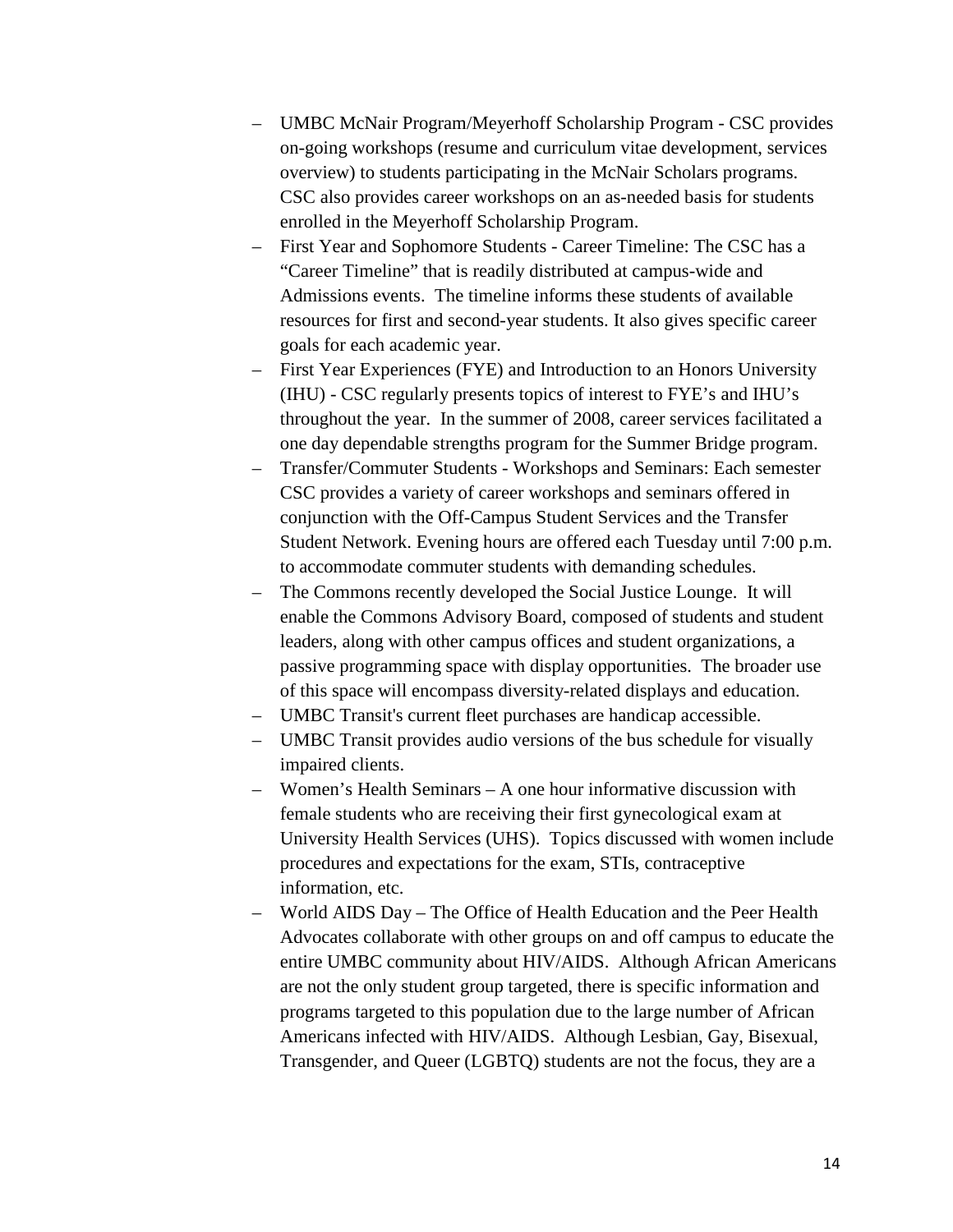- UMBC McNair Program/Meyerhoff Scholarship Program - CSC provides on-going workshops (resume and curriculum vitae development, services overview) to students participating in the McNair Scholars programs. CSC also provides career workshops on an as-needed basis for students enrolled in the Meyerhoff Scholarship Program.
- First Year and Sophomore Students - Career Timeline: The CSC has a "Career Timeline" that is readily distributed at campus-wide and Admissions events. The timeline informs these students of available resources for first and second-year students. It also gives specific career goals for each academic year.
- First Year Experiences (FYE) and Introduction to an Honors University (IHU) - CSC regularly presents topics of interest to FYE's and IHU's throughout the year. In the summer of 2008, career services facilitated a one day dependable strengths program for the Summer Bridge program.
- Transfer/Commuter Students - Workshops and Seminars: Each semester CSC provides a variety of career workshops and seminars offered in conjunction with the Off-Campus Student Services and the Transfer Student Network. Evening hours are offered each Tuesday until 7:00 p.m. to accommodate commuter students with demanding schedules.
- The Commons recently developed the Social Justice Lounge. It will enable the Commons Advisory Board, composed of students and student leaders, along with other campus offices and student organizations, a passive programming space with display opportunities. The broader use of this space will encompass diversity-related displays and education.
- UMBC Transit's current fleet purchases are handicap accessible.
- UMBC Transit provides audio versions of the bus schedule for visually impaired clients.
- Women's Health Seminars – A one hour informative discussion with female students who are receiving their first gynecological exam at University Health Services (UHS). Topics discussed with women include procedures and expectations for the exam, STIs, contraceptive information, etc.
- World AIDS Day – The Office of Health Education and the Peer Health Advocates collaborate with other groups on and off campus to educate the entire UMBC community about HIV/AIDS. Although African Americans are not the only student group targeted, there is specific information and programs targeted to this population due to the large number of African Americans infected with HIV/AIDS. Although Lesbian, Gay, Bisexual, Transgender, and Queer (LGBTQ) students are not the focus, they are a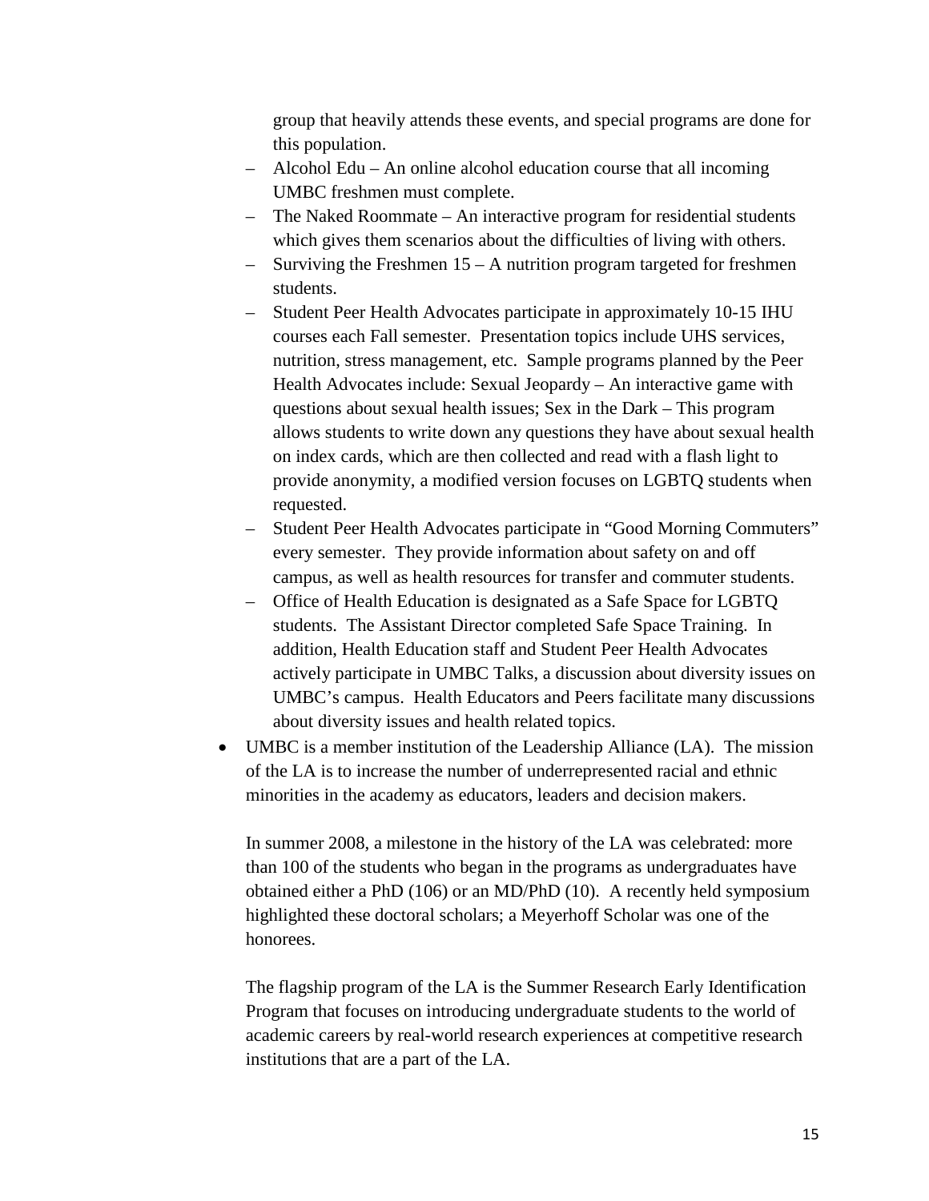group that heavily attends these events, and special programs are done for this population.

  - Alcohol Edu – An online alcohol education course that all incoming UMBC freshmen must complete.
  - The Naked Roommate – An interactive program for residential students which gives them scenarios about the difficulties of living with others.
  - Surviving the Freshmen 15 – A nutrition program targeted for freshmen students.
  - Student Peer Health Advocates participate in approximately 10-15 IHU courses each Fall semester. Presentation topics include UHS services, nutrition, stress management, etc. Sample programs planned by the Peer Health Advocates include: Sexual Jeopardy – An interactive game with questions about sexual health issues; Sex in the Dark – This program allows students to write down any questions they have about sexual health on index cards, which are then collected and read with a flash light to provide anonymity, a modified version focuses on LGBTQ students when requested.
  - Student Peer Health Advocates participate in "Good Morning Commuters" every semester. They provide information about safety on and off campus, as well as health resources for transfer and commuter students.
  - Office of Health Education is designated as a Safe Space for LGBTQ students. The Assistant Director completed Safe Space Training. In addition, Health Education staff and Student Peer Health Advocates actively participate in UMBC Talks, a discussion about diversity issues on UMBC's campus. Health Educators and Peers facilitate many discussions about diversity issues and health related topics.

- UMBC is a member institution of the Leadership Alliance (LA). The mission of the LA is to increase the number of underrepresented racial and ethnic minorities in the academy as educators, leaders and decision makers.

  In summer 2008, a milestone in the history of the LA was celebrated: more than 100 of the students who began in the programs as undergraduates have obtained either a PhD (106) or an MD/PhD (10). A recently held symposium highlighted these doctoral scholars; a Meyerhoff Scholar was one of the honorees.

  The flagship program of the LA is the Summer Research Early Identification Program that focuses on introducing undergraduate students to the world of academic careers by real-world research experiences at competitive research institutions that are a part of the LA.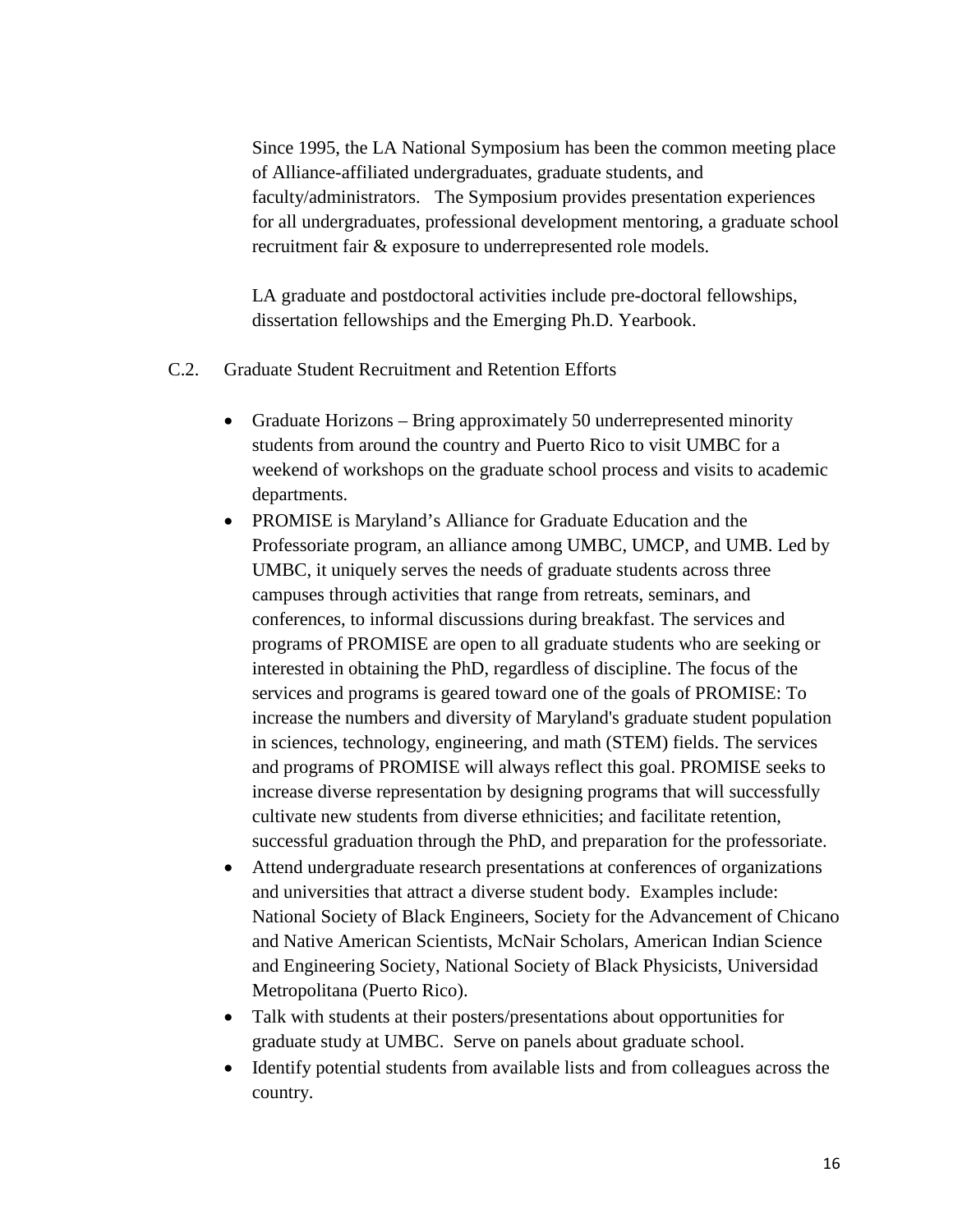Since 1995, the LA National Symposium has been the common meeting place of Alliance-affiliated undergraduates, graduate students, and faculty/administrators. The Symposium provides presentation experiences for all undergraduates, professional development mentoring, a graduate school recruitment fair & exposure to underrepresented role models.

LA graduate and postdoctoral activities include pre-doctoral fellowships, dissertation fellowships and the Emerging Ph.D. Yearbook.

### C.2. Graduate Student Recruitment and Retention Efforts

- Graduate Horizons – Bring approximately 50 underrepresented minority students from around the country and Puerto Rico to visit UMBC for a weekend of workshops on the graduate school process and visits to academic departments.
- PROMISE is Maryland's Alliance for Graduate Education and the Professoriate program, an alliance among UMBC, UMCP, and UMB. Led by UMBC, it uniquely serves the needs of graduate students across three campuses through activities that range from retreats, seminars, and conferences, to informal discussions during breakfast. The services and programs of PROMISE are open to all graduate students who are seeking or interested in obtaining the PhD, regardless of discipline. The focus of the services and programs is geared toward one of the goals of PROMISE: To increase the numbers and diversity of Maryland's graduate student population in sciences, technology, engineering, and math (STEM) fields. The services and programs of PROMISE will always reflect this goal. PROMISE seeks to increase diverse representation by designing programs that will successfully cultivate new students from diverse ethnicities; and facilitate retention, successful graduation through the PhD, and preparation for the professoriate.
- Attend undergraduate research presentations at conferences of organizations and universities that attract a diverse student body. Examples include: National Society of Black Engineers, Society for the Advancement of Chicano and Native American Scientists, McNair Scholars, American Indian Science and Engineering Society, National Society of Black Physicists, Universidad Metropolitana (Puerto Rico).
- Talk with students at their posters/presentations about opportunities for graduate study at UMBC. Serve on panels about graduate school.
- Identify potential students from available lists and from colleagues across the country.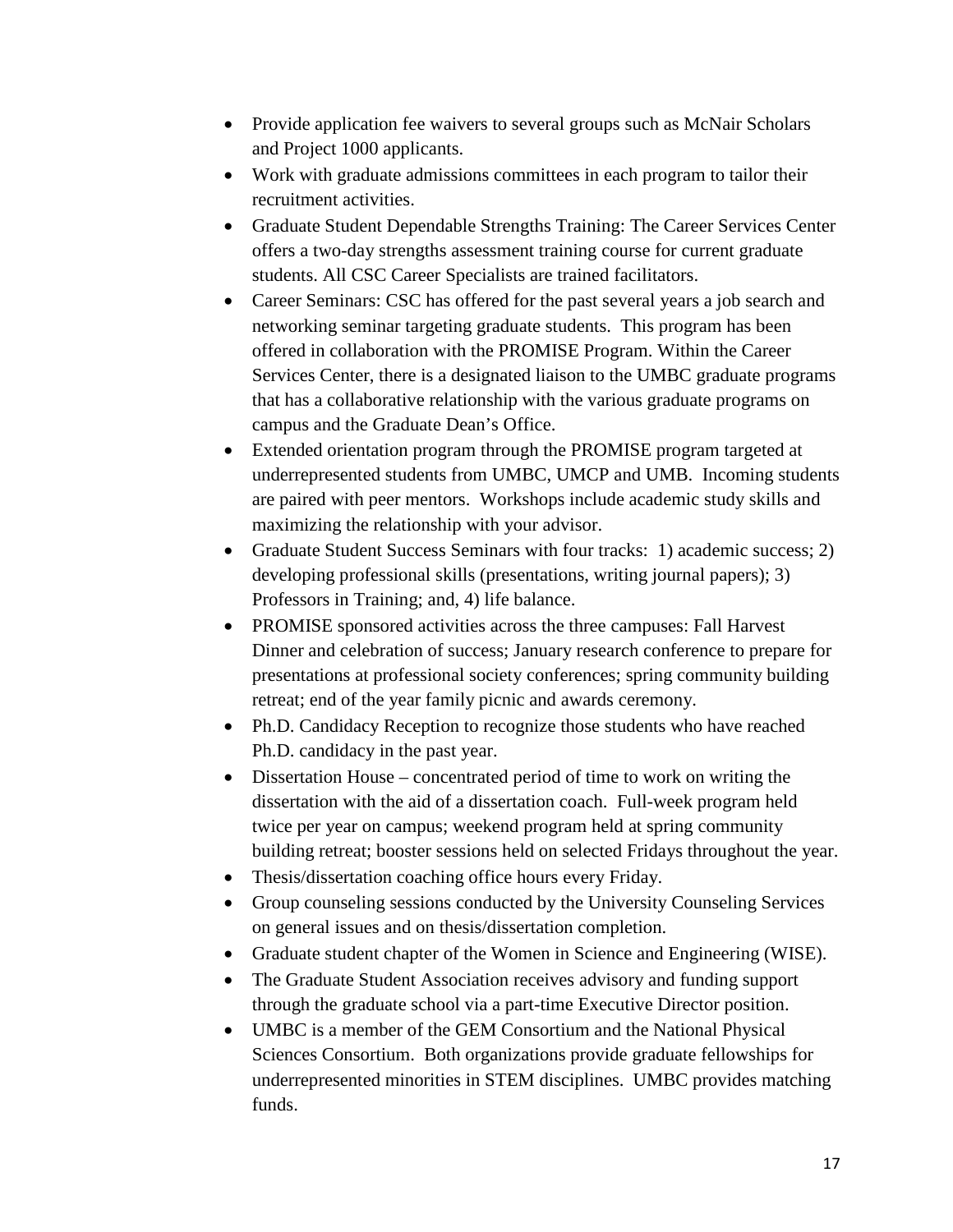- Provide application fee waivers to several groups such as McNair Scholars and Project 1000 applicants.
- Work with graduate admissions committees in each program to tailor their recruitment activities.
- Graduate Student Dependable Strengths Training: The Career Services Center offers a two-day strengths assessment training course for current graduate students. All CSC Career Specialists are trained facilitators.
- Career Seminars: CSC has offered for the past several years a job search and networking seminar targeting graduate students. This program has been offered in collaboration with the PROMISE Program. Within the Career Services Center, there is a designated liaison to the UMBC graduate programs that has a collaborative relationship with the various graduate programs on campus and the Graduate Dean's Office.
- Extended orientation program through the PROMISE program targeted at underrepresented students from UMBC, UMCP and UMB. Incoming students are paired with peer mentors. Workshops include academic study skills and maximizing the relationship with your advisor.
- Graduate Student Success Seminars with four tracks: 1) academic success; 2) developing professional skills (presentations, writing journal papers); 3) Professors in Training; and, 4) life balance.
- PROMISE sponsored activities across the three campuses: Fall Harvest Dinner and celebration of success; January research conference to prepare for presentations at professional society conferences; spring community building retreat; end of the year family picnic and awards ceremony.
- Ph.D. Candidacy Reception to recognize those students who have reached Ph.D. candidacy in the past year.
- Dissertation House – concentrated period of time to work on writing the dissertation with the aid of a dissertation coach. Full-week program held twice per year on campus; weekend program held at spring community building retreat; booster sessions held on selected Fridays throughout the year.
- Thesis/dissertation coaching office hours every Friday.
- Group counseling sessions conducted by the University Counseling Services on general issues and on thesis/dissertation completion.
- Graduate student chapter of the Women in Science and Engineering (WISE).
- The Graduate Student Association receives advisory and funding support through the graduate school via a part-time Executive Director position.
- UMBC is a member of the GEM Consortium and the National Physical Sciences Consortium. Both organizations provide graduate fellowships for underrepresented minorities in STEM disciplines. UMBC provides matching funds.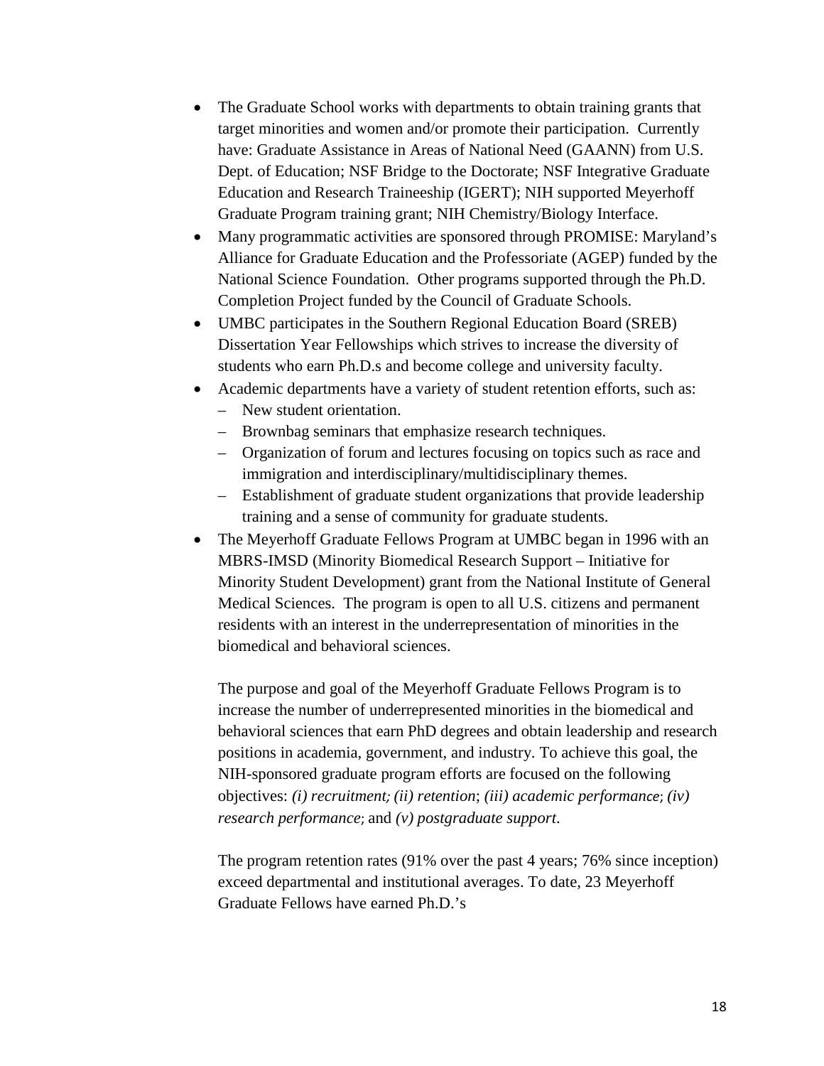- The Graduate School works with departments to obtain training grants that target minorities and women and/or promote their participation. Currently have: Graduate Assistance in Areas of National Need (GAANN) from U.S. Dept. of Education; NSF Bridge to the Doctorate; NSF Integrative Graduate Education and Research Traineeship (IGERT); NIH supported Meyerhoff Graduate Program training grant; NIH Chemistry/Biology Interface.
- Many programmatic activities are sponsored through PROMISE: Maryland's Alliance for Graduate Education and the Professoriate (AGEP) funded by the National Science Foundation. Other programs supported through the Ph.D. Completion Project funded by the Council of Graduate Schools.
- UMBC participates in the Southern Regional Education Board (SREB) Dissertation Year Fellowships which strives to increase the diversity of students who earn Ph.D.s and become college and university faculty.
- Academic departments have a variety of student retention efforts, such as:
  - New student orientation.
  - Brownbag seminars that emphasize research techniques.
  - Organization of forum and lectures focusing on topics such as race and immigration and interdisciplinary/multidisciplinary themes.
  - Establishment of graduate student organizations that provide leadership training and a sense of community for graduate students.
- The Meyerhoff Graduate Fellows Program at UMBC began in 1996 with an MBRS-IMSD (Minority Biomedical Research Support – Initiative for Minority Student Development) grant from the National Institute of General Medical Sciences. The program is open to all U.S. citizens and permanent residents with an interest in the underrepresentation of minorities in the biomedical and behavioral sciences.

  The purpose and goal of the Meyerhoff Graduate Fellows Program is to increase the number of underrepresented minorities in the biomedical and behavioral sciences that earn PhD degrees and obtain leadership and research positions in academia, government, and industry. To achieve this goal, the NIH-sponsored graduate program efforts are focused on the following objectives: *(i) recruitment; (ii) retention*; *(iii) academic performance; (iv) research performance;* and *(v) postgraduate support*.

  The program retention rates (91% over the past 4 years; 76% since inception) exceed departmental and institutional averages. To date, 23 Meyerhoff Graduate Fellows have earned Ph.D.'s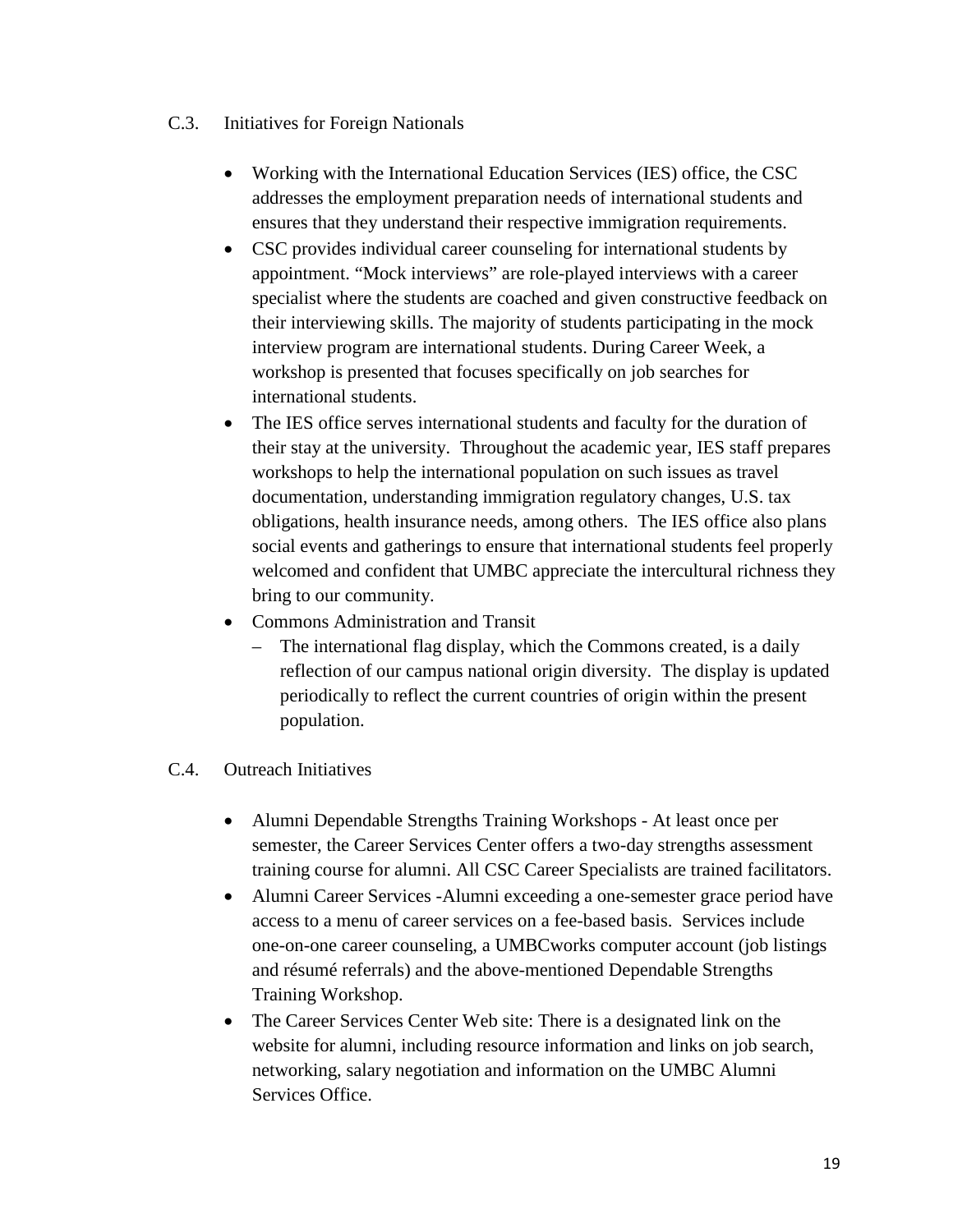## C.3. Initiatives for Foreign Nationals

- Working with the International Education Services (IES) office, the CSC addresses the employment preparation needs of international students and ensures that they understand their respective immigration requirements.
- CSC provides individual career counseling for international students by appointment. "Mock interviews" are role-played interviews with a career specialist where the students are coached and given constructive feedback on their interviewing skills. The majority of students participating in the mock interview program are international students. During Career Week, a workshop is presented that focuses specifically on job searches for international students.
- The IES office serves international students and faculty for the duration of their stay at the university. Throughout the academic year, IES staff prepares workshops to help the international population on such issues as travel documentation, understanding immigration regulatory changes, U.S. tax obligations, health insurance needs, among others. The IES office also plans social events and gatherings to ensure that international students feel properly welcomed and confident that UMBC appreciate the intercultural richness they bring to our community.
- Commons Administration and Transit
  - The international flag display, which the Commons created, is a daily reflection of our campus national origin diversity. The display is updated periodically to reflect the current countries of origin within the present population.

## C.4. Outreach Initiatives

- Alumni Dependable Strengths Training Workshops - At least once per semester, the Career Services Center offers a two-day strengths assessment training course for alumni. All CSC Career Specialists are trained facilitators.
- Alumni Career Services -Alumni exceeding a one-semester grace period have access to a menu of career services on a fee-based basis. Services include one-on-one career counseling, a UMBCworks computer account (job listings and résumé referrals) and the above-mentioned Dependable Strengths Training Workshop.
- The Career Services Center Web site: There is a designated link on the website for alumni, including resource information and links on job search, networking, salary negotiation and information on the UMBC Alumni Services Office.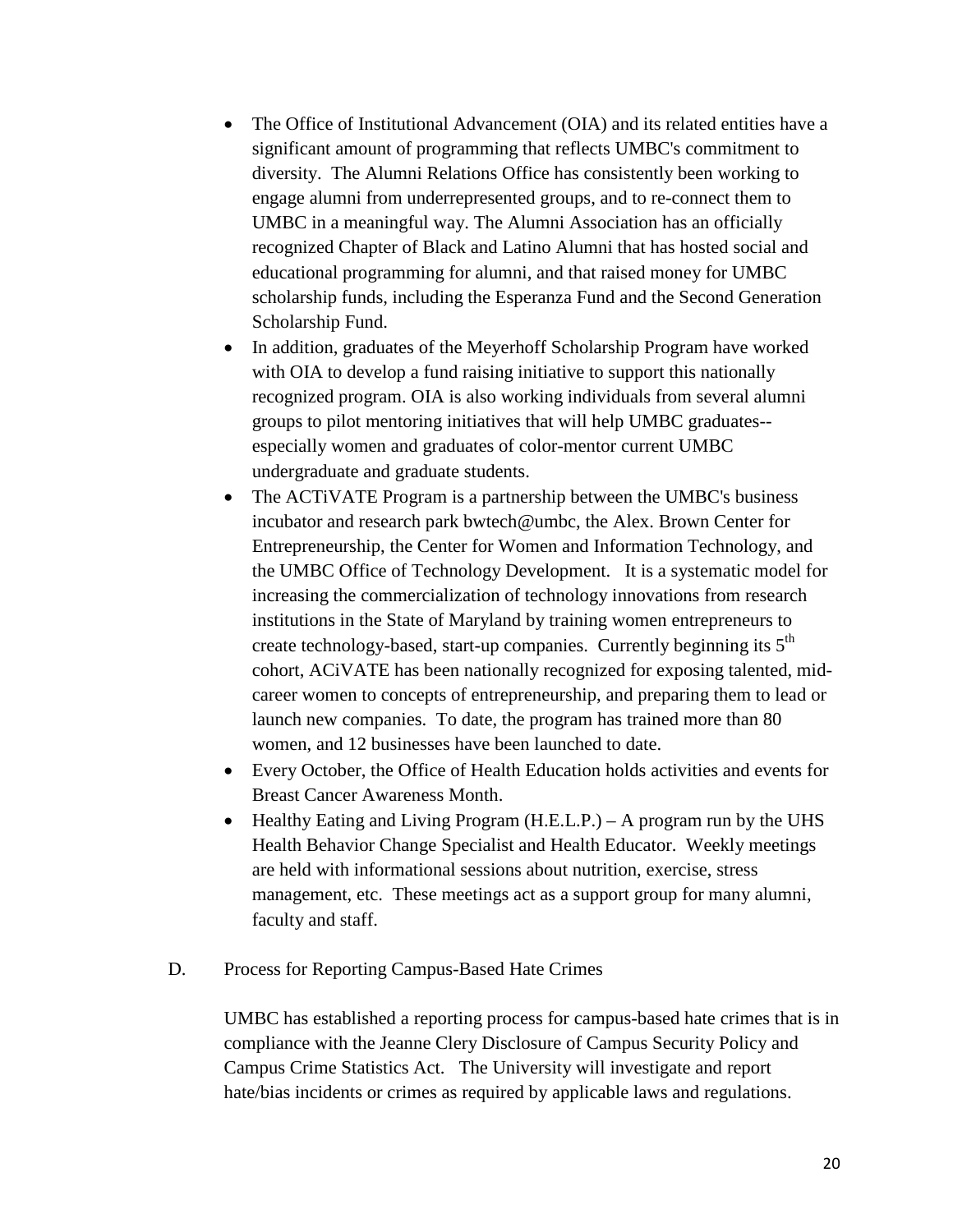- The Office of Institutional Advancement (OIA) and its related entities have a significant amount of programming that reflects UMBC's commitment to diversity. The Alumni Relations Office has consistently been working to engage alumni from underrepresented groups, and to re-connect them to UMBC in a meaningful way. The Alumni Association has an officially recognized Chapter of Black and Latino Alumni that has hosted social and educational programming for alumni, and that raised money for UMBC scholarship funds, including the Esperanza Fund and the Second Generation Scholarship Fund.
- In addition, graduates of the Meyerhoff Scholarship Program have worked with OIA to develop a fund raising initiative to support this nationally recognized program. OIA is also working individuals from several alumni groups to pilot mentoring initiatives that will help UMBC graduates--especially women and graduates of color-mentor current UMBC undergraduate and graduate students.
- The ACTiVATE Program is a partnership between the UMBC's business incubator and research park bwtech@umbc, the Alex. Brown Center for Entrepreneurship, the Center for Women and Information Technology, and the UMBC Office of Technology Development. It is a systematic model for increasing the commercialization of technology innovations from research institutions in the State of Maryland by training women entrepreneurs to create technology-based, start-up companies. Currently beginning its 5th cohort, ACiVATE has been nationally recognized for exposing talented, mid-career women to concepts of entrepreneurship, and preparing them to lead or launch new companies. To date, the program has trained more than 80 women, and 12 businesses have been launched to date.
- Every October, the Office of Health Education holds activities and events for Breast Cancer Awareness Month.
- Healthy Eating and Living Program (H.E.L.P.) – A program run by the UHS Health Behavior Change Specialist and Health Educator. Weekly meetings are held with informational sessions about nutrition, exercise, stress management, etc. These meetings act as a support group for many alumni, faculty and staff.

D. Process for Reporting Campus-Based Hate Crimes

UMBC has established a reporting process for campus-based hate crimes that is in compliance with the Jeanne Clery Disclosure of Campus Security Policy and Campus Crime Statistics Act. The University will investigate and report hate/bias incidents or crimes as required by applicable laws and regulations.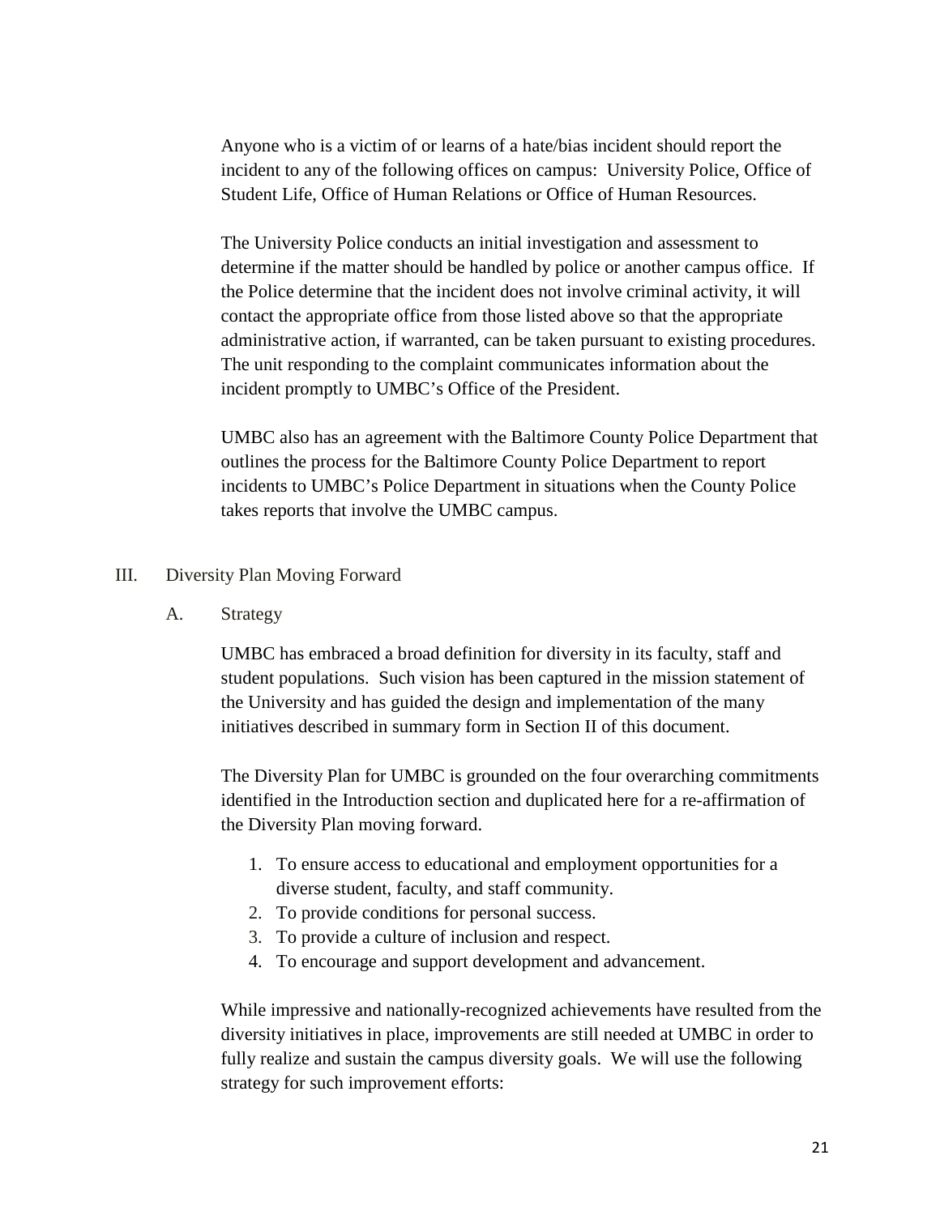Anyone who is a victim of or learns of a hate/bias incident should report the incident to any of the following offices on campus: University Police, Office of Student Life, Office of Human Relations or Office of Human Resources.

The University Police conducts an initial investigation and assessment to determine if the matter should be handled by police or another campus office. If the Police determine that the incident does not involve criminal activity, it will contact the appropriate office from those listed above so that the appropriate administrative action, if warranted, can be taken pursuant to existing procedures. The unit responding to the complaint communicates information about the incident promptly to UMBC's Office of the President.

UMBC also has an agreement with the Baltimore County Police Department that outlines the process for the Baltimore County Police Department to report incidents to UMBC's Police Department in situations when the County Police takes reports that involve the UMBC campus.

## III. Diversity Plan Moving Forward

### A. Strategy

UMBC has embraced a broad definition for diversity in its faculty, staff and student populations. Such vision has been captured in the mission statement of the University and has guided the design and implementation of the many initiatives described in summary form in Section II of this document.

The Diversity Plan for UMBC is grounded on the four overarching commitments identified in the Introduction section and duplicated here for a re-affirmation of the Diversity Plan moving forward.

1. To ensure access to educational and employment opportunities for a diverse student, faculty, and staff community.
2. To provide conditions for personal success.
3. To provide a culture of inclusion and respect.
4. To encourage and support development and advancement.

While impressive and nationally-recognized achievements have resulted from the diversity initiatives in place, improvements are still needed at UMBC in order to fully realize and sustain the campus diversity goals. We will use the following strategy for such improvement efforts: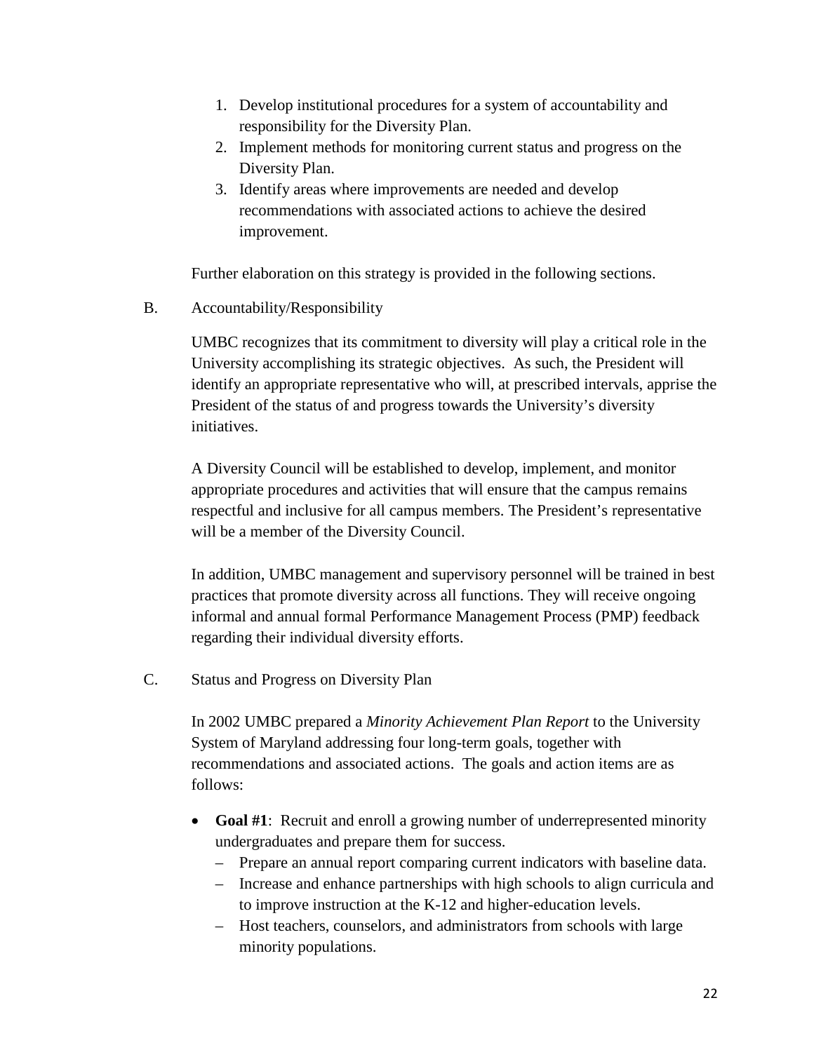1. Develop institutional procedures for a system of accountability and responsibility for the Diversity Plan.
2. Implement methods for monitoring current status and progress on the Diversity Plan.
3. Identify areas where improvements are needed and develop recommendations with associated actions to achieve the desired improvement.

Further elaboration on this strategy is provided in the following sections.

B. Accountability/Responsibility

UMBC recognizes that its commitment to diversity will play a critical role in the University accomplishing its strategic objectives. As such, the President will identify an appropriate representative who will, at prescribed intervals, apprise the President of the status of and progress towards the University's diversity initiatives.

A Diversity Council will be established to develop, implement, and monitor appropriate procedures and activities that will ensure that the campus remains respectful and inclusive for all campus members. The President's representative will be a member of the Diversity Council.

In addition, UMBC management and supervisory personnel will be trained in best practices that promote diversity across all functions. They will receive ongoing informal and annual formal Performance Management Process (PMP) feedback regarding their individual diversity efforts.

C. Status and Progress on Diversity Plan

In 2002 UMBC prepared a *Minority Achievement Plan Report* to the University System of Maryland addressing four long-term goals, together with recommendations and associated actions. The goals and action items are as follows:

- **Goal #1**: Recruit and enroll a growing number of underrepresented minority undergraduates and prepare them for success.
  - Prepare an annual report comparing current indicators with baseline data.
  - Increase and enhance partnerships with high schools to align curricula and to improve instruction at the K-12 and higher-education levels.
  - Host teachers, counselors, and administrators from schools with large minority populations.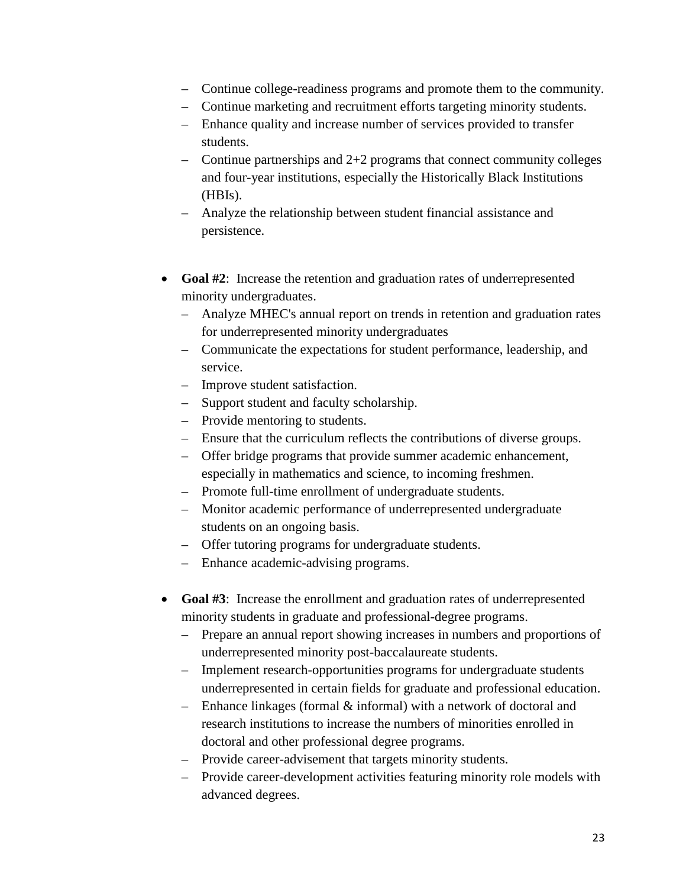- Continue college-readiness programs and promote them to the community.
  - Continue marketing and recruitment efforts targeting minority students.
  - Enhance quality and increase number of services provided to transfer students.
  - Continue partnerships and 2+2 programs that connect community colleges and four-year institutions, especially the Historically Black Institutions (HBIs).
  - Analyze the relationship between student financial assistance and persistence.

- **Goal #2**: Increase the retention and graduation rates of underrepresented minority undergraduates.
  - Analyze MHEC's annual report on trends in retention and graduation rates for underrepresented minority undergraduates
  - Communicate the expectations for student performance, leadership, and service.
  - Improve student satisfaction.
  - Support student and faculty scholarship.
  - Provide mentoring to students.
  - Ensure that the curriculum reflects the contributions of diverse groups.
  - Offer bridge programs that provide summer academic enhancement, especially in mathematics and science, to incoming freshmen.
  - Promote full-time enrollment of undergraduate students.
  - Monitor academic performance of underrepresented undergraduate students on an ongoing basis.
  - Offer tutoring programs for undergraduate students.
  - Enhance academic-advising programs.

- **Goal #3**: Increase the enrollment and graduation rates of underrepresented minority students in graduate and professional-degree programs.
  - Prepare an annual report showing increases in numbers and proportions of underrepresented minority post-baccalaureate students.
  - Implement research-opportunities programs for undergraduate students underrepresented in certain fields for graduate and professional education.
  - Enhance linkages (formal & informal) with a network of doctoral and research institutions to increase the numbers of minorities enrolled in doctoral and other professional degree programs.
  - Provide career-advisement that targets minority students.
  - Provide career-development activities featuring minority role models with advanced degrees.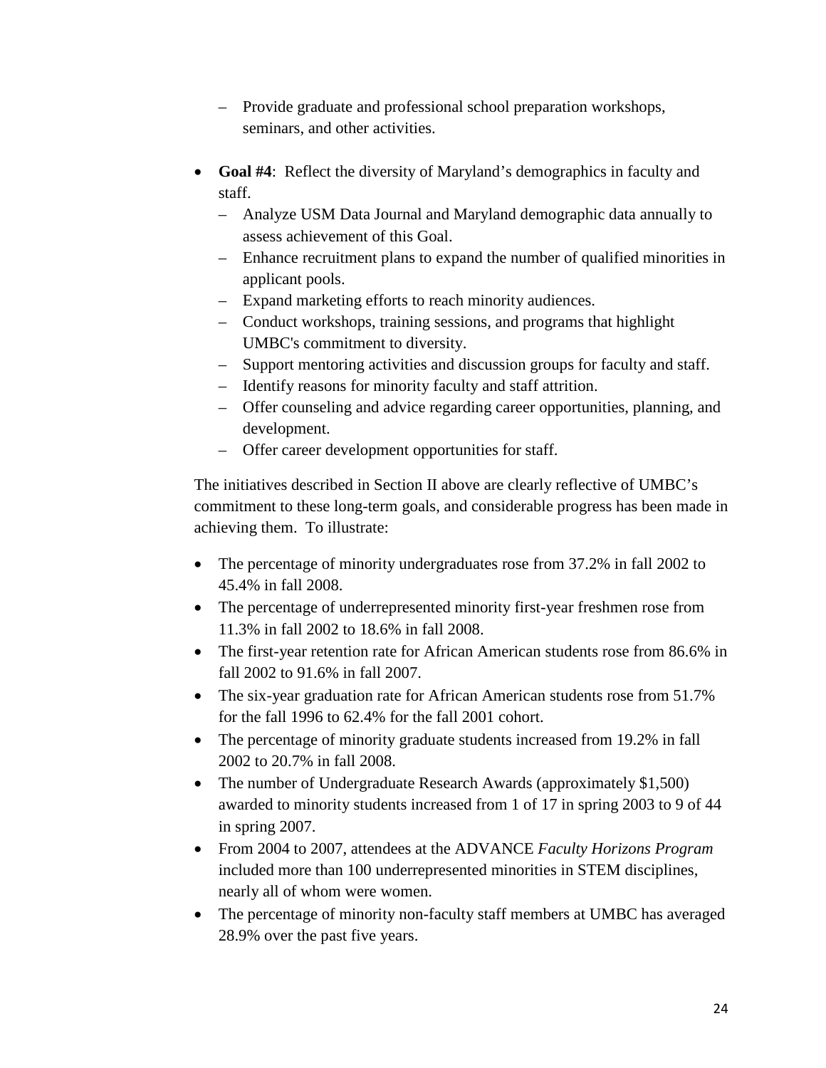- Provide graduate and professional school preparation workshops, seminars, and other activities.

- **Goal #4**: Reflect the diversity of Maryland's demographics in faculty and staff.
  - Analyze USM Data Journal and Maryland demographic data annually to assess achievement of this Goal.
  - Enhance recruitment plans to expand the number of qualified minorities in applicant pools.
  - Expand marketing efforts to reach minority audiences.
  - Conduct workshops, training sessions, and programs that highlight UMBC's commitment to diversity.
  - Support mentoring activities and discussion groups for faculty and staff.
  - Identify reasons for minority faculty and staff attrition.
  - Offer counseling and advice regarding career opportunities, planning, and development.
  - Offer career development opportunities for staff.

The initiatives described in Section II above are clearly reflective of UMBC's commitment to these long-term goals, and considerable progress has been made in achieving them. To illustrate:

- The percentage of minority undergraduates rose from 37.2% in fall 2002 to 45.4% in fall 2008.
- The percentage of underrepresented minority first-year freshmen rose from 11.3% in fall 2002 to 18.6% in fall 2008.
- The first-year retention rate for African American students rose from 86.6% in fall 2002 to 91.6% in fall 2007.
- The six-year graduation rate for African American students rose from 51.7% for the fall 1996 to 62.4% for the fall 2001 cohort.
- The percentage of minority graduate students increased from 19.2% in fall 2002 to 20.7% in fall 2008.
- The number of Undergraduate Research Awards (approximately $1,500) awarded to minority students increased from 1 of 17 in spring 2003 to 9 of 44 in spring 2007.
- From 2004 to 2007, attendees at the ADVANCE *Faculty Horizons Program* included more than 100 underrepresented minorities in STEM disciplines, nearly all of whom were women.
- The percentage of minority non-faculty staff members at UMBC has averaged 28.9% over the past five years.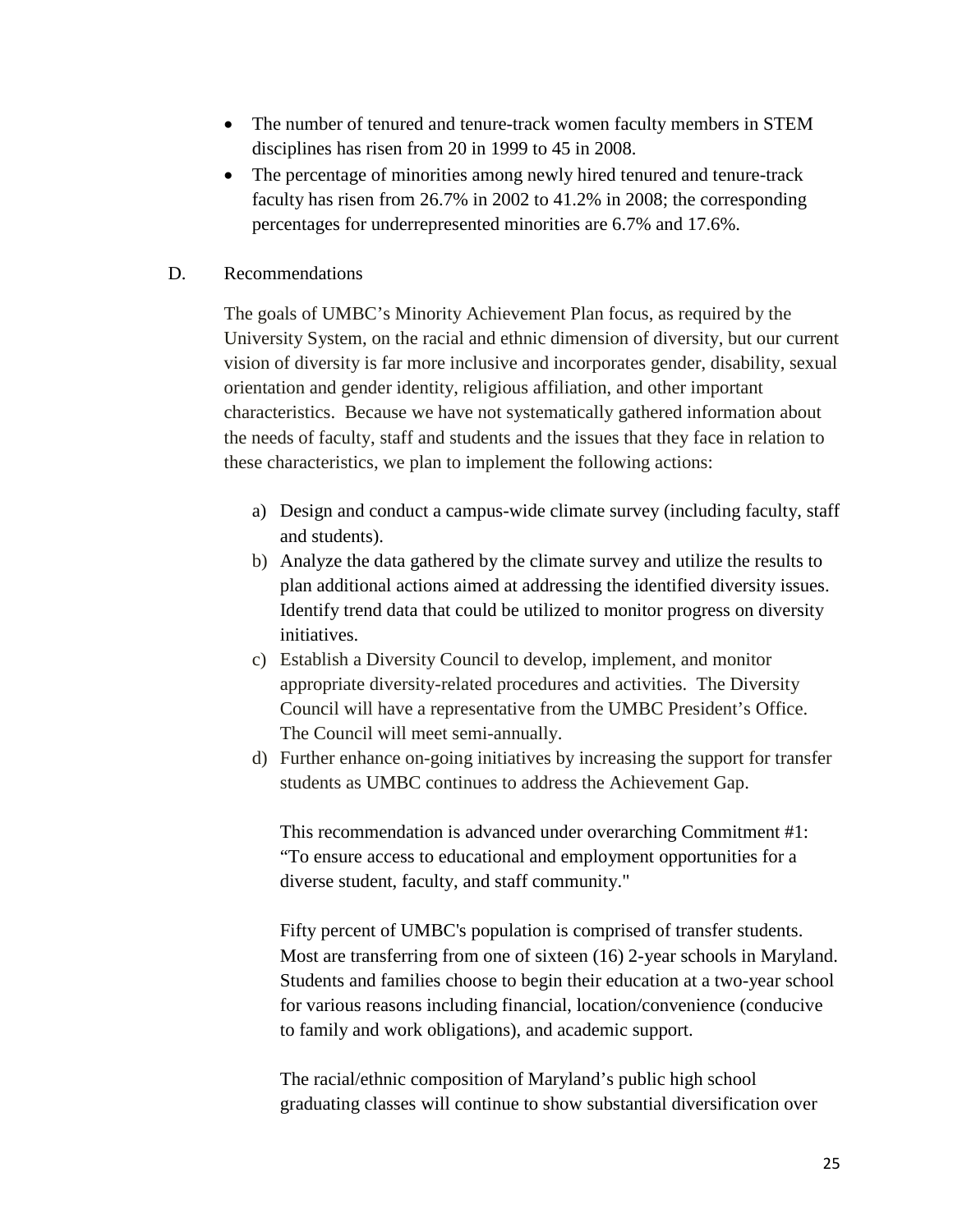- The number of tenured and tenure-track women faculty members in STEM disciplines has risen from 20 in 1999 to 45 in 2008.
- The percentage of minorities among newly hired tenured and tenure-track faculty has risen from 26.7% in 2002 to 41.2% in 2008; the corresponding percentages for underrepresented minorities are 6.7% and 17.6%.

## D. Recommendations

The goals of UMBC's Minority Achievement Plan focus, as required by the University System, on the racial and ethnic dimension of diversity, but our current vision of diversity is far more inclusive and incorporates gender, disability, sexual orientation and gender identity, religious affiliation, and other important characteristics. Because we have not systematically gathered information about the needs of faculty, staff and students and the issues that they face in relation to these characteristics, we plan to implement the following actions:

a) Design and conduct a campus-wide climate survey (including faculty, staff and students).

b) Analyze the data gathered by the climate survey and utilize the results to plan additional actions aimed at addressing the identified diversity issues. Identify trend data that could be utilized to monitor progress on diversity initiatives.

c) Establish a Diversity Council to develop, implement, and monitor appropriate diversity-related procedures and activities. The Diversity Council will have a representative from the UMBC President's Office. The Council will meet semi-annually.

d) Further enhance on-going initiatives by increasing the support for transfer students as UMBC continues to address the Achievement Gap.

   This recommendation is advanced under overarching Commitment #1: "To ensure access to educational and employment opportunities for a diverse student, faculty, and staff community."

   Fifty percent of UMBC's population is comprised of transfer students. Most are transferring from one of sixteen (16) 2-year schools in Maryland. Students and families choose to begin their education at a two-year school for various reasons including financial, location/convenience (conducive to family and work obligations), and academic support.

   The racial/ethnic composition of Maryland's public high school graduating classes will continue to show substantial diversification over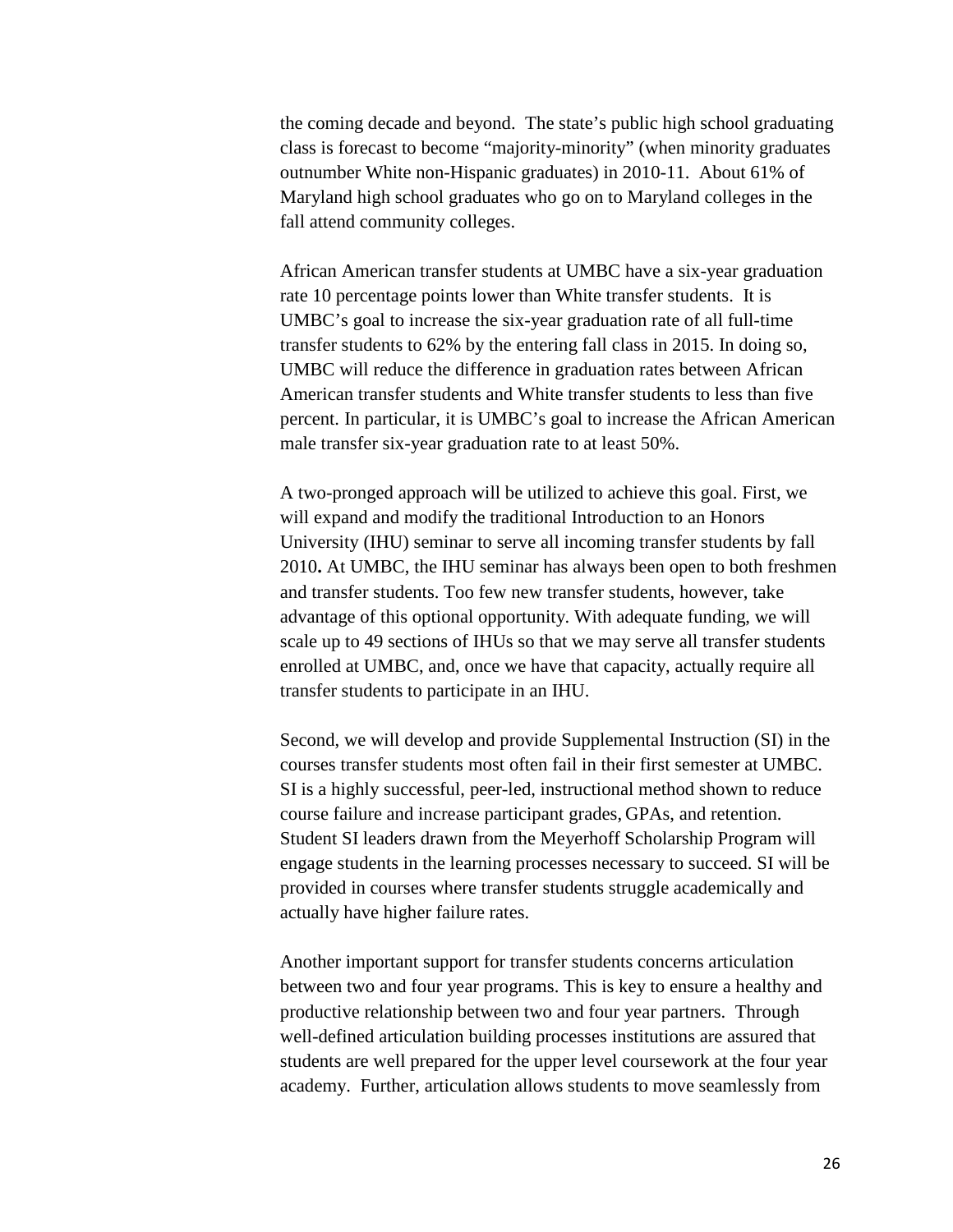the coming decade and beyond. The state's public high school graduating class is forecast to become "majority-minority" (when minority graduates outnumber White non-Hispanic graduates) in 2010-11. About 61% of Maryland high school graduates who go on to Maryland colleges in the fall attend community colleges.

African American transfer students at UMBC have a six-year graduation rate 10 percentage points lower than White transfer students. It is UMBC's goal to increase the six-year graduation rate of all full-time transfer students to 62% by the entering fall class in 2015. In doing so, UMBC will reduce the difference in graduation rates between African American transfer students and White transfer students to less than five percent. In particular, it is UMBC's goal to increase the African American male transfer six-year graduation rate to at least 50%.

A two-pronged approach will be utilized to achieve this goal. First, we will expand and modify the traditional Introduction to an Honors University (IHU) seminar to serve all incoming transfer students by fall 2010**.** At UMBC, the IHU seminar has always been open to both freshmen and transfer students. Too few new transfer students, however, take advantage of this optional opportunity. With adequate funding, we will scale up to 49 sections of IHUs so that we may serve all transfer students enrolled at UMBC, and, once we have that capacity, actually require all transfer students to participate in an IHU.

Second, we will develop and provide Supplemental Instruction (SI) in the courses transfer students most often fail in their first semester at UMBC. SI is a highly successful, peer-led, instructional method shown to reduce course failure and increase participant grades, GPAs, and retention. Student SI leaders drawn from the Meyerhoff Scholarship Program will engage students in the learning processes necessary to succeed. SI will be provided in courses where transfer students struggle academically and actually have higher failure rates.

Another important support for transfer students concerns articulation between two and four year programs. This is key to ensure a healthy and productive relationship between two and four year partners. Through well-defined articulation building processes institutions are assured that students are well prepared for the upper level coursework at the four year academy. Further, articulation allows students to move seamlessly from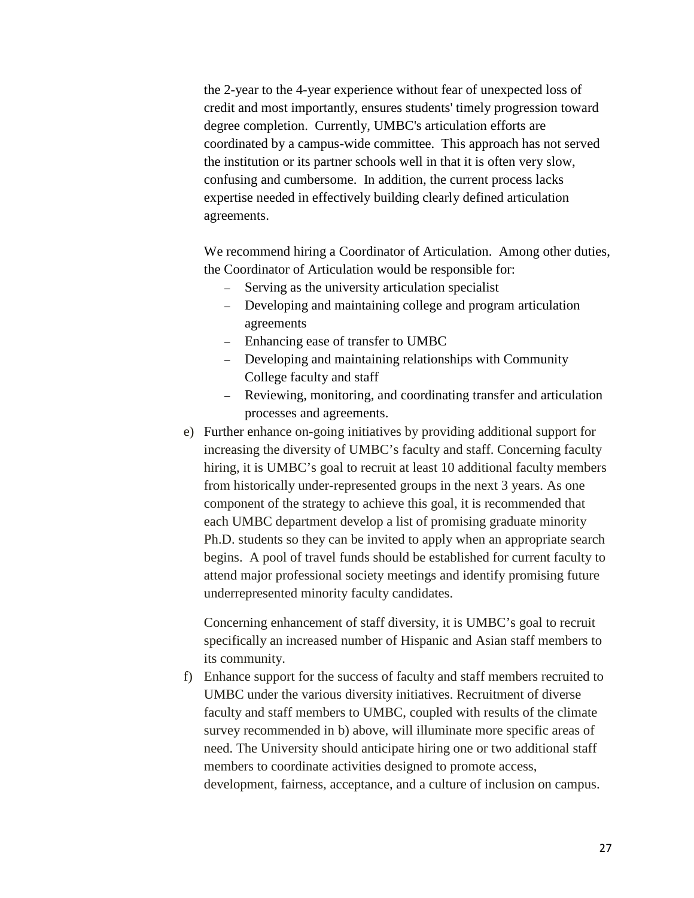the 2-year to the 4-year experience without fear of unexpected loss of credit and most importantly, ensures students' timely progression toward degree completion. Currently, UMBC's articulation efforts are coordinated by a campus-wide committee. This approach has not served the institution or its partner schools well in that it is often very slow, confusing and cumbersome. In addition, the current process lacks expertise needed in effectively building clearly defined articulation agreements.

We recommend hiring a Coordinator of Articulation. Among other duties, the Coordinator of Articulation would be responsible for:

- Serving as the university articulation specialist
- Developing and maintaining college and program articulation agreements
- Enhancing ease of transfer to UMBC
- Developing and maintaining relationships with Community College faculty and staff
- Reviewing, monitoring, and coordinating transfer and articulation processes and agreements.

e) Further enhance on-going initiatives by providing additional support for increasing the diversity of UMBC's faculty and staff. Concerning faculty hiring, it is UMBC's goal to recruit at least 10 additional faculty members from historically under-represented groups in the next 3 years. As one component of the strategy to achieve this goal, it is recommended that each UMBC department develop a list of promising graduate minority Ph.D. students so they can be invited to apply when an appropriate search begins. A pool of travel funds should be established for current faculty to attend major professional society meetings and identify promising future underrepresented minority faculty candidates.

   Concerning enhancement of staff diversity, it is UMBC's goal to recruit specifically an increased number of Hispanic and Asian staff members to its community.

f) Enhance support for the success of faculty and staff members recruited to UMBC under the various diversity initiatives. Recruitment of diverse faculty and staff members to UMBC, coupled with results of the climate survey recommended in b) above, will illuminate more specific areas of need. The University should anticipate hiring one or two additional staff members to coordinate activities designed to promote access, development, fairness, acceptance, and a culture of inclusion on campus.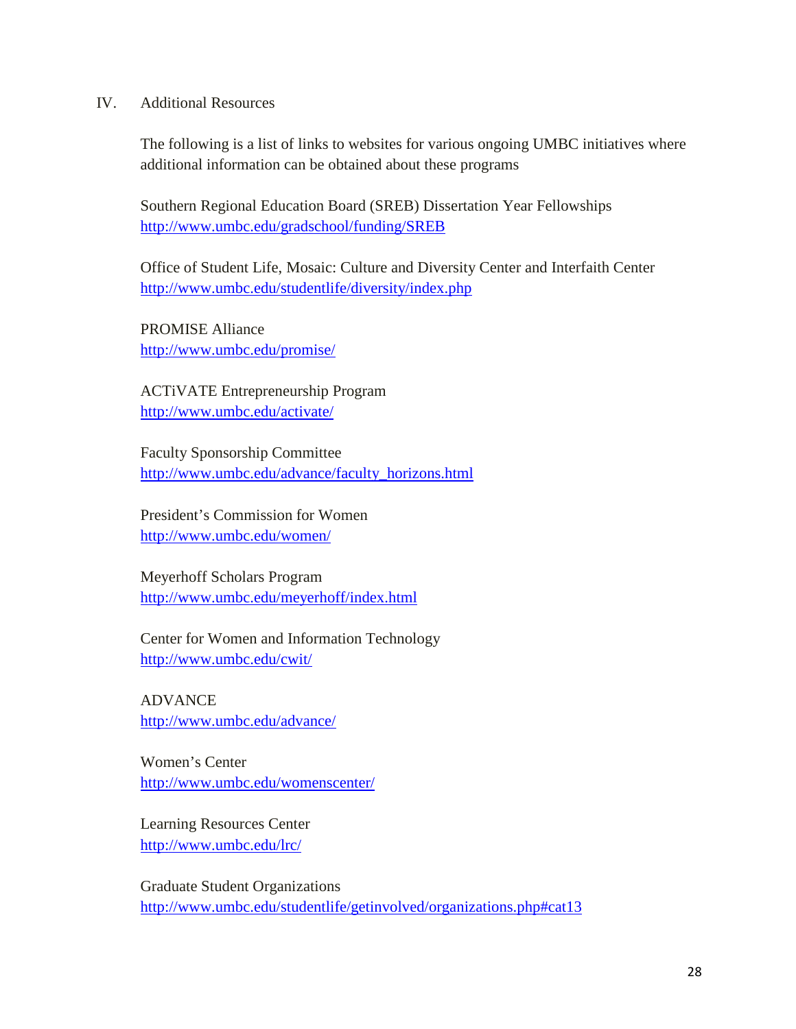## IV. Additional Resources

The following is a list of links to websites for various ongoing UMBC initiatives where additional information can be obtained about these programs

Southern Regional Education Board (SREB) Dissertation Year Fellowships
http://www.umbc.edu/gradschool/funding/SREB

Office of Student Life, Mosaic: Culture and Diversity Center and Interfaith Center
http://www.umbc.edu/studentlife/diversity/index.php

PROMISE Alliance
http://www.umbc.edu/promise/

ACTiVATE Entrepreneurship Program
http://www.umbc.edu/activate/

Faculty Sponsorship Committee
http://www.umbc.edu/advance/faculty_horizons.html

President's Commission for Women
http://www.umbc.edu/women/

Meyerhoff Scholars Program
http://www.umbc.edu/meyerhoff/index.html

Center for Women and Information Technology
http://www.umbc.edu/cwit/

ADVANCE
http://www.umbc.edu/advance/

Women's Center
http://www.umbc.edu/womenscenter/

Learning Resources Center
http://www.umbc.edu/lrc/

Graduate Student Organizations
http://www.umbc.edu/studentlife/getinvolved/organizations.php#cat13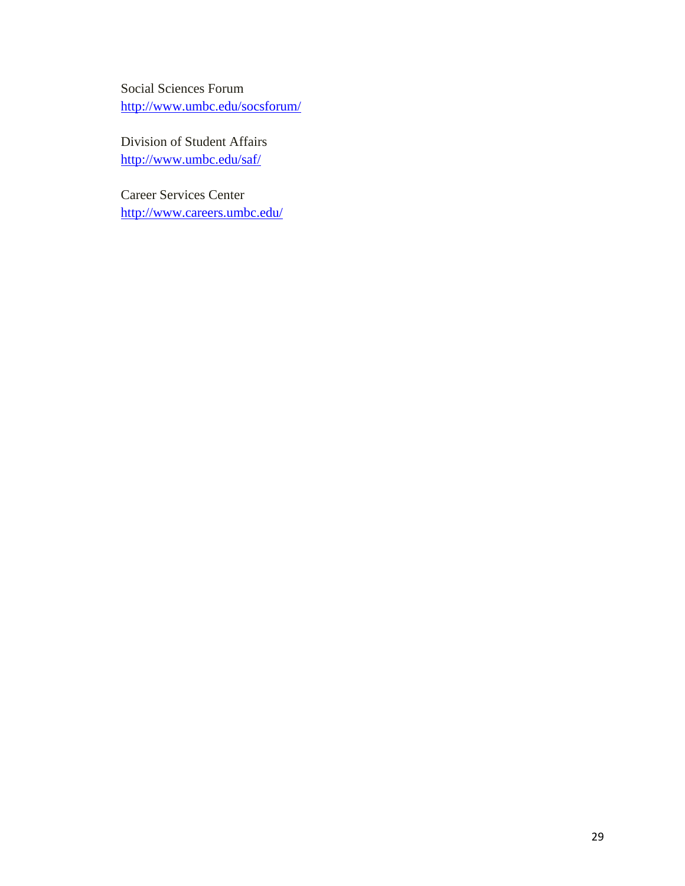Social Sciences Forum
[http://www.umbc.edu/socsforum/](http://www.umbc.edu/socsforum/)

Division of Student Affairs
[http://www.umbc.edu/saf/](http://www.umbc.edu/saf/)

Career Services Center
[http://www.careers.umbc.edu/](http://www.careers.umbc.edu/)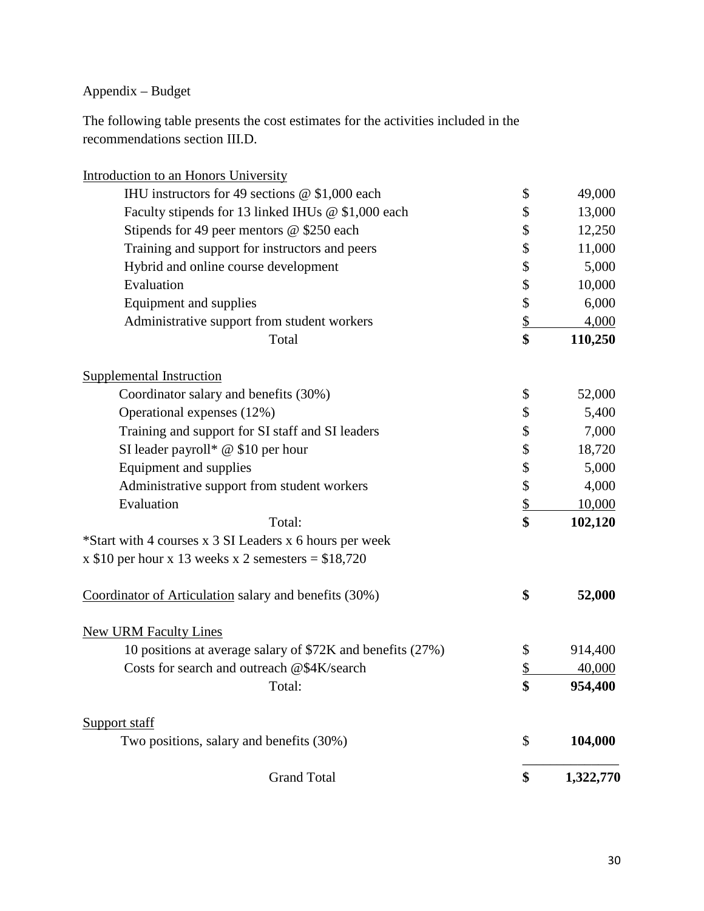Appendix – Budget

The following table presents the cost estimates for the activities included in the recommendations section III.D.

| Item | | Amount |
|---|---|---|
| <u>Introduction to an Honors University</u> | | |
| IHU instructors for 49 sections @ $1,000 each | $ | 49,000 |
| Faculty stipends for 13 linked IHUs @ $1,000 each | $ | 13,000 |
| Stipends for 49 peer mentors @ $250 each | $ | 12,250 |
| Training and support for instructors and peers | $ | 11,000 |
| Hybrid and online course development | $ | 5,000 |
| Evaluation | $ | 10,000 |
| Equipment and supplies | $ | 6,000 |
| Administrative support from student workers | $ | 4,000 |
| Total | **$** | **110,250** |
| <u>Supplemental Instruction</u> | | |
| Coordinator salary and benefits (30%) | $ | 52,000 |
| Operational expenses (12%) | $ | 5,400 |
| Training and support for SI staff and SI leaders | $ | 7,000 |
| SI leader payroll* @ $10 per hour | $ | 18,720 |
| Equipment and supplies | $ | 5,000 |
| Administrative support from student workers | $ | 4,000 |
| Evaluation | $ | 10,000 |
| Total: | **$** | **102,120** |
| <u>Coordinator of Articulation</u> salary and benefits (30%) | **$** | **52,000** |
| <u>New URM Faculty Lines</u> | | |
| 10 positions at average salary of $72K and benefits (27%) | $ | 914,400 |
| Costs for search and outreach @$4K/search | $ | 40,000 |
| Total: | **$** | **954,400** |
| <u>Support staff</u> | | |
| Two positions, salary and benefits (30%) | $ | **104,000** |
| Grand Total | **$** | **1,322,770** |

*Start with 4 courses x 3 SI Leaders x 6 hours per week x $10 per hour x 13 weeks x 2 semesters = $18,720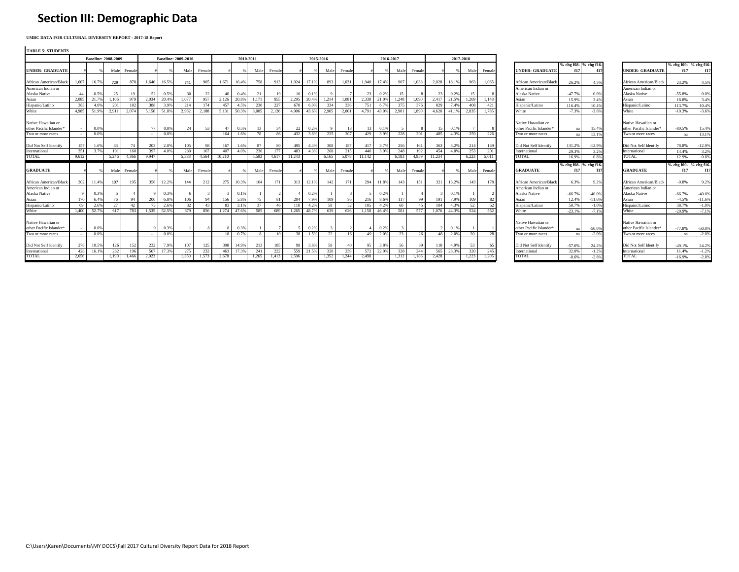# Section III: Demographic Data

**UMBC DATA FOR CULTURAL DIVERSITY REPORT - 2017-18 Report**

**TABLE 5: STUDENTS**

| | Baseline: 2008-2009 | | | | Baseline: 2009-2010 | | | | 2010-2011 | | | | 2015-2016 | | | | 2016-2017 | | | | 2017-2018 | | | |
|---|---|---|---|---|---|---|---|---|---|---|---|---|---|---|---|---|---|---|---|---|---|---|---|---|
| **UNDER- GRADUATE** | # | % | Male | Female | # | % | Male | Female | # | % | Male | Female | # | % | Male | Female | # | % | Male | Female | # | % | Male | Female |
| African American/Black | 1,607 | 16.7% | 729 | 878 | 1,646 | 16.5% | 741 | 905 | 1,671 | 16.4% | 758 | 913 | 1,924 | 17.1% | 893 | 1,031 | 1,940 | 17.4% | 907 | 1,033 | 2,028 | 18.1% | 963 | 1,065 |
| American Indian or Alaska Native | 44 | 0.5% | 25 | 19 | 52 | 0.5% | 30 | 22 | 40 | 0.4% | 21 | 19 | 16 | 0.1% | 9 | 7 | 23 | 0.2% | 15 | 8 | 23 | 0.2% | 15 | 8 |
| Asian | 2,085 | 21.7% | 1,106 | 979 | 2,034 | 20.4% | 1,077 | 957 | 2,126 | 20.8% | 1,171 | 955 | 2,295 | 20.4% | 1,214 | 1,081 | 2,338 | 21.0% | 1,248 | 1,090 | 2,417 | 21.5% | 1,269 | 1,148 |
| Hispanic/Latino | 383 | 4.0% | 201 | 182 | 388 | 3.9% | 214 | 174 | 457 | 4.5% | 230 | 227 | 670 | 6.0% | 334 | 336 | 751 | 6.7% | 375 | 376 | 829 | 7.4% | 408 | 421 |
| White | 4,985 | 51.9% | 2,911 | 2,074 | 5,150 | 51.8% | 2,962 | 2,188 | 5,131 | 50.3% | 3,005 | 2,126 | 4,906 | 43.6% | 2,905 | 2,001 | 4,791 | 43.0% | 2,901 | 1,890 | 4,620 | 41.1% | 2,835 | 1,785 |
| Native Hawaiian or other Pacific Islander* | - | 0.0% | | | 77 | 0.8% | 24 | 53 | 47 | 0.5% | 13 | 34 | 22 | 0.2% | 9 | 13 | 13 | 0.1% | 5 | 8 | 15 | 0.1% | 7 | 8 |
| Two or more races | - | 0.0% | | | - | 0.0% | | | 164 | 1.6% | 78 | 86 | 432 | 3.8% | 225 | 207 | 429 | 3.9% | 228 | 201 | 485 | 4.3% | 259 | 226 |
| Did Not Self Identify | 157 | 1.6% | 83 | 74 | 203 | 2.0% | 105 | 98 | 167 | 1.6% | 87 | 80 | 495 | 4.4% | 308 | 187 | 417 | 3.7% | 256 | 161 | 363 | 3.2% | 214 | 149 |
| International | 351 | 3.7% | 191 | 160 | 397 | 4.0% | 230 | 167 | 407 | 4.0% | 230 | 177 | 483 | 4.3% | 268 | 215 | 440 | 3.9% | 248 | 192 | 454 | 4.0% | 253 | 201 |
| TOTAL | 9,612 | | 5,246 | 4,366 | 9,947 | | 5,383 | 4,564 | 10,210 | | 5,593 | 4,617 | 11,243 | | 6,165 | 5,078 | 11,142 | | 6,183 | 4,959 | 11,234 | | 6,223 | 5,011 |
| **GRADUATE** | # | % | Male | Female | # | % | Male | Female | # | % | Male | Female | # | % | Male | Female | # | % | Male | Female | # | % | Male | Female |
| African American/Black | 302 | 11.4% | 107 | 195 | 356 | 12.2% | 144 | 212 | 275 | 10.3% | 104 | 171 | 313 | 12.1% | 142 | 171 | 294 | 11.8% | 143 | 151 | 321 | 13.2% | 143 | 178 |
| American Indian or Alaska Native | 9 | 0.3% | 5 | 4 | 9 | 0.3% | 6 | 3 | 3 | 0.1% | 1 | 2 | 4 | 0.2% | 1 | 3 | 5 | 0.2% | 1 | 4 | 3 | 0.1% | 1 | 2 |
| Asian | 170 | 6.4% | 76 | 94 | 200 | 6.8% | 106 | 94 | 156 | 5.8% | 75 | 81 | 204 | 7.9% | 109 | 95 | 216 | 8.6% | 117 | 99 | 191 | 7.9% | 109 | 82 |
| Hispanic/Latino | 69 | 2.6% | 27 | 42 | 75 | 2.6% | 32 | 43 | 83 | 3.1% | 37 | 46 | 110 | 4.2% | 58 | 52 | 105 | 4.2% | 60 | 45 | 104 | 4.3% | 52 | 52 |
| White | 1,400 | 52.7% | 617 | 783 | 1,535 | 52.5% | 679 | 856 | 1,274 | 47.6% | 585 | 689 | 1,265 | 48.7% | 639 | 626 | 1,158 | 46.4% | 581 | 577 | 1,076 | 44.3% | 524 | 552 |
| Native Hawaiian or other Pacific Islander* | - | 0.0% | | | 9 | 0.3% | 1 | 8 | 8 | 0.3% | 1 | 7 | 5 | 0.2% | 3 | 2 | 4 | 0.2% | 3 | 1 | 2 | 0.1% | 1 | 1 |
| Two or more races | - | 0.0% | | | - | 0.0% | | | 18 | 0.7% | 8 | 10 | 38 | 1.5% | 22 | 16 | 49 | 2.0% | 23 | 26 | 48 | 2.0% | 20 | 28 |
| Did Not Self Identify | 278 | 10.5% | 126 | 152 | 232 | 7.9% | 107 | 125 | 398 | 14.9% | 213 | 185 | 98 | 3.8% | 58 | 40 | 95 | 3.8% | 56 | 39 | 118 | 4.9% | 53 | 65 |
| International | 428 | 16.1% | 232 | 196 | 507 | 17.3% | 275 | 232 | 463 | 17.3% | 241 | 222 | 559 | 21.5% | 320 | 239 | 572 | 22.9% | 328 | 244 | 565 | 23.3% | 320 | 245 |
| TOTAL | 2,656 | | 1,190 | 1,466 | 2,923 | | 1,350 | 1,573 | 2,678 | | 1,265 | 1,413 | 2,596 | | 1,352 | 1,244 | 2,498 | | 1,312 | 1,186 | 2,428 | | 1,223 | 1,205 |

| **UNDER- GRADUATE** | % chg f08-f17 | % chg f16-f17 |
|---|---|---|
| African American/Black | 26.2% | 4.5% |
| American Indian or Alaska Native | -47.7% | 0.0% |
| Asian | 15.9% | 3.4% |
| Hispanic/Latino | 116.4% | 10.4% |
| White | -7.3% | -3.6% |
| Native Hawaiian or other Pacific Islander* | na | 15.4% |
| Two or more races | na | 13.1% |
| Did Not Self Identify | 131.2% | -12.9% |
| International | 29.3% | 3.2% |
| TOTAL | 16.9% | 0.8% |
| **GRADUATE** | **% chg f08-f17** | **% chg f16-f17** |
| African American/Black | 6.3% | 9.2% |
| American Indian or Alaska Native | -66.7% | -40.0% |
| Asian | 12.4% | -11.6% |
| Hispanic/Latino | 50.7% | -1.0% |
| White | -23.1% | -7.1% |
| Native Hawaiian or other Pacific Islander* | na | -50.0% |
| Two or more races | na | -2.0% |
| Did Not Self Identify | -57.6% | 24.2% |
| International | 32.0% | -1.2% |
| TOTAL | -8.6% | -2.8% |

| **UNDER- GRADUATE** | % chg f09-f17 | % chg f16-f17 |
|---|---|---|
| African American/Black | 23.2% | 4.5% |
| American Indian or Alaska Native | -55.8% | 0.0% |
| Asian | 18.8% | 3.4% |
| Hispanic/Latino | 113.7% | 10.4% |
| White | -10.3% | -3.6% |
| Native Hawaiian or other Pacific Islander* | -80.5% | 15.4% |
| Two or more races | na | 13.1% |
| Did Not Self Identify | 78.8% | -12.9% |
| International | 14.4% | 3.2% |
| TOTAL | 12.9% | 0.8% |
| **GRADUATE** | **% chg f09-f17** | **% chg f16-f17** |
| African American/Black | -9.8% | 9.2% |
| American Indian or Alaska Native | -66.7% | -40.0% |
| Asian | -4.5% | -11.6% |
| Hispanic/Latino | 38.7% | -1.0% |
| White | -29.9% | -7.1% |
| Native Hawaiian or other Pacific Islander* | -77.8% | -50.0% |
| Two or more races | na | -2.0% |
| Did Not Self Identify | -49.1% | 24.2% |
| International | 11.4% | -1.2% |
| TOTAL | -16.9% | -2.8% |

C:\Users\Karen\Documents\MY DOCS\Fall 2017 Cultural Diversity Report Data for 2018 Report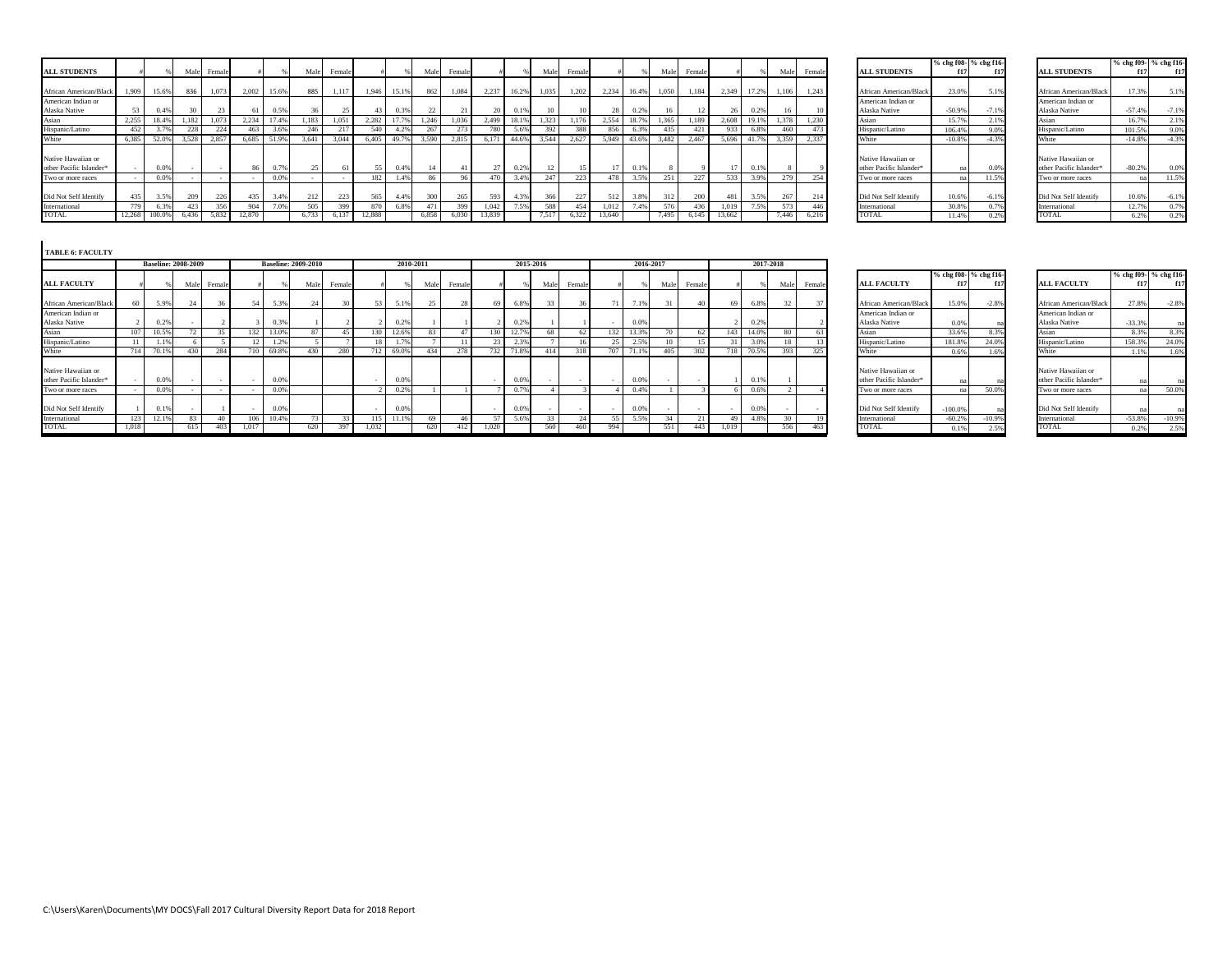| ALL STUDENTS | # | % | Male | Female | # | % | Male | Female | # | % | Male | Female | # | % | Male | Female | # | % | Male | Female | # | % | Male | Female |
|---|---|---|---|---|---|---|---|---|---|---|---|---|---|---|---|---|---|---|---|---|---|---|---|---|
| African American/Black | 1,909 | 15.6% | 836 | 1,073 | 2,002 | 15.6% | 885 | 1,117 | 1,946 | 15.1% | 862 | 1,084 | 2,237 | 16.2% | 1,035 | 1,202 | 2,234 | 16.4% | 1,050 | 1,184 | 2,349 | 17.2% | 1,106 | 1,243 |
| American Indian or Alaska Native | 53 | 0.4% | 30 | 23 | 61 | 0.5% | 36 | 25 | 43 | 0.3% | 22 | 21 | 20 | 0.1% | 10 | 10 | 28 | 0.2% | 16 | 12 | 26 | 0.2% | 16 | 10 |
| Asian | 2,255 | 18.4% | 1,182 | 1,073 | 2,234 | 17.4% | 1,183 | 1,051 | 2,282 | 17.7% | 1,246 | 1,036 | 2,499 | 18.1% | 1,323 | 1,176 | 2,554 | 18.7% | 1,365 | 1,189 | 2,608 | 19.1% | 1,378 | 1,230 |
| Hispanic/Latino | 452 | 3.7% | 228 | 224 | 463 | 3.6% | 246 | 217 | 540 | 4.2% | 267 | 273 | 780 | 5.6% | 392 | 388 | 856 | 6.3% | 435 | 421 | 933 | 6.8% | 460 | 473 |
| White | 6,385 | 52.0% | 3,528 | 2,857 | 6,685 | 51.9% | 3,641 | 3,044 | 6,405 | 49.7% | 3,590 | 2,815 | 6,171 | 44.6% | 3,544 | 2,627 | 5,949 | 43.6% | 3,482 | 2,467 | 5,696 | 41.7% | 3,359 | 2,337 |
| Native Hawaiian or other Pacific Islander* | - | 0.0% | - | - | 86 | 0.7% | 25 | 61 | 55 | 0.4% | 14 | 41 | 27 | 0.2% | 12 | 15 | 17 | 0.1% | 8 | 9 | 17 | 0.1% | 8 | 9 |
| Two or more races | - | 0.0% | - | - | - | 0.0% | - | - | 182 | 1.4% | 86 | 96 | 470 | 3.4% | 247 | 223 | 478 | 3.5% | 251 | 227 | 533 | 3.9% | 279 | 254 |
| Did Not Self Identify | 435 | 3.5% | 209 | 226 | 435 | 3.4% | 212 | 223 | 565 | 4.4% | 300 | 265 | 593 | 4.3% | 366 | 227 | 512 | 3.8% | 312 | 200 | 481 | 3.5% | 267 | 214 |
| International | 779 | 6.3% | 423 | 356 | 904 | 7.0% | 505 | 399 | 870 | 6.8% | 471 | 399 | 1,042 | 7.5% | 588 | 454 | 1,012 | 7.4% | 576 | 436 | 1,019 | 7.5% | 573 | 446 |
| TOTAL | 12,268 | 100.0% | 6,436 | 5,832 | 12,870 | | 6,733 | 6,137 | 12,888 | | 6,858 | 6,030 | 13,839 | | 7,517 | 6,322 | 13,640 | | 7,495 | 6,145 | 13,662 | | 7,446 | 6,216 |

| ALL STUDENTS | % chg f08-f17 | % chg f16-f17 |
|---|---|---|
| African American/Black | 23.0% | 5.1% |
| American Indian or Alaska Native | -50.9% | -7.1% |
| Asian | 15.7% | 2.1% |
| Hispanic/Latino | 106.4% | 9.0% |
| White | -10.8% | -4.3% |
| Native Hawaiian or other Pacific Islander* | na | 0.0% |
| Two or more races | na | 11.5% |
| Did Not Self Identify | 10.6% | -6.1% |
| International | 30.8% | 0.7% |
| TOTAL | 11.4% | 0.2% |

| ALL STUDENTS | % chg f09-f17 | % chg f16-f17 |
|---|---|---|
| African American/Black | 17.3% | 5.1% |
| American Indian or Alaska Native | -57.4% | -7.1% |
| Asian | 16.7% | 2.1% |
| Hispanic/Latino | 101.5% | 9.0% |
| White | -14.8% | -4.3% |
| Native Hawaiian or other Pacific Islander* | -80.2% | 0.0% |
| Two or more races | na | 11.5% |
| Did Not Self Identify | 10.6% | -6.1% |
| International | 12.7% | 0.7% |
| TOTAL | 6.2% | 0.2% |

**TABLE 6: FACULTY**

| | Baseline: 2008-2009 | | | | Baseline: 2009-2010 | | | | 2010-2011 | | | | 2015-2016 | | | | 2016-2017 | | | | 2017-2018 | | | |
|---|---|---|---|---|---|---|---|---|---|---|---|---|---|---|---|---|---|---|---|---|---|---|---|---|
| ALL FACULTY | # | % | Male | Female | # | % | Male | Female | # | % | Male | Female | # | % | Male | Female | # | % | Male | Female | # | % | Male | Female |
| African American/Black | 60 | 5.9% | 24 | 36 | 54 | 5.3% | 24 | 30 | 53 | 5.1% | 25 | 28 | 69 | 6.8% | 33 | 36 | 71 | 7.1% | 31 | 40 | 69 | 6.8% | 32 | 37 |
| American Indian or Alaska Native | 2 | 0.2% | - | 2 | 3 | 0.3% | 1 | 2 | 2 | 0.2% | 1 | 1 | 2 | 0.2% | 1 | 1 | - | 0.0% | | | 2 | 0.2% | | 2 |
| Asian | 107 | 10.5% | 72 | 35 | 132 | 13.0% | 87 | 45 | 130 | 12.6% | 83 | 47 | 130 | 12.7% | 68 | 62 | 132 | 13.3% | 70 | 62 | 143 | 14.0% | 80 | 63 |
| Hispanic/Latino | 11 | 1.1% | 6 | 5 | 12 | 1.2% | 5 | 7 | 18 | 1.7% | 7 | 11 | 23 | 2.3% | 7 | 16 | 25 | 2.5% | 10 | 15 | 31 | 3.0% | 18 | 13 |
| White | 714 | 70.1% | 430 | 284 | 710 | 69.8% | 430 | 280 | 712 | 69.0% | 434 | 278 | 732 | 71.8% | 414 | 318 | 707 | 71.1% | 405 | 302 | 718 | 70.5% | 393 | 325 |
| Native Hawaiian or other Pacific Islander* | - | 0.0% | - | - | - | 0.0% | | | - | 0.0% | | | - | 0.0% | - | - | - | 0.0% | - | - | 1 | 0.1% | 1 | |
| Two or more races | - | 0.0% | - | - | - | 0.0% | | | 2 | 0.2% | 1 | 1 | 7 | 0.7% | 4 | 3 | 4 | 0.4% | 1 | 3 | 6 | 0.6% | 2 | 4 |
| Did Not Self Identify | 1 | 0.1% | - | 1 | - | 0.0% | | | - | 0.0% | | | - | 0.0% | - | - | - | 0.0% | - | - | - | 0.0% | - | - |
| International | 123 | 12.1% | 83 | 40 | 106 | 10.4% | 73 | 33 | 115 | 11.1% | 69 | 46 | 57 | 5.6% | 33 | 24 | 55 | 5.5% | 34 | 21 | 49 | 4.8% | 30 | 19 |
| TOTAL | 1,018 | | 615 | 403 | 1,017 | | 620 | 397 | 1,032 | | 620 | 412 | 1,020 | | 560 | 460 | 994 | | 551 | 443 | 1,019 | | 556 | 463 |

| ALL FACULTY | % chg f08-f17 | % chg f16-f17 |
|---|---|---|
| African American/Black | 15.0% | -2.8% |
| American Indian or Alaska Native | 0.0% | na |
| Asian | 33.6% | 8.3% |
| Hispanic/Latino | 181.8% | 24.0% |
| White | 0.6% | 1.6% |
| Native Hawaiian or other Pacific Islander* | na | na |
| Two or more races | na | 50.0% |
| Did Not Self Identify | -100.0% | na |
| International | -60.2% | -10.9% |
| TOTAL | 0.1% | 2.5% |

| ALL FACULTY | % chg f09-f17 | % chg f16-f17 |
|---|---|---|
| African American/Black | 27.8% | -2.8% |
| American Indian or Alaska Native | -33.3% | na |
| Asian | 8.3% | 8.3% |
| Hispanic/Latino | 158.3% | 24.0% |
| White | 1.1% | 1.6% |
| Native Hawaiian or other Pacific Islander* | na | na |
| Two or more races | na | 50.0% |
| Did Not Self Identify | na | na |
| International | -53.8% | -10.9% |
| TOTAL | 0.2% | 2.5% |

C:\Users\Karen\Documents\MY DOCS\Fall 2017 Cultural Diversity Report Data for 2018 Report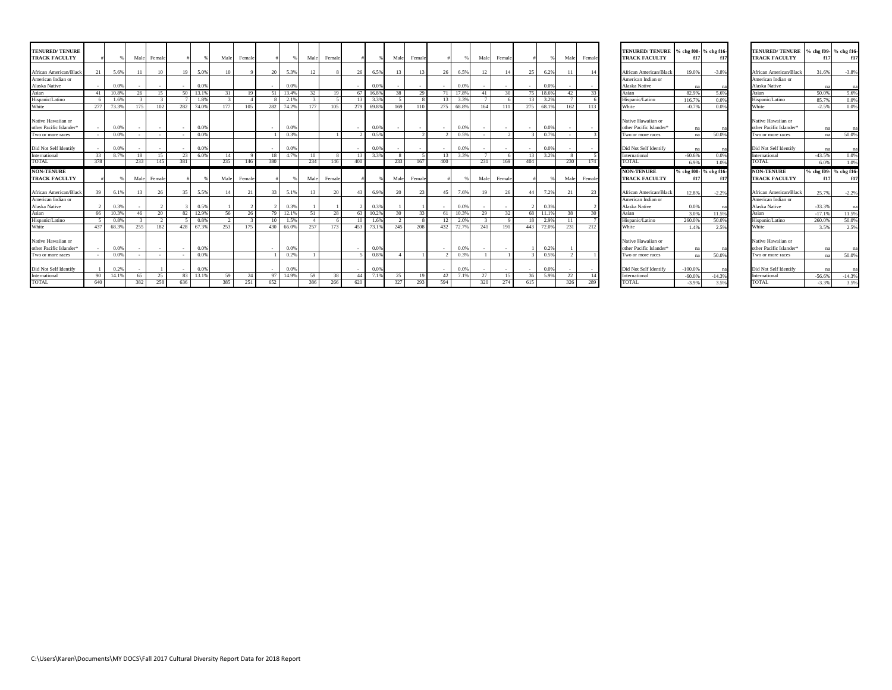| TENURED/ TENURE TRACK FACULTY | # | % | Male | Female | # | % | Male | Female | # | % | Male | Female | # | % | Male | Female | # | % | Male | Female | # | % | Male | Female |
|---|---|---|---|---|---|---|---|---|---|---|---|---|---|---|---|---|---|---|---|---|---|---|---|---|
| African American/Black | 21 | 5.6% | 11 | 10 | 19 | 5.0% | 10 | 9 | 20 | 5.3% | 12 | 8 | 26 | 6.5% | 13 | 13 | 26 | 6.5% | 12 | 14 | 25 | 6.2% | 11 | 14 |
| American Indian or Alaska Native | - | 0.0% | - | - | - | 0.0% | | | - | 0.0% | | | - | 0.0% | - | - | - | 0.0% | - | - | - | 0.0% | - | - |
| Asian | 41 | 10.8% | 26 | 15 | 50 | 13.1% | 31 | 19 | 51 | 13.4% | 32 | 19 | 67 | 16.8% | 38 | 29 | 71 | 17.8% | 41 | 30 | 75 | 18.6% | 42 | 33 |
| Hispanic/Latino | 6 | 1.6% | 3 | 3 | 7 | 1.8% | 3 | 4 | 8 | 2.1% | 3 | 5 | 13 | 3.3% | 5 | 8 | 13 | 3.3% | 7 | 6 | 13 | 3.2% | 7 | 6 |
| White | 277 | 73.3% | 175 | 102 | 282 | 74.0% | 177 | 105 | 282 | 74.2% | 177 | 105 | 279 | 69.8% | 169 | 110 | 275 | 68.8% | 164 | 111 | 275 | 68.1% | 162 | 113 |
| Native Hawaiian or other Pacific Islander* | - | 0.0% | - | - | - | 0.0% | | | - | 0.0% | | | - | 0.0% | - | - | - | 0.0% | - | - | - | 0.0% | - | - |
| Two or more races | - | 0.0% | - | - | - | 0.0% | | | 1 | 0.3% | | 1 | 2 | 0.5% | | 2 | 2 | 0.5% | - | 2 | 3 | 0.7% | - | 3 |
| Did Not Self Identify | - | 0.0% | - | - | - | 0.0% | | | - | 0.0% | | | - | 0.0% | - | - | - | 0.0% | - | - | - | 0.0% | - | - |
| International | 33 | 8.7% | 18 | 15 | 23 | 6.0% | 14 | 9 | 18 | 4.7% | 10 | 8 | 13 | 3.3% | 8 | 5 | 13 | 3.3% | 7 | 6 | 13 | 3.2% | 8 | 5 |
| TOTAL | 378 | | 233 | 145 | 381 | | 235 | 146 | 380 | | 234 | 146 | 400 | | 233 | 167 | 400 | | 231 | 169 | 404 | | 230 | 174 |
| **NON-TENURE TRACK FACULTY** | # | % | Male | Female | # | % | Male | Female | # | % | Male | Female | # | % | Male | Female | # | % | Male | Female | # | % | Male | Female |
| African American/Black | 39 | 6.1% | 13 | 26 | 35 | 5.5% | 14 | 21 | 33 | 5.1% | 13 | 20 | 43 | 6.9% | 20 | 23 | 45 | 7.6% | 19 | 26 | 44 | 7.2% | 21 | 23 |
| American Indian or Alaska Native | 2 | 0.3% | - | 2 | 3 | 0.5% | 1 | 2 | 2 | 0.3% | 1 | 1 | 2 | 0.3% | 1 | 1 | - | 0.0% | - | - | 2 | 0.3% | | 2 |
| Asian | 66 | 10.3% | 46 | 20 | 82 | 12.9% | 56 | 26 | 79 | 12.1% | 51 | 28 | 63 | 10.2% | 30 | 33 | 61 | 10.3% | 29 | 32 | 68 | 11.1% | 38 | 30 |
| Hispanic/Latino | 5 | 0.8% | 3 | 2 | 5 | 0.8% | 2 | 3 | 10 | 1.5% | 4 | 6 | 10 | 1.6% | 2 | 8 | 12 | 2.0% | 3 | 9 | 18 | 2.9% | 11 | 7 |
| White | 437 | 68.3% | 255 | 182 | 428 | 67.3% | 253 | 175 | 430 | 66.0% | 257 | 173 | 453 | 73.1% | 245 | 208 | 432 | 72.7% | 241 | 191 | 443 | 72.0% | 231 | 212 |
| Native Hawaiian or other Pacific Islander* | - | 0.0% | - | - | - | 0.0% | | | - | 0.0% | | | - | 0.0% | | | - | 0.0% | - | - | 1 | 0.2% | 1 | |
| Two or more races | - | 0.0% | - | - | - | 0.0% | | | 1 | 0.2% | 1 | | 5 | 0.8% | 4 | 1 | 2 | 0.3% | 1 | 1 | 3 | 0.5% | 2 | 1 |
| Did Not Self Identify | 1 | 0.2% | - | 1 | - | 0.0% | | | - | 0.0% | | | - | 0.0% | | | - | 0.0% | - | - | - | 0.0% | - | - |
| International | 90 | 14.1% | 65 | 25 | 83 | 13.1% | 59 | 24 | 97 | 14.9% | 59 | 38 | 44 | 7.1% | 25 | 19 | 42 | 7.1% | 27 | 15 | 36 | 5.9% | 22 | 14 |
| TOTAL | 640 | | 382 | 258 | 636 | | 385 | 251 | 652 | | 386 | 266 | 620 | | 327 | 293 | 594 | | 320 | 274 | 615 | | 326 | 289 |

| TENURED/ TENURE TRACK FACULTY | % chg f08-f17 | % chg f16-f17 |
|---|---|---|
| African American/Black | 19.0% | -3.8% |
| American Indian or Alaska Native | na | na |
| Asian | 82.9% | 5.6% |
| Hispanic/Latino | 116.7% | 0.0% |
| White | -0.7% | 0.0% |
| Native Hawaiian or other Pacific Islander* | na | na |
| Two or more races | na | 50.0% |
| Did Not Self Identify | na | na |
| International | -60.6% | 0.0% |
| TOTAL | 6.9% | 1.0% |
| **NON-TENURE TRACK FACULTY** | **% chg f08-f17** | **% chg f16-f17** |
| African American/Black | 12.8% | -2.2% |
| American Indian or Alaska Native | 0.0% | na |
| Asian | 3.0% | 11.5% |
| Hispanic/Latino | 260.0% | 50.0% |
| White | 1.4% | 2.5% |
| Native Hawaiian or other Pacific Islander* | na | na |
| Two or more races | na | 50.0% |
| Did Not Self Identify | -100.0% | na |
| International | -60.0% | -14.3% |
| TOTAL | -3.9% | 3.5% |

| TENURED/ TENURE TRACK FACULTY | % chg f09-f17 | % chg f16-f17 |
|---|---|---|
| African American/Black | 31.6% | -3.8% |
| American Indian or Alaska Native | na | na |
| Asian | 50.0% | 5.6% |
| Hispanic/Latino | 85.7% | 0.0% |
| White | -2.5% | 0.0% |
| Native Hawaiian or other Pacific Islander* | na | na |
| Two or more races | na | 50.0% |
| Did Not Self Identify | na | na |
| International | -43.5% | 0.0% |
| TOTAL | 6.0% | 1.0% |
| **NON-TENURE TRACK FACULTY** | **% chg f09-f17** | **% chg f16-f17** |
| African American/Black | 25.7% | -2.2% |
| American Indian or Alaska Native | -33.3% | na |
| Asian | -17.1% | 11.5% |
| Hispanic/Latino | 260.0% | 50.0% |
| White | 3.5% | 2.5% |
| Native Hawaiian or other Pacific Islander* | na | na |
| Two or more races | na | 50.0% |
| Did Not Self Identify | na | na |
| International | -56.6% | -14.3% |
| TOTAL | -3.3% | 3.5% |

C:\Users\Karen\Documents\MY DOCS\Fall 2017 Cultural Diversity Report Data for 2018 Report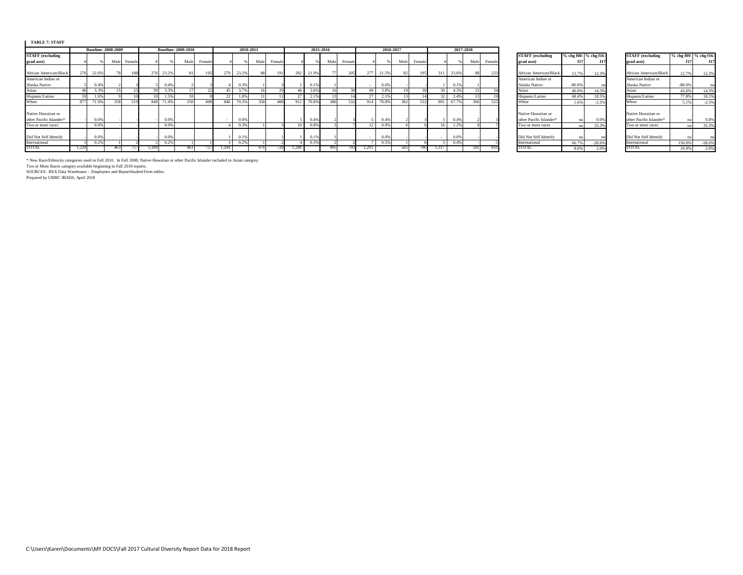**TABLE 7: STAFF**

| STAFF (excluding grad asst) | Baseline: 2008-2009 | | | | Baseline: 2009-2010 | | | | 2010-2011 | | | | 2015-2016 | | | | 2016-2017 | | | | 2017-2018 | | | |
|---|---|---|---|---|---|---|---|---|---|---|---|---|---|---|---|---|---|---|---|---|---|---|---|---|
| | # | % | Male | Female | # | % | Male | Female | # | % | Male | Female | # | % | Male | Female | # | % | Male | Female | # | % | Male | Female |
| African American/Black | 276 | 22.6% | 78 | 198 | 276 | 23.2% | 81 | 195 | 279 | 23.2% | 88 | 191 | 282 | 21.9% | 77 | 205 | 277 | 21.5% | 82 | 195 | 311 | 23.6% | 88 | 223 |
| American Indian or Alaska Native | 5 | 0.4% | 2 | 3 | 5 | 0.4% | 2 | 3 | 4 | 0.3% | 1 | 3 | 1 | 0.1% | 1 | | - | 0.0% | - | - | 1 | 0.1% | 1 | |
| Asian | 40 | 3.3% | 15 | 25 | 39 | 3.3% | 17 | 22 | 45 | 3.7% | 16 | 29 | 46 | 3.6% | 16 | 30 | 49 | 3.8% | 19 | 30 | 56 | 4.3% | 22 | 34 |
| Hispanic/Latino | 19 | 1.6% | 9 | 10 | 18 | 1.5% | 10 | 8 | 22 | 1.8% | 11 | 11 | 27 | 2.1% | 13 | 14 | 27 | 2.1% | 13 | 14 | 32 | 2.4% | 13 | 19 |
| White | 877 | 71.9% | 358 | 519 | 848 | 71.4% | 350 | 498 | 846 | 70.3% | 358 | 488 | 912 | 70.8% | 380 | 532 | 914 | 70.8% | 382 | 532 | 891 | 67.7% | 366 | 525 |
| Native Hawaiian or other Pacific Islander* | - | 0.0% | - | - | - | 0.0% | | | - | 0.0% | | | 5 | 0.4% | 2 | 3 | 5 | 0.4% | 2 | 3 | 5 | 0.4% | 2 | 3 |
| Two or more races | - | 0.0% | - | - | - | 0.0% | | | 4 | 0.3% | 1 | 3 | 10 | 0.8% | 3 | 7 | 12 | 0.9% | 6 | 6 | 16 | 1.2% | 9 | 7 |
| Did Not Self Identify | - | 0.0% | - | - | - | 0.0% | | | 1 | 0.1% | | 1 | 1 | 0.1% | 1 | | - | 0.0% | - | - | - | 0.0% | - | - |
| International | 3 | 0.2% | 1 | 2 | 2 | 0.2% | 1 | 1 | 3 | 0.2% | 1 | 2 | 4 | 0.3% | 2 | 2 | 7 | 0.5% | 1 | 6 | 5 | 0.4% | - | 5 |
| TOTAL | 1,220 | | 463 | 757 | 1,188 | | 461 | 727 | 1,204 | | 476 | 728 | 1,288 | | 495 | 793 | 1,291 | | 505 | 786 | 1,317 | | 501 | 816 |

| STAFF (excluding grad asst) | % chg f08-f17 | % chg f16-f17 |
|---|---|---|
| African American/Black | 12.7% | 12.3% |
| American Indian or Alaska Native | -80.0% | na |
| Asian | 40.0% | 14.3% |
| Hispanic/Latino | 68.4% | 18.5% |
| White | 1.6% | -2.5% |
| Native Hawaiian or other Pacific Islander* | na | 0.0% |
| Two or more races | na | 33.3% |
| Did Not Self Identify | na | na |
| International | 66.7% | -28.6% |
| TOTAL | 8.0% | 2.0% |

| STAFF (excluding grad asst) | % chg f09-f17 | % chg f16-f17 |
|---|---|---|
| African American/Black | 12.7% | 12.3% |
| American Indian or Alaska Native | -80.0% | na |
| Asian | 43.6% | 14.3% |
| Hispanic/Latino | 77.8% | 18.5% |
| White | 5.1% | -2.5% |
| Native Hawaiian or other Pacific Islander* | na | 0.0% |
| Two or more races | na | 33.3% |
| Did Not Self Identify | na | na |
| International | 150.0% | -28.6% |
| TOTAL | 10.9% | 2.0% |

\* New Race/Ethnicity categories used in Fall 2010. In Fall 2008, Native Hawaiian or other Pacific Islander included in Asian category.
Two or More Races category available beginning in Fall 2010 reports.
SOURCES: REX Data Warehouse - .Employees and ReportStudentTerm tables.
Prepared by UMBC IRADS, April 2018

C:\Users\Karen\Documents\MY DOCS\Fall 2017 Cultural Diversity Report Data for 2018 Report